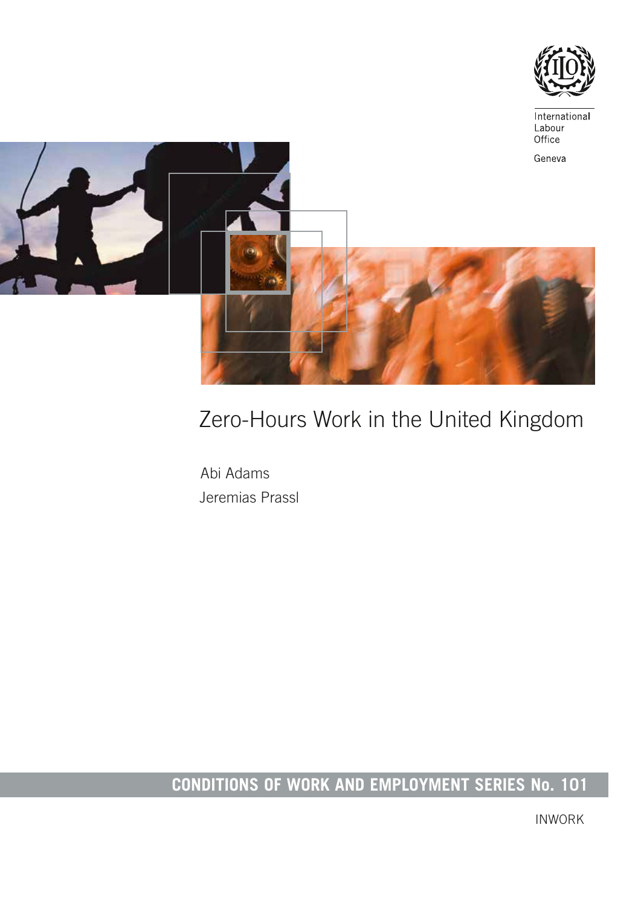International
Labour
Office

Geneva

# Zero-Hours Work in the United Kingdom

Abi Adams

Jeremias Prassl

**CONDITIONS OF WORK AND EMPLOYMENT SERIES No. 101**

INWORK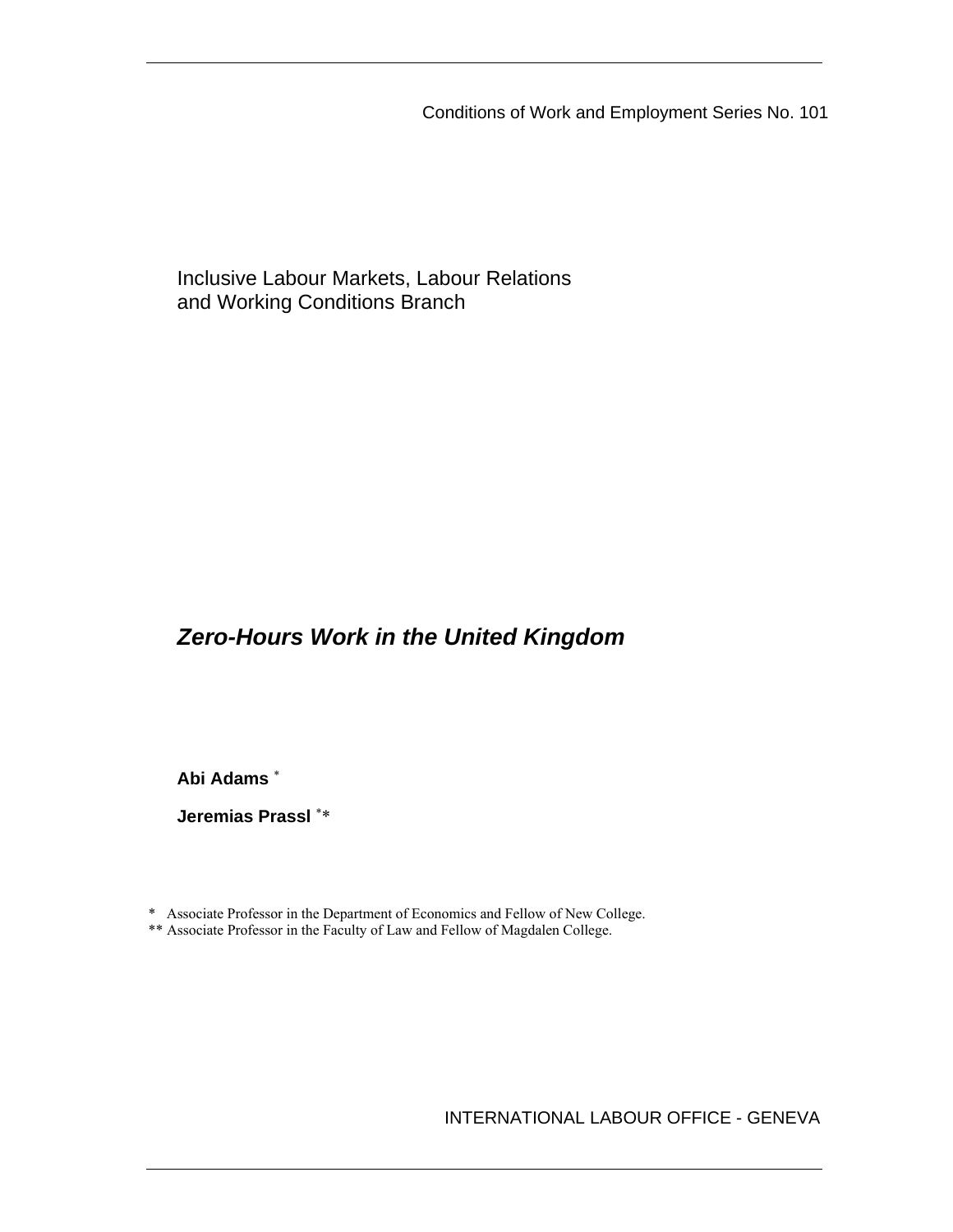Conditions of Work and Employment Series No. 101

Inclusive Labour Markets, Labour Relations and Working Conditions Branch

# *Zero-Hours Work in the United Kingdom*

**Abi Adams** *

**Jeremias Prassl** **

* Associate Professor in the Department of Economics and Fellow of New College.
** Associate Professor in the Faculty of Law and Fellow of Magdalen College.

INTERNATIONAL LABOUR OFFICE - GENEVA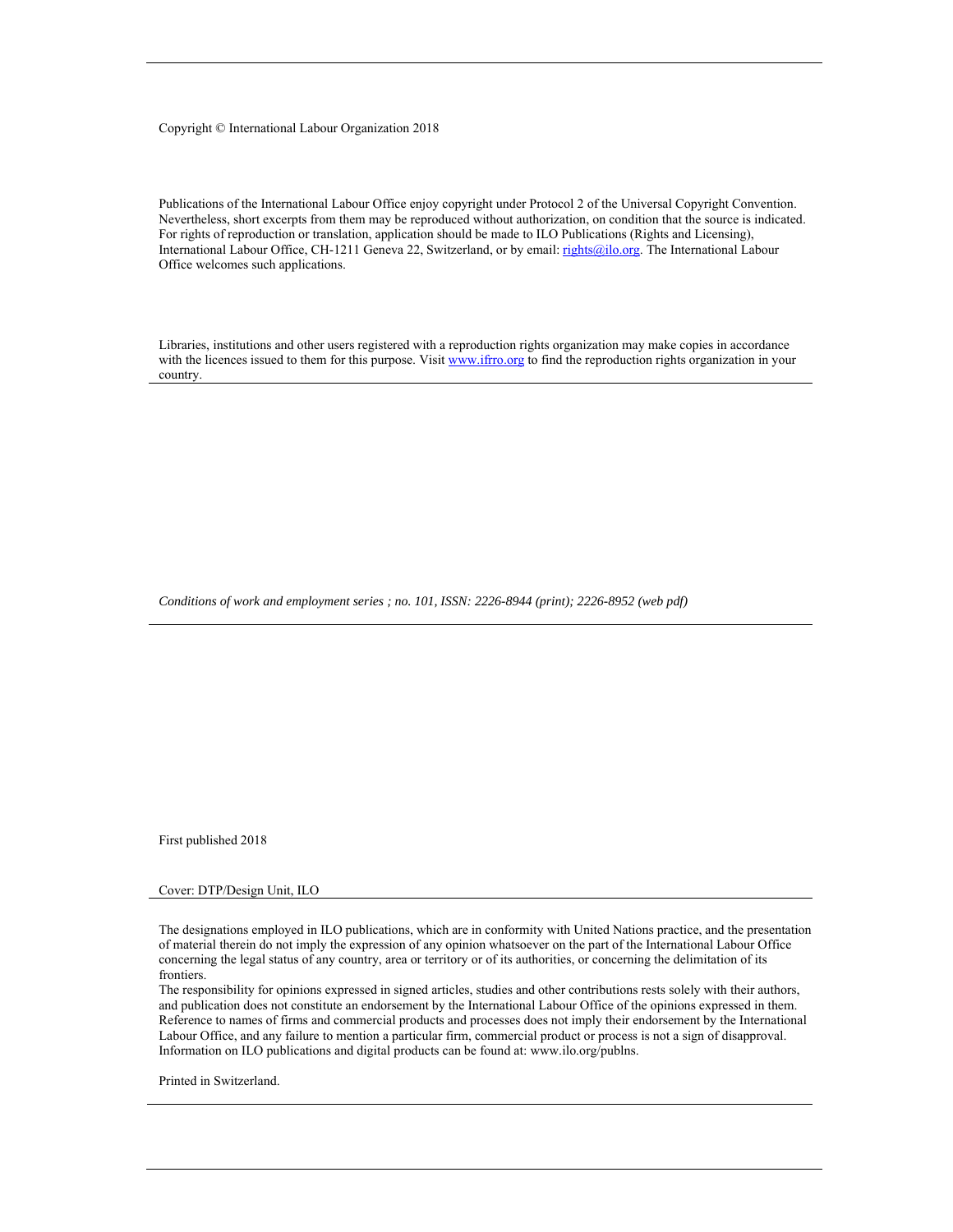Copyright © International Labour Organization 2018

Publications of the International Labour Office enjoy copyright under Protocol 2 of the Universal Copyright Convention. Nevertheless, short excerpts from them may be reproduced without authorization, on condition that the source is indicated. For rights of reproduction or translation, application should be made to ILO Publications (Rights and Licensing), International Labour Office, CH-1211 Geneva 22, Switzerland, or by email: rights@ilo.org. The International Labour Office welcomes such applications.

Libraries, institutions and other users registered with a reproduction rights organization may make copies in accordance with the licences issued to them for this purpose. Visit www.ifrro.org to find the reproduction rights organization in your country.

---

*Conditions of work and employment series ; no. 101, ISSN: 2226-8944 (print); 2226-8952 (web pdf)*

---

First published 2018

Cover: DTP/Design Unit, ILO

---

The designations employed in ILO publications, which are in conformity with United Nations practice, and the presentation of material therein do not imply the expression of any opinion whatsoever on the part of the International Labour Office concerning the legal status of any country, area or territory or of its authorities, or concerning the delimitation of its frontiers.
The responsibility for opinions expressed in signed articles, studies and other contributions rests solely with their authors, and publication does not constitute an endorsement by the International Labour Office of the opinions expressed in them.
Reference to names of firms and commercial products and processes does not imply their endorsement by the International Labour Office, and any failure to mention a particular firm, commercial product or process is not a sign of disapproval.
Information on ILO publications and digital products can be found at: www.ilo.org/publns.

Printed in Switzerland.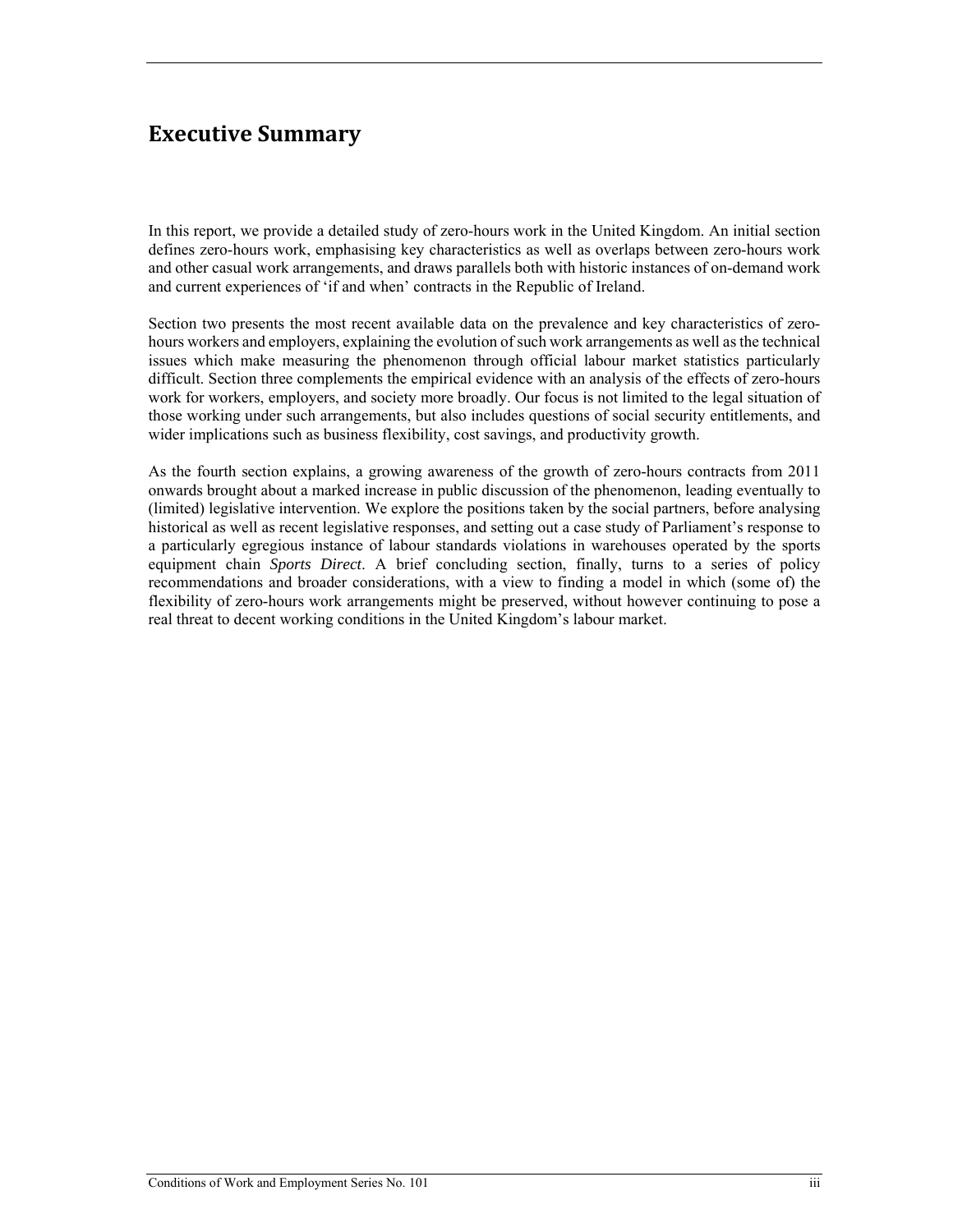# Executive Summary

In this report, we provide a detailed study of zero-hours work in the United Kingdom. An initial section defines zero-hours work, emphasising key characteristics as well as overlaps between zero-hours work and other casual work arrangements, and draws parallels both with historic instances of on-demand work and current experiences of 'if and when' contracts in the Republic of Ireland.

Section two presents the most recent available data on the prevalence and key characteristics of zero-hours workers and employers, explaining the evolution of such work arrangements as well as the technical issues which make measuring the phenomenon through official labour market statistics particularly difficult. Section three complements the empirical evidence with an analysis of the effects of zero-hours work for workers, employers, and society more broadly. Our focus is not limited to the legal situation of those working under such arrangements, but also includes questions of social security entitlements, and wider implications such as business flexibility, cost savings, and productivity growth.

As the fourth section explains, a growing awareness of the growth of zero-hours contracts from 2011 onwards brought about a marked increase in public discussion of the phenomenon, leading eventually to (limited) legislative intervention. We explore the positions taken by the social partners, before analysing historical as well as recent legislative responses, and setting out a case study of Parliament's response to a particularly egregious instance of labour standards violations in warehouses operated by the sports equipment chain *Sports Direct*. A brief concluding section, finally, turns to a series of policy recommendations and broader considerations, with a view to finding a model in which (some of) the flexibility of zero-hours work arrangements might be preserved, without however continuing to pose a real threat to decent working conditions in the United Kingdom's labour market.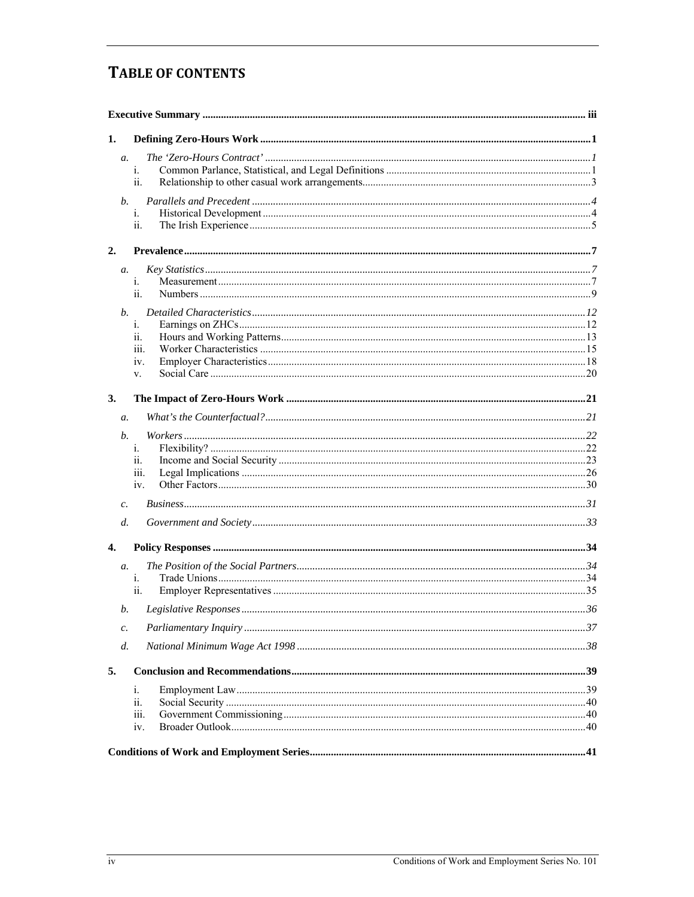# TABLE OF CONTENTS

**Executive Summary** ..... iii

**1. Defining Zero-Hours Work** ..... 1

- *a. The 'Zero-Hours Contract'* ..... *1*
  - i. Common Parlance, Statistical, and Legal Definitions ..... 1
  - ii. Relationship to other casual work arrangements ..... 3
- *b. Parallels and Precedent* ..... *4*
  - i. Historical Development ..... 4
  - ii. The Irish Experience ..... 5

**2. Prevalence** ..... 7

- *a. Key Statistics* ..... *7*
  - i. Measurement ..... 7
  - ii. Numbers ..... 9
- *b. Detailed Characteristics* ..... *12*
  - i. Earnings on ZHCs ..... 12
  - ii. Hours and Working Patterns ..... 13
  - iii. Worker Characteristics ..... 15
  - iv. Employer Characteristics ..... 18
  - v. Social Care ..... 20

**3. The Impact of Zero-Hours Work** ..... 21

- *a. What's the Counterfactual?* ..... *21*
- *b. Workers* ..... *22*
  - i. Flexibility? ..... 22
  - ii. Income and Social Security ..... 23
  - iii. Legal Implications ..... 26
  - iv. Other Factors ..... 30
- *c. Business* ..... *31*
- *d. Government and Society* ..... *33*

**4. Policy Responses** ..... 34

- *a. The Position of the Social Partners* ..... *34*
  - i. Trade Unions ..... 34
  - ii. Employer Representatives ..... 35
- *b. Legislative Responses* ..... *36*
- *c. Parliamentary Inquiry* ..... *37*
- *d. National Minimum Wage Act 1998* ..... *38*

**5. Conclusion and Recommendations** ..... 39

- i. Employment Law ..... 39
- ii. Social Security ..... 40
- iii. Government Commissioning ..... 40
- iv. Broader Outlook ..... 40

**Conditions of Work and Employment Series** ..... 41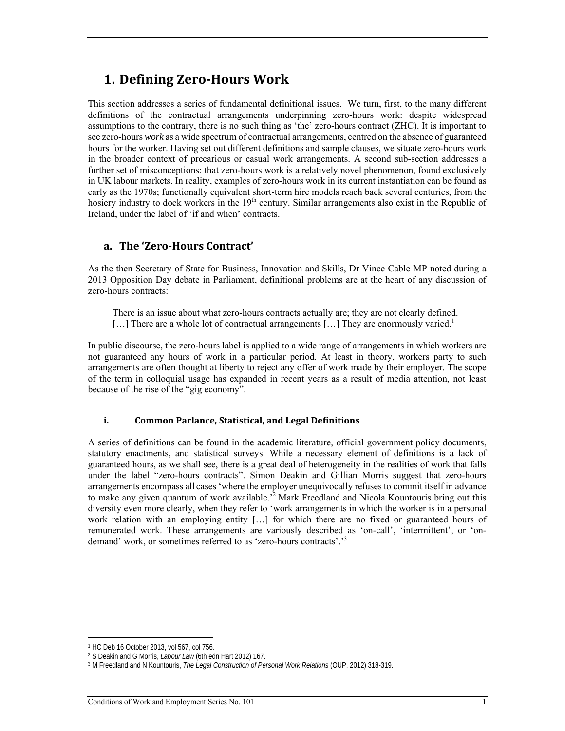# 1. Defining Zero-Hours Work

This section addresses a series of fundamental definitional issues. We turn, first, to the many different definitions of the contractual arrangements underpinning zero-hours work: despite widespread assumptions to the contrary, there is no such thing as 'the' zero-hours contract (ZHC). It is important to see zero-hours *work* as a wide spectrum of contractual arrangements, centred on the absence of guaranteed hours for the worker. Having set out different definitions and sample clauses, we situate zero-hours work in the broader context of precarious or casual work arrangements. A second sub-section addresses a further set of misconceptions: that zero-hours work is a relatively novel phenomenon, found exclusively in UK labour markets. In reality, examples of zero-hours work in its current instantiation can be found as early as the 1970s; functionally equivalent short-term hire models reach back several centuries, from the hosiery industry to dock workers in the 19th century. Similar arrangements also exist in the Republic of Ireland, under the label of 'if and when' contracts.

## a. The 'Zero-Hours Contract'

As the then Secretary of State for Business, Innovation and Skills, Dr Vince Cable MP noted during a 2013 Opposition Day debate in Parliament, definitional problems are at the heart of any discussion of zero-hours contracts:

> There is an issue about what zero-hours contracts actually are; they are not clearly defined. […] There are a whole lot of contractual arrangements […] They are enormously varied.[1]

In public discourse, the zero-hours label is applied to a wide range of arrangements in which workers are not guaranteed any hours of work in a particular period. At least in theory, workers party to such arrangements are often thought at liberty to reject any offer of work made by their employer. The scope of the term in colloquial usage has expanded in recent years as a result of media attention, not least because of the rise of the "gig economy".

### i. Common Parlance, Statistical, and Legal Definitions

A series of definitions can be found in the academic literature, official government policy documents, statutory enactments, and statistical surveys. While a necessary element of definitions is a lack of guaranteed hours, as we shall see, there is a great deal of heterogeneity in the realities of work that falls under the label "zero-hours contracts". Simon Deakin and Gillian Morris suggest that zero-hours arrangements encompass all cases 'where the employer unequivocally refuses to commit itself in advance to make any given quantum of work available.'[2] Mark Freedland and Nicola Kountouris bring out this diversity even more clearly, when they refer to 'work arrangements in which the worker is in a personal work relation with an employing entity […] for which there are no fixed or guaranteed hours of remunerated work. These arrangements are variously described as 'on-call', 'intermittent', or 'on-demand' work, or sometimes referred to as 'zero-hours contracts'.'[3]

---

[1] HC Deb 16 October 2013, vol 567, col 756.

[2] S Deakin and G Morris, *Labour Law* (6th edn Hart 2012) 167.

[3] M Freedland and N Kountouris, *The Legal Construction of Personal Work Relations* (OUP, 2012) 318-319.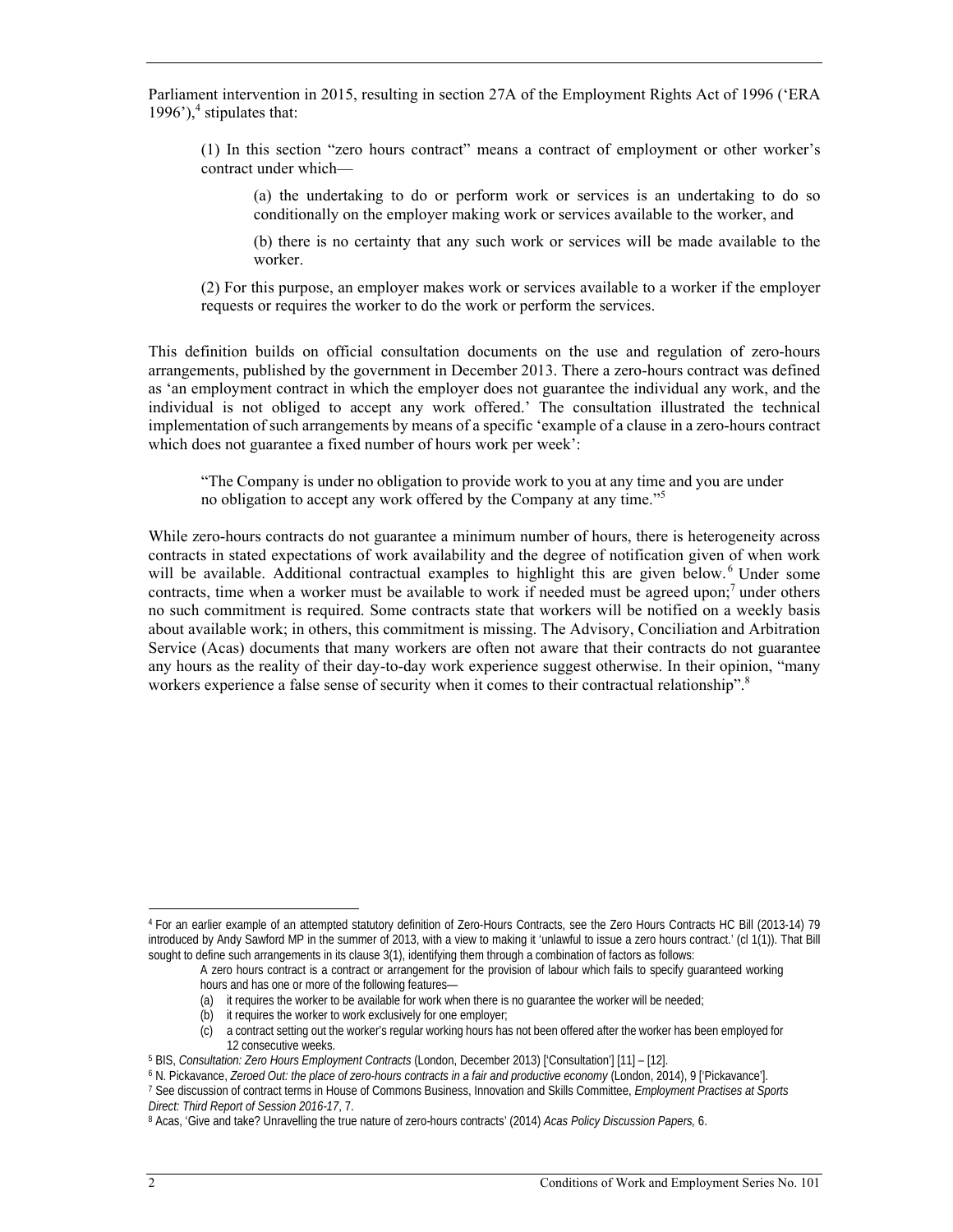Parliament intervention in 2015, resulting in section 27A of the Employment Rights Act of 1996 ('ERA 1996'),[4] stipulates that:

> (1) In this section "zero hours contract" means a contract of employment or other worker's contract under which—
>
> > (a) the undertaking to do or perform work or services is an undertaking to do so conditionally on the employer making work or services available to the worker, and
> >
> > (b) there is no certainty that any such work or services will be made available to the worker.
>
> (2) For this purpose, an employer makes work or services available to a worker if the employer requests or requires the worker to do the work or perform the services.

This definition builds on official consultation documents on the use and regulation of zero-hours arrangements, published by the government in December 2013. There a zero-hours contract was defined as 'an employment contract in which the employer does not guarantee the individual any work, and the individual is not obliged to accept any work offered.' The consultation illustrated the technical implementation of such arrangements by means of a specific 'example of a clause in a zero-hours contract which does not guarantee a fixed number of hours work per week':

> "The Company is under no obligation to provide work to you at any time and you are under no obligation to accept any work offered by the Company at any time."[5]

While zero-hours contracts do not guarantee a minimum number of hours, there is heterogeneity across contracts in stated expectations of work availability and the degree of notification given of when work will be available. Additional contractual examples to highlight this are given below.[6] Under some contracts, time when a worker must be available to work if needed must be agreed upon;[7] under others no such commitment is required. Some contracts state that workers will be notified on a weekly basis about available work; in others, this commitment is missing. The Advisory, Conciliation and Arbitration Service (Acas) documents that many workers are often not aware that their contracts do not guarantee any hours as the reality of their day-to-day work experience suggest otherwise. In their opinion, "many workers experience a false sense of security when it comes to their contractual relationship".[8]

---

[4] For an earlier example of an attempted statutory definition of Zero-Hours Contracts, see the Zero Hours Contracts HC Bill (2013-14) 79 introduced by Andy Sawford MP in the summer of 2013, with a view to making it 'unlawful to issue a zero hours contract.' (cl 1(1)). That Bill sought to define such arrangements in its clause 3(1), identifying them through a combination of factors as follows:

> A zero hours contract is a contract or arrangement for the provision of labour which fails to specify guaranteed working hours and has one or more of the following features—
>
> (a) it requires the worker to be available for work when there is no guarantee the worker will be needed;
>
> (b) it requires the worker to work exclusively for one employer;
>
> (c) a contract setting out the worker's regular working hours has not been offered after the worker has been employed for 12 consecutive weeks.

[5] BIS, *Consultation: Zero Hours Employment Contracts* (London, December 2013) ['Consultation'] [11] – [12].

[6] N. Pickavance, *Zeroed Out: the place of zero-hours contracts in a fair and productive economy* (London, 2014), 9 ['Pickavance'].

[7] See discussion of contract terms in House of Commons Business, Innovation and Skills Committee, *Employment Practises at Sports Direct: Third Report of Session 2016-17*, 7.

[8] Acas, 'Give and take? Unravelling the true nature of zero-hours contracts' (2014) *Acas Policy Discussion Papers,* 6.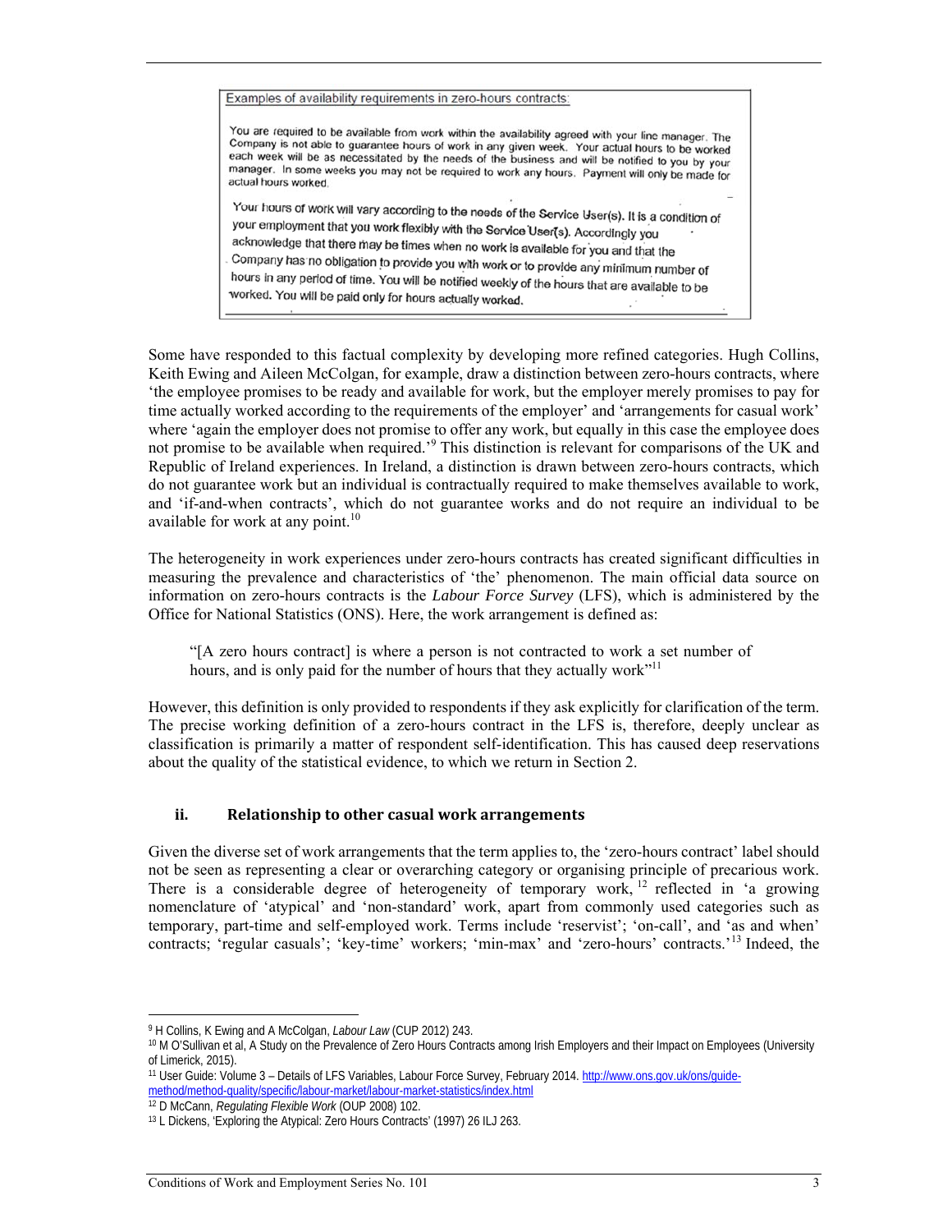Examples of availability requirements in zero-hours contracts:

You are required to be available from work within the availability agreed with your line manager. The Company is not able to guarantee hours of work in any given week. Your actual hours to be worked each week will be as necessitated by the needs of the business and will be notified to you by your manager. In some weeks you may not be required to work any hours. Payment will only be made for actual hours worked.

Your hours of work will vary according to the needs of the Service User(s). It is a condition of your employment that you work flexibly with the Service User(s). Accordingly you acknowledge that there may be times when no work is available for you and that the Company has no obligation to provide you with work or to provide any minimum number of hours in any period of time. You will be notified weekly of the hours that are available to be worked. You will be paid only for hours actually worked.

Some have responded to this factual complexity by developing more refined categories. Hugh Collins, Keith Ewing and Aileen McColgan, for example, draw a distinction between zero-hours contracts, where 'the employee promises to be ready and available for work, but the employer merely promises to pay for time actually worked according to the requirements of the employer' and 'arrangements for casual work' where 'again the employer does not promise to offer any work, but equally in this case the employee does not promise to be available when required.'[9] This distinction is relevant for comparisons of the UK and Republic of Ireland experiences. In Ireland, a distinction is drawn between zero-hours contracts, which do not guarantee work but an individual is contractually required to make themselves available to work, and 'if-and-when contracts', which do not guarantee works and do not require an individual to be available for work at any point.[10]

The heterogeneity in work experiences under zero-hours contracts has created significant difficulties in measuring the prevalence and characteristics of 'the' phenomenon. The main official data source on information on zero-hours contracts is the *Labour Force Survey* (LFS), which is administered by the Office for National Statistics (ONS). Here, the work arrangement is defined as:

> "[A zero hours contract] is where a person is not contracted to work a set number of hours, and is only paid for the number of hours that they actually work"[11]

However, this definition is only provided to respondents if they ask explicitly for clarification of the term. The precise working definition of a zero-hours contract in the LFS is, therefore, deeply unclear as classification is primarily a matter of respondent self-identification. This has caused deep reservations about the quality of the statistical evidence, to which we return in Section 2.

### ii. Relationship to other casual work arrangements

Given the diverse set of work arrangements that the term applies to, the 'zero-hours contract' label should not be seen as representing a clear or overarching category or organising principle of precarious work. There is a considerable degree of heterogeneity of temporary work,[12] reflected in 'a growing nomenclature of 'atypical' and 'non-standard' work, apart from commonly used categories such as temporary, part-time and self-employed work. Terms include 'reservist'; 'on-call', and 'as and when' contracts; 'regular casuals'; 'key-time' workers; 'min-max' and 'zero-hours' contracts.'[13] Indeed, the

---

[9] H Collins, K Ewing and A McColgan, *Labour Law* (CUP 2012) 243.

[10] M O'Sullivan et al, A Study on the Prevalence of Zero Hours Contracts among Irish Employers and their Impact on Employees (University of Limerick, 2015).

[11] User Guide: Volume 3 – Details of LFS Variables, Labour Force Survey, February 2014. http://www.ons.gov.uk/ons/guide-method/method-quality/specific/labour-market/labour-market-statistics/index.html

[12] D McCann, *Regulating Flexible Work* (OUP 2008) 102.

[13] L Dickens, 'Exploring the Atypical: Zero Hours Contracts' (1997) 26 ILJ 263.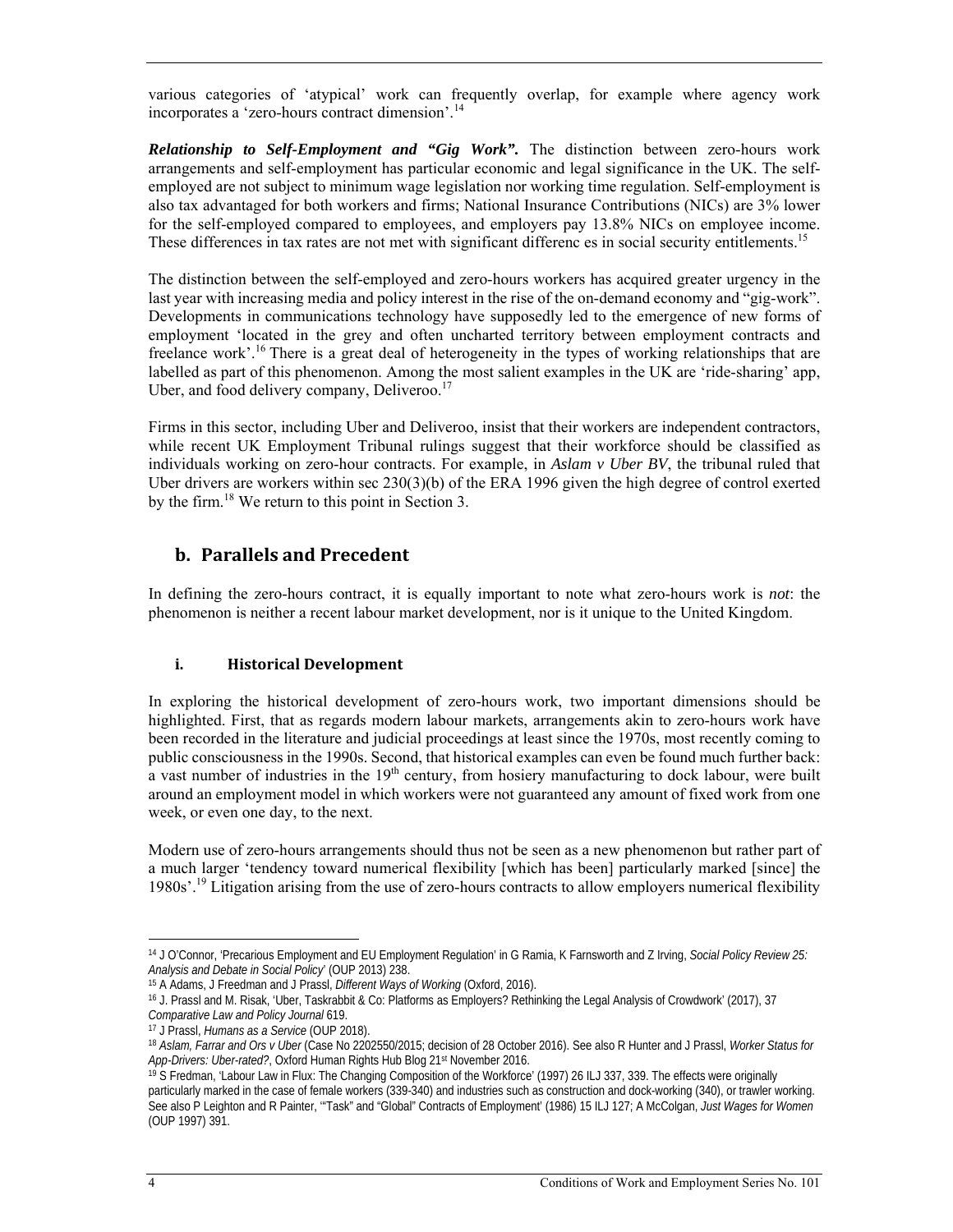various categories of 'atypical' work can frequently overlap, for example where agency work incorporates a 'zero-hours contract dimension'.[14]

***Relationship to Self-Employment and "Gig Work".*** The distinction between zero-hours work arrangements and self-employment has particular economic and legal significance in the UK. The self-employed are not subject to minimum wage legislation nor working time regulation. Self-employment is also tax advantaged for both workers and firms; National Insurance Contributions (NICs) are 3% lower for the self-employed compared to employees, and employers pay 13.8% NICs on employee income. These differences in tax rates are not met with significant differenc es in social security entitlements.[15]

The distinction between the self-employed and zero-hours workers has acquired greater urgency in the last year with increasing media and policy interest in the rise of the on-demand economy and "gig-work". Developments in communications technology have supposedly led to the emergence of new forms of employment 'located in the grey and often uncharted territory between employment contracts and freelance work'.[16] There is a great deal of heterogeneity in the types of working relationships that are labelled as part of this phenomenon. Among the most salient examples in the UK are 'ride-sharing' app, Uber, and food delivery company, Deliveroo.[17]

Firms in this sector, including Uber and Deliveroo, insist that their workers are independent contractors, while recent UK Employment Tribunal rulings suggest that their workforce should be classified as individuals working on zero-hour contracts. For example, in *Aslam v Uber BV*, the tribunal ruled that Uber drivers are workers within sec 230(3)(b) of the ERA 1996 given the high degree of control exerted by the firm.[18] We return to this point in Section 3.

## b. Parallels and Precedent

In defining the zero-hours contract, it is equally important to note what zero-hours work is *not*: the phenomenon is neither a recent labour market development, nor is it unique to the United Kingdom.

### i. Historical Development

In exploring the historical development of zero-hours work, two important dimensions should be highlighted. First, that as regards modern labour markets, arrangements akin to zero-hours work have been recorded in the literature and judicial proceedings at least since the 1970s, most recently coming to public consciousness in the 1990s. Second, that historical examples can even be found much further back: a vast number of industries in the 19th century, from hosiery manufacturing to dock labour, were built around an employment model in which workers were not guaranteed any amount of fixed work from one week, or even one day, to the next.

Modern use of zero-hours arrangements should thus not be seen as a new phenomenon but rather part of a much larger 'tendency toward numerical flexibility [which has been] particularly marked [since] the 1980s'.[19] Litigation arising from the use of zero-hours contracts to allow employers numerical flexibility

---

[14] J O'Connor, 'Precarious Employment and EU Employment Regulation' in G Ramia, K Farnsworth and Z Irving, *Social Policy Review 25: Analysis and Debate in Social Policy*' (OUP 2013) 238.

[15] A Adams, J Freedman and J Prassl, *Different Ways of Working* (Oxford, 2016).

[16] J. Prassl and M. Risak, 'Uber, Taskrabbit & Co: Platforms as Employers? Rethinking the Legal Analysis of Crowdwork' (2017), 37 *Comparative Law and Policy Journal* 619.

[17] J Prassl, *Humans as a Service* (OUP 2018).

[18] *Aslam, Farrar and Ors v Uber* (Case No 2202550/2015; decision of 28 October 2016). See also R Hunter and J Prassl, *Worker Status for App-Drivers: Uber-rated?*, Oxford Human Rights Hub Blog 21st November 2016.

[19] S Fredman, 'Labour Law in Flux: The Changing Composition of the Workforce' (1997) 26 ILJ 337, 339. The effects were originally particularly marked in the case of female workers (339-340) and industries such as construction and dock-working (340), or trawler working. See also P Leighton and R Painter, '"Task" and "Global" Contracts of Employment' (1986) 15 ILJ 127; A McColgan, *Just Wages for Women* (OUP 1997) 391.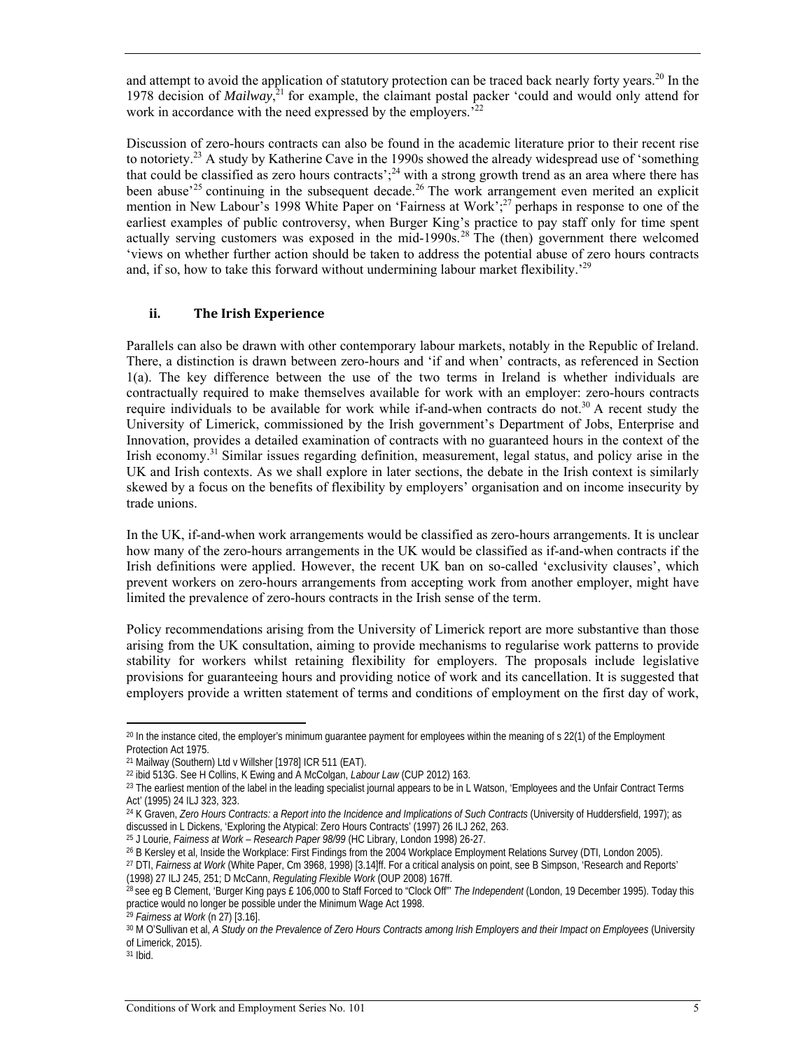and attempt to avoid the application of statutory protection can be traced back nearly forty years.[20] In the 1978 decision of *Mailway*,[21] for example, the claimant postal packer 'could and would only attend for work in accordance with the need expressed by the employers.'[22]

Discussion of zero-hours contracts can also be found in the academic literature prior to their recent rise to notoriety.[23] A study by Katherine Cave in the 1990s showed the already widespread use of 'something that could be classified as zero hours contracts';[24] with a strong growth trend as an area where there has been abuse'[25] continuing in the subsequent decade.[26] The work arrangement even merited an explicit mention in New Labour's 1998 White Paper on 'Fairness at Work';[27] perhaps in response to one of the earliest examples of public controversy, when Burger King's practice to pay staff only for time spent actually serving customers was exposed in the mid-1990s.[28] The (then) government there welcomed 'views on whether further action should be taken to address the potential abuse of zero hours contracts and, if so, how to take this forward without undermining labour market flexibility.'[29]

### ii. The Irish Experience

Parallels can also be drawn with other contemporary labour markets, notably in the Republic of Ireland. There, a distinction is drawn between zero-hours and 'if and when' contracts, as referenced in Section 1(a). The key difference between the use of the two terms in Ireland is whether individuals are contractually required to make themselves available for work with an employer: zero-hours contracts require individuals to be available for work while if-and-when contracts do not.[30] A recent study the University of Limerick, commissioned by the Irish government's Department of Jobs, Enterprise and Innovation, provides a detailed examination of contracts with no guaranteed hours in the context of the Irish economy.[31] Similar issues regarding definition, measurement, legal status, and policy arise in the UK and Irish contexts. As we shall explore in later sections, the debate in the Irish context is similarly skewed by a focus on the benefits of flexibility by employers' organisation and on income insecurity by trade unions.

In the UK, if-and-when work arrangements would be classified as zero-hours arrangements. It is unclear how many of the zero-hours arrangements in the UK would be classified as if-and-when contracts if the Irish definitions were applied. However, the recent UK ban on so-called 'exclusivity clauses', which prevent workers on zero-hours arrangements from accepting work from another employer, might have limited the prevalence of zero-hours contracts in the Irish sense of the term.

Policy recommendations arising from the University of Limerick report are more substantive than those arising from the UK consultation, aiming to provide mechanisms to regularise work patterns to provide stability for workers whilst retaining flexibility for employers. The proposals include legislative provisions for guaranteeing hours and providing notice of work and its cancellation. It is suggested that employers provide a written statement of terms and conditions of employment on the first day of work,

---

[20] In the instance cited, the employer's minimum guarantee payment for employees within the meaning of s 22(1) of the Employment Protection Act 1975.

[21] Mailway (Southern) Ltd v Willsher [1978] ICR 511 (EAT).

[22] ibid 513G. See H Collins, K Ewing and A McColgan, *Labour Law* (CUP 2012) 163.

[23] The earliest mention of the label in the leading specialist journal appears to be in L Watson, 'Employees and the Unfair Contract Terms Act' (1995) 24 ILJ 323, 323.

[24] K Graven, *Zero Hours Contracts: a Report into the Incidence and Implications of Such Contracts* (University of Huddersfield, 1997); as discussed in L Dickens, 'Exploring the Atypical: Zero Hours Contracts' (1997) 26 ILJ 262, 263.

[25] J Lourie, *Fairness at Work – Research Paper 98/99* (HC Library, London 1998) 26-27.

[26] B Kersley et al, Inside the Workplace: First Findings from the 2004 Workplace Employment Relations Survey (DTI, London 2005).

[27] DTI, *Fairness at Work* (White Paper, Cm 3968, 1998) [3.14]ff. For a critical analysis on point, see B Simpson, 'Research and Reports' (1998) 27 ILJ 245, 251; D McCann, *Regulating Flexible Work* (OUP 2008) 167ff.

[28] see eg B Clement, 'Burger King pays £ 106,000 to Staff Forced to "Clock Off"' *The Independent* (London, 19 December 1995). Today this practice would no longer be possible under the Minimum Wage Act 1998.

[29] *Fairness at Work* (n 27) [3.16].

[30] M O'Sullivan et al, *A Study on the Prevalence of Zero Hours Contracts among Irish Employers and their Impact on Employees* (University of Limerick, 2015).

[31] Ibid.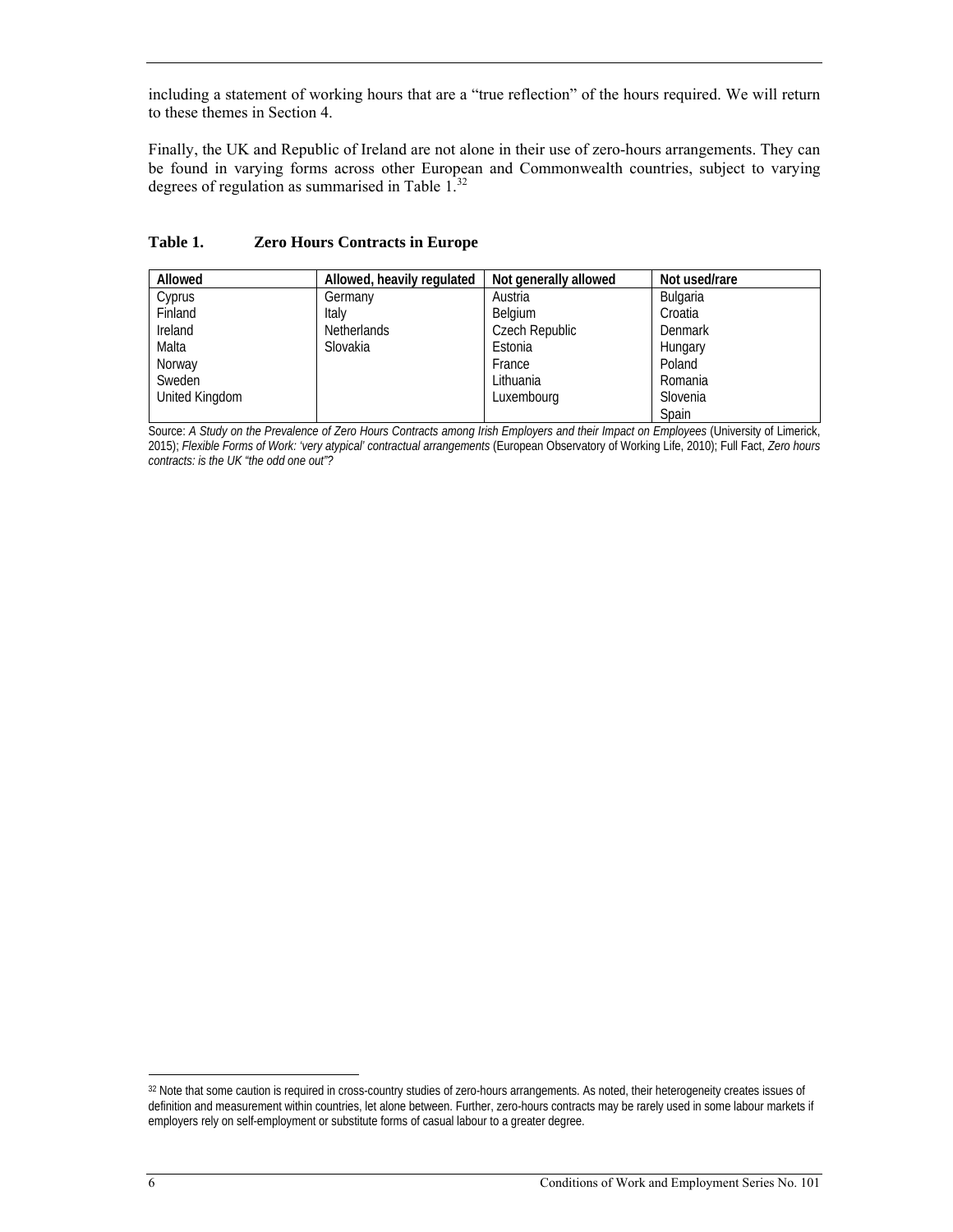including a statement of working hours that are a "true reflection" of the hours required. We will return to these themes in Section 4.

Finally, the UK and Republic of Ireland are not alone in their use of zero-hours arrangements. They can be found in varying forms across other European and Commonwealth countries, subject to varying degrees of regulation as summarised in Table 1.[32]

**Table 1. Zero Hours Contracts in Europe**

| Allowed | Allowed, heavily regulated | Not generally allowed | Not used/rare |
|---|---|---|---|
| Cyprus | Germany | Austria | Bulgaria |
| Finland | Italy | Belgium | Croatia |
| Ireland | Netherlands | Czech Republic | Denmark |
| Malta | Slovakia | Estonia | Hungary |
| Norway | | France | Poland |
| Sweden | | Lithuania | Romania |
| United Kingdom | | Luxembourg | Slovenia |
| | | | Spain |

Source: *A Study on the Prevalence of Zero Hours Contracts among Irish Employers and their Impact on Employees* (University of Limerick, 2015); *Flexible Forms of Work: 'very atypical' contractual arrangements* (European Observatory of Working Life, 2010); Full Fact, *Zero hours contracts: is the UK "the odd one out"?*

---

[32] Note that some caution is required in cross-country studies of zero-hours arrangements. As noted, their heterogeneity creates issues of definition and measurement within countries, let alone between. Further, zero-hours contracts may be rarely used in some labour markets if employers rely on self-employment or substitute forms of casual labour to a greater degree.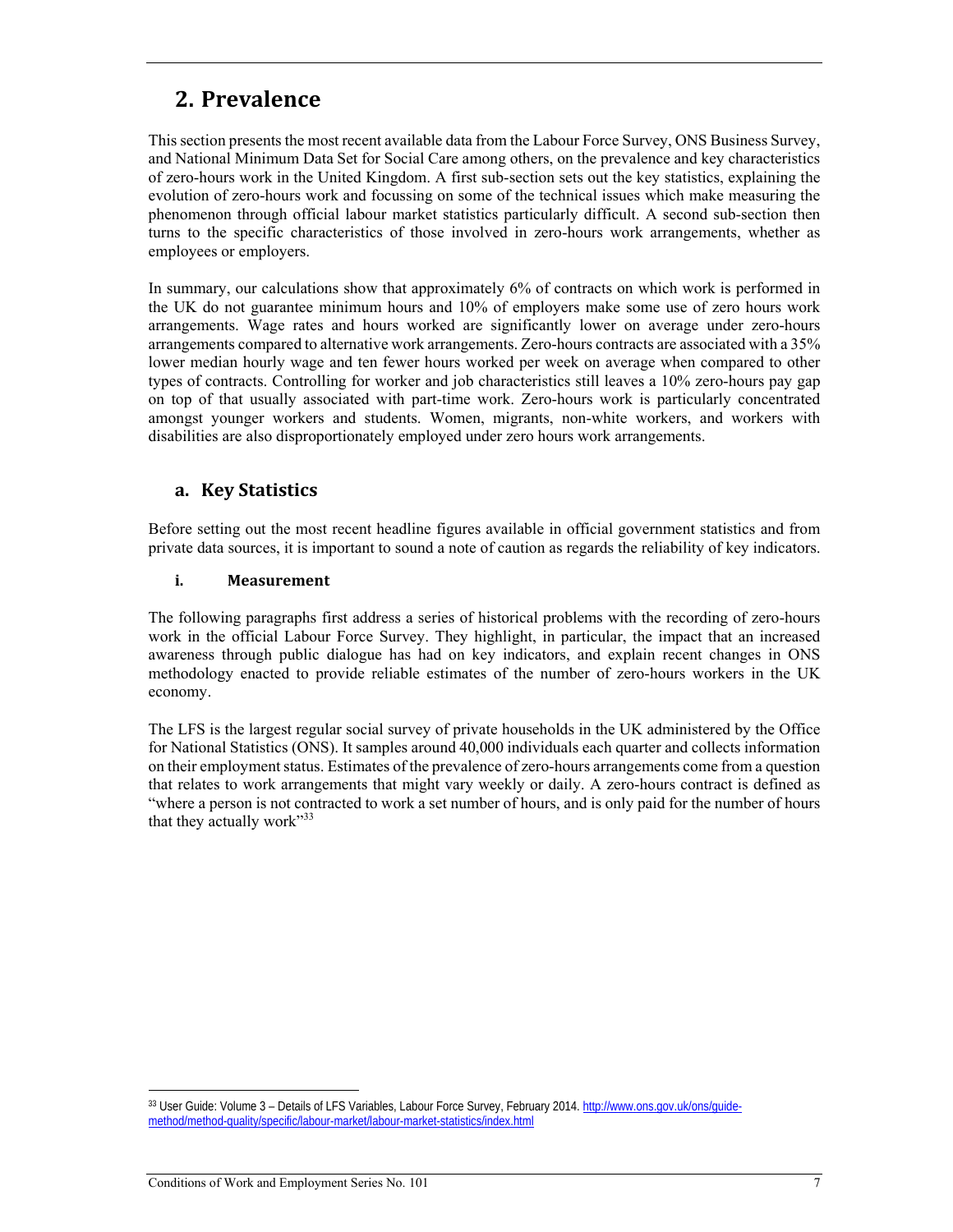# 2. Prevalence

This section presents the most recent available data from the Labour Force Survey, ONS Business Survey, and National Minimum Data Set for Social Care among others, on the prevalence and key characteristics of zero-hours work in the United Kingdom. A first sub-section sets out the key statistics, explaining the evolution of zero-hours work and focussing on some of the technical issues which make measuring the phenomenon through official labour market statistics particularly difficult. A second sub-section then turns to the specific characteristics of those involved in zero-hours work arrangements, whether as employees or employers.

In summary, our calculations show that approximately 6% of contracts on which work is performed in the UK do not guarantee minimum hours and 10% of employers make some use of zero hours work arrangements. Wage rates and hours worked are significantly lower on average under zero-hours arrangements compared to alternative work arrangements. Zero-hours contracts are associated with a 35% lower median hourly wage and ten fewer hours worked per week on average when compared to other types of contracts. Controlling for worker and job characteristics still leaves a 10% zero-hours pay gap on top of that usually associated with part-time work. Zero-hours work is particularly concentrated amongst younger workers and students. Women, migrants, non-white workers, and workers with disabilities are also disproportionately employed under zero hours work arrangements.

## a. Key Statistics

Before setting out the most recent headline figures available in official government statistics and from private data sources, it is important to sound a note of caution as regards the reliability of key indicators.

### i. Measurement

The following paragraphs first address a series of historical problems with the recording of zero-hours work in the official Labour Force Survey. They highlight, in particular, the impact that an increased awareness through public dialogue has had on key indicators, and explain recent changes in ONS methodology enacted to provide reliable estimates of the number of zero-hours workers in the UK economy.

The LFS is the largest regular social survey of private households in the UK administered by the Office for National Statistics (ONS). It samples around 40,000 individuals each quarter and collects information on their employment status. Estimates of the prevalence of zero-hours arrangements come from a question that relates to work arrangements that might vary weekly or daily. A zero-hours contract is defined as "where a person is not contracted to work a set number of hours, and is only paid for the number of hours that they actually work"[33]

---

[33] User Guide: Volume 3 – Details of LFS Variables, Labour Force Survey, February 2014. http://www.ons.gov.uk/ons/guide-method/method-quality/specific/labour-market/labour-market-statistics/index.html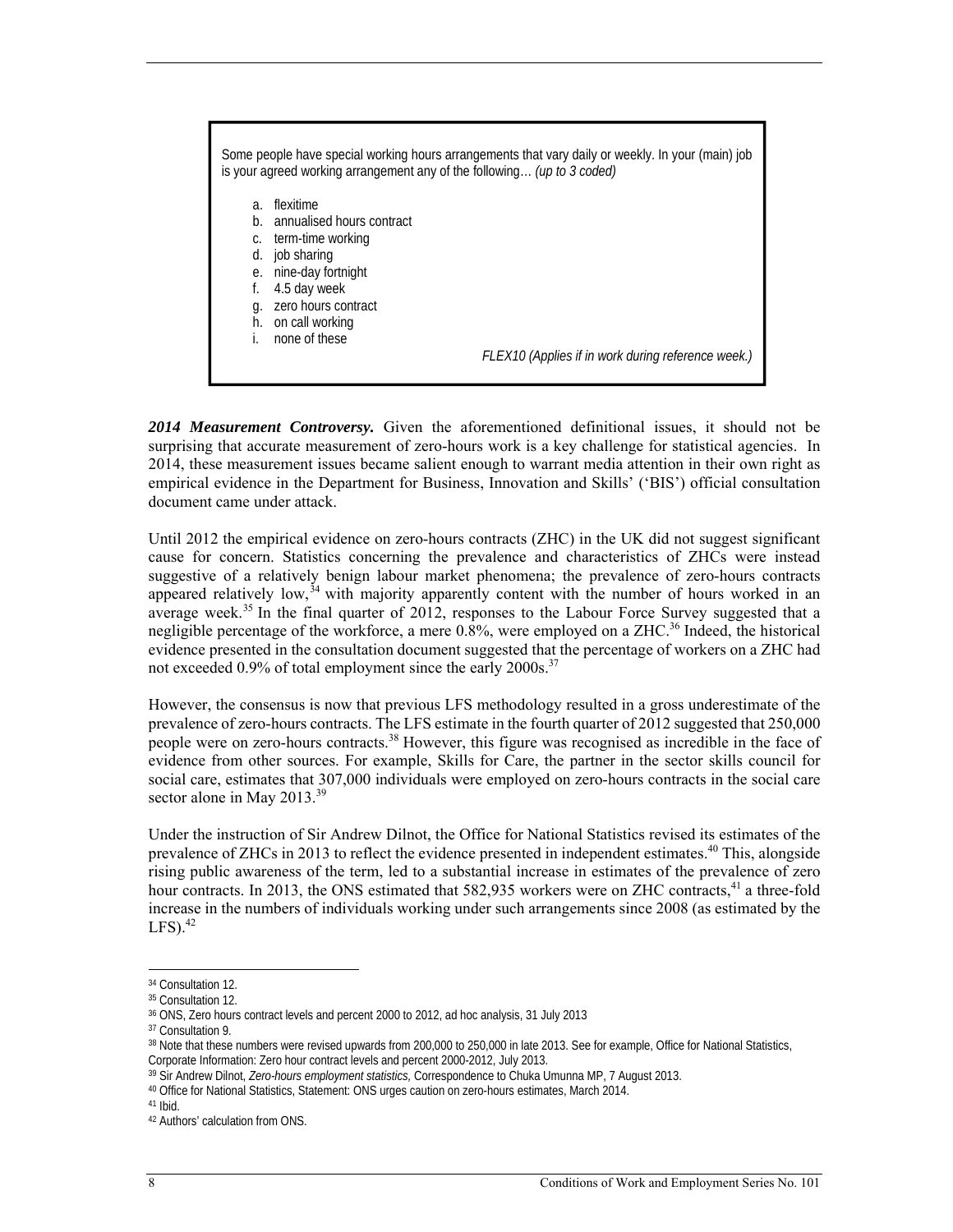> Some people have special working hours arrangements that vary daily or weekly. In your (main) job is your agreed working arrangement any of the following… *(up to 3 coded)*
>
> a. flexitime
> b. annualised hours contract
> c. term-time working
> d. job sharing
> e. nine-day fortnight
> f. 4.5 day week
> g. zero hours contract
> h. on call working
> i. none of these
>
> *FLEX10 (Applies if in work during reference week.)*

***2014 Measurement Controversy.*** Given the aforementioned definitional issues, it should not be surprising that accurate measurement of zero-hours work is a key challenge for statistical agencies. In 2014, these measurement issues became salient enough to warrant media attention in their own right as empirical evidence in the Department for Business, Innovation and Skills' ('BIS') official consultation document came under attack.

Until 2012 the empirical evidence on zero-hours contracts (ZHC) in the UK did not suggest significant cause for concern. Statistics concerning the prevalence and characteristics of ZHCs were instead suggestive of a relatively benign labour market phenomena; the prevalence of zero-hours contracts appeared relatively low,[34] with majority apparently content with the number of hours worked in an average week.[35] In the final quarter of 2012, responses to the Labour Force Survey suggested that a negligible percentage of the workforce, a mere 0.8%, were employed on a ZHC.[36] Indeed, the historical evidence presented in the consultation document suggested that the percentage of workers on a ZHC had not exceeded 0.9% of total employment since the early 2000s.[37]

However, the consensus is now that previous LFS methodology resulted in a gross underestimate of the prevalence of zero-hours contracts. The LFS estimate in the fourth quarter of 2012 suggested that 250,000 people were on zero-hours contracts.[38] However, this figure was recognised as incredible in the face of evidence from other sources. For example, Skills for Care, the partner in the sector skills council for social care, estimates that 307,000 individuals were employed on zero-hours contracts in the social care sector alone in May 2013.[39]

Under the instruction of Sir Andrew Dilnot, the Office for National Statistics revised its estimates of the prevalence of ZHCs in 2013 to reflect the evidence presented in independent estimates.[40] This, alongside rising public awareness of the term, led to a substantial increase in estimates of the prevalence of zero hour contracts. In 2013, the ONS estimated that 582,935 workers were on ZHC contracts,[41] a three-fold increase in the numbers of individuals working under such arrangements since 2008 (as estimated by the LFS).[42]

---

[34] Consultation 12.

[35] Consultation 12.

[36] ONS, Zero hours contract levels and percent 2000 to 2012, ad hoc analysis, 31 July 2013

[37] Consultation 9.

[38] Note that these numbers were revised upwards from 200,000 to 250,000 in late 2013. See for example, Office for National Statistics, Corporate Information: Zero hour contract levels and percent 2000-2012, July 2013.

[39] Sir Andrew Dilnot, *Zero-hours employment statistics,* Correspondence to Chuka Umunna MP, 7 August 2013.

[40] Office for National Statistics, Statement: ONS urges caution on zero-hours estimates, March 2014.

[41] Ibid.

[42] Authors' calculation from ONS.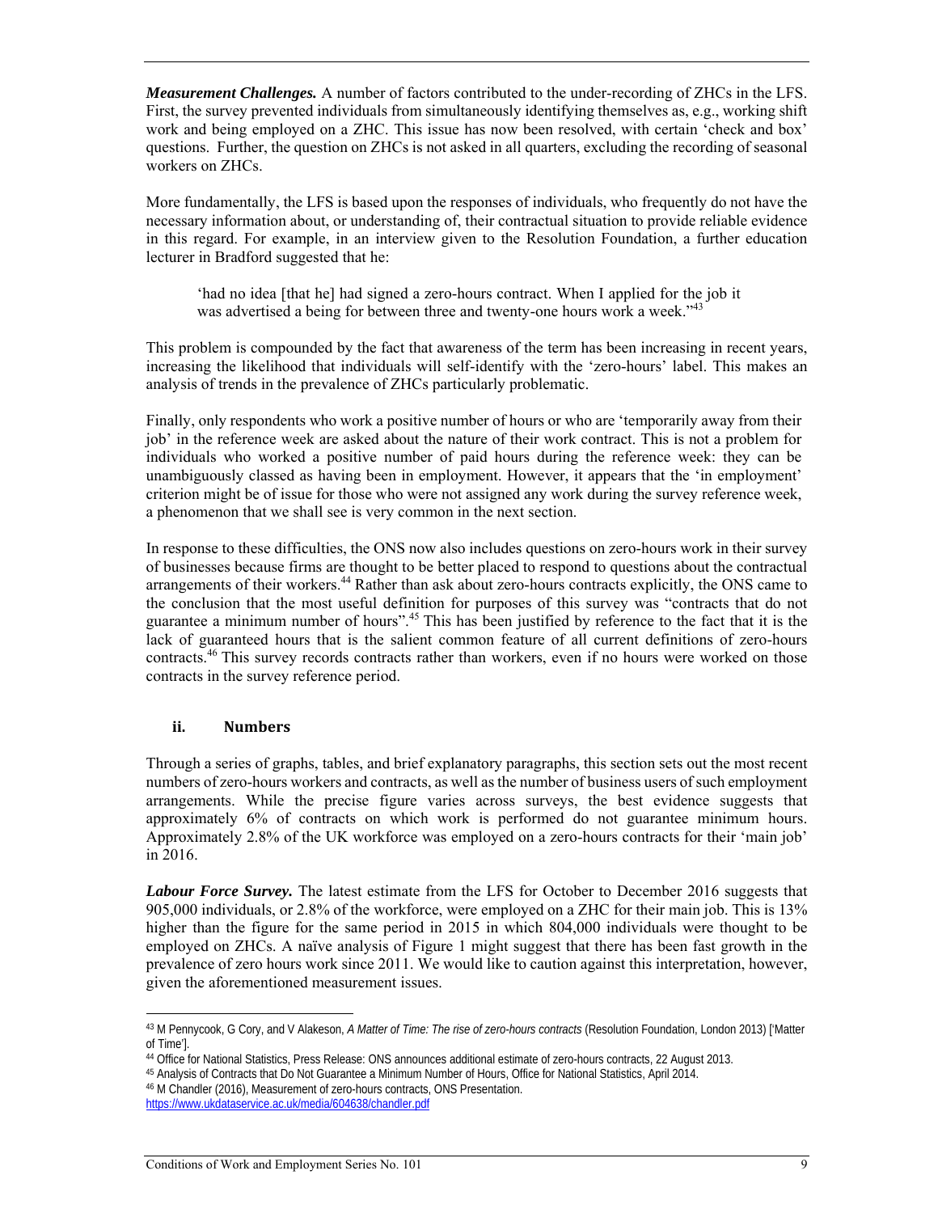***Measurement Challenges.*** A number of factors contributed to the under-recording of ZHCs in the LFS. First, the survey prevented individuals from simultaneously identifying themselves as, e.g., working shift work and being employed on a ZHC. This issue has now been resolved, with certain 'check and box' questions. Further, the question on ZHCs is not asked in all quarters, excluding the recording of seasonal workers on ZHCs.

More fundamentally, the LFS is based upon the responses of individuals, who frequently do not have the necessary information about, or understanding of, their contractual situation to provide reliable evidence in this regard. For example, in an interview given to the Resolution Foundation, a further education lecturer in Bradford suggested that he:

> 'had no idea [that he] had signed a zero-hours contract. When I applied for the job it was advertised a being for between three and twenty-one hours work a week."[43]

This problem is compounded by the fact that awareness of the term has been increasing in recent years, increasing the likelihood that individuals will self-identify with the 'zero-hours' label. This makes an analysis of trends in the prevalence of ZHCs particularly problematic.

Finally, only respondents who work a positive number of hours or who are 'temporarily away from their job' in the reference week are asked about the nature of their work contract. This is not a problem for individuals who worked a positive number of paid hours during the reference week: they can be unambiguously classed as having been in employment. However, it appears that the 'in employment' criterion might be of issue for those who were not assigned any work during the survey reference week, a phenomenon that we shall see is very common in the next section.

In response to these difficulties, the ONS now also includes questions on zero-hours work in their survey of businesses because firms are thought to be better placed to respond to questions about the contractual arrangements of their workers.[44] Rather than ask about zero-hours contracts explicitly, the ONS came to the conclusion that the most useful definition for purposes of this survey was "contracts that do not guarantee a minimum number of hours".[45] This has been justified by reference to the fact that it is the lack of guaranteed hours that is the salient common feature of all current definitions of zero-hours contracts.[46] This survey records contracts rather than workers, even if no hours were worked on those contracts in the survey reference period.

### ii. Numbers

Through a series of graphs, tables, and brief explanatory paragraphs, this section sets out the most recent numbers of zero-hours workers and contracts, as well as the number of business users of such employment arrangements. While the precise figure varies across surveys, the best evidence suggests that approximately 6% of contracts on which work is performed do not guarantee minimum hours. Approximately 2.8% of the UK workforce was employed on a zero-hours contracts for their 'main job' in 2016.

***Labour Force Survey.*** The latest estimate from the LFS for October to December 2016 suggests that 905,000 individuals, or 2.8% of the workforce, were employed on a ZHC for their main job. This is 13% higher than the figure for the same period in 2015 in which 804,000 individuals were thought to be employed on ZHCs. A naïve analysis of Figure 1 might suggest that there has been fast growth in the prevalence of zero hours work since 2011. We would like to caution against this interpretation, however, given the aforementioned measurement issues.

---

[43] M Pennycook, G Cory, and V Alakeson, *A Matter of Time: The rise of zero-hours contracts* (Resolution Foundation, London 2013) ['Matter of Time'].

[44] Office for National Statistics, Press Release: ONS announces additional estimate of zero-hours contracts, 22 August 2013.

[45] Analysis of Contracts that Do Not Guarantee a Minimum Number of Hours, Office for National Statistics, April 2014.

[46] M Chandler (2016), Measurement of zero-hours contracts, ONS Presentation. https://www.ukdataservice.ac.uk/media/604638/chandler.pdf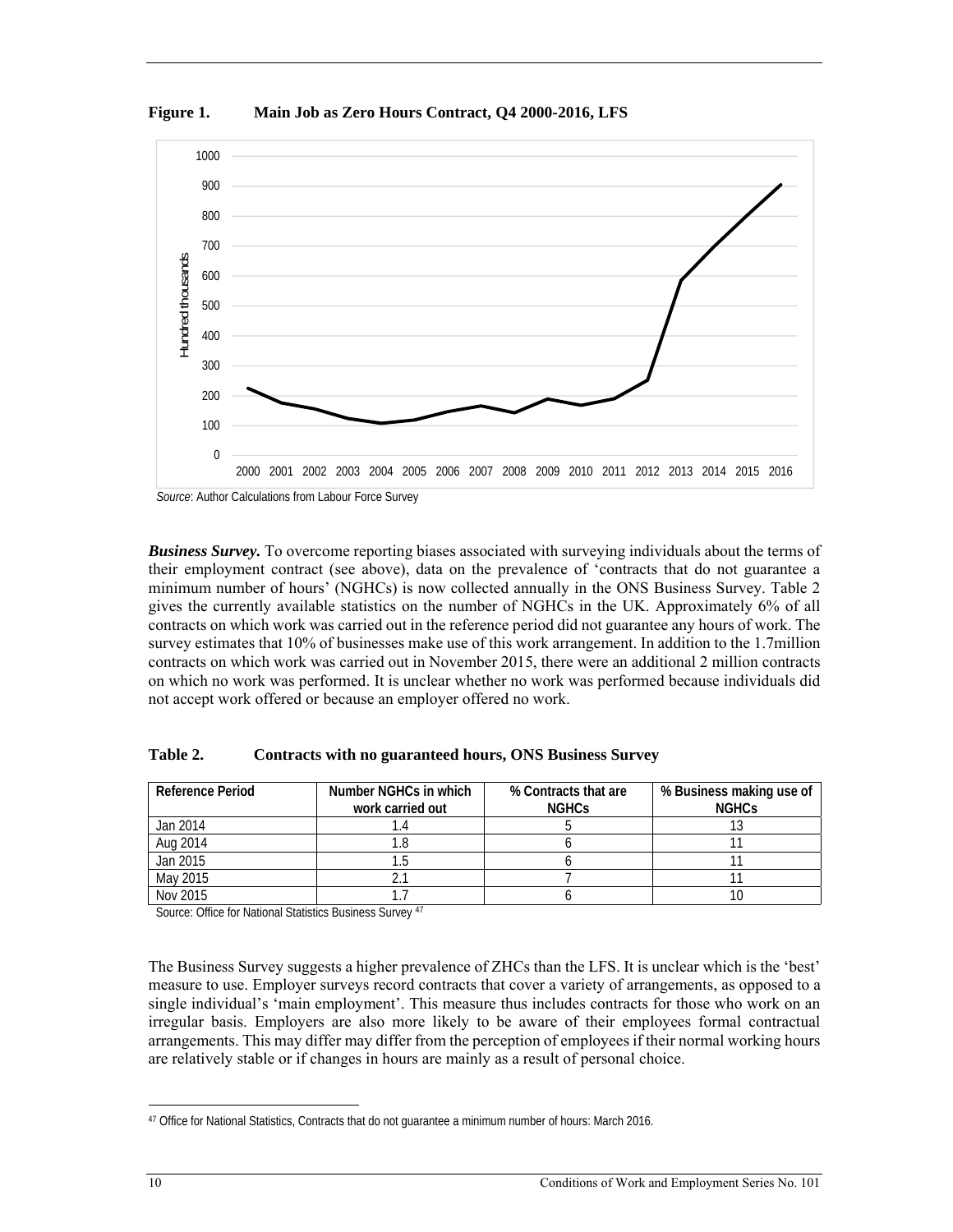**Figure 1. Main Job as Zero Hours Contract, Q4 2000-2016, LFS**

*Source*: Author Calculations from Labour Force Survey

***Business Survey.*** To overcome reporting biases associated with surveying individuals about the terms of their employment contract (see above), data on the prevalence of 'contracts that do not guarantee a minimum number of hours' (NGHCs) is now collected annually in the ONS Business Survey. Table 2 gives the currently available statistics on the number of NGHCs in the UK. Approximately 6% of all contracts on which work was carried out in the reference period did not guarantee any hours of work. The survey estimates that 10% of businesses make use of this work arrangement. In addition to the 1.7million contracts on which work was carried out in November 2015, there were an additional 2 million contracts on which no work was performed. It is unclear whether no work was performed because individuals did not accept work offered or because an employer offered no work.

**Table 2. Contracts with no guaranteed hours, ONS Business Survey**

| Reference Period | Number NGHCs in which work carried out | % Contracts that are NGHCs | % Business making use of NGHCs |
|---|---|---|---|
| Jan 2014 | 1.4 | 5 | 13 |
| Aug 2014 | 1.8 | 6 | 11 |
| Jan 2015 | 1.5 | 6 | 11 |
| May 2015 | 2.1 | 7 | 11 |
| Nov 2015 | 1.7 | 6 | 10 |

Source: Office for National Statistics Business Survey [47]

The Business Survey suggests a higher prevalence of ZHCs than the LFS. It is unclear which is the 'best' measure to use. Employer surveys record contracts that cover a variety of arrangements, as opposed to a single individual's 'main employment'. This measure thus includes contracts for those who work on an irregular basis. Employers are also more likely to be aware of their employees formal contractual arrangements. This may differ may differ from the perception of employees if their normal working hours are relatively stable or if changes in hours are mainly as a result of personal choice.

[47] Office for National Statistics, Contracts that do not guarantee a minimum number of hours: March 2016.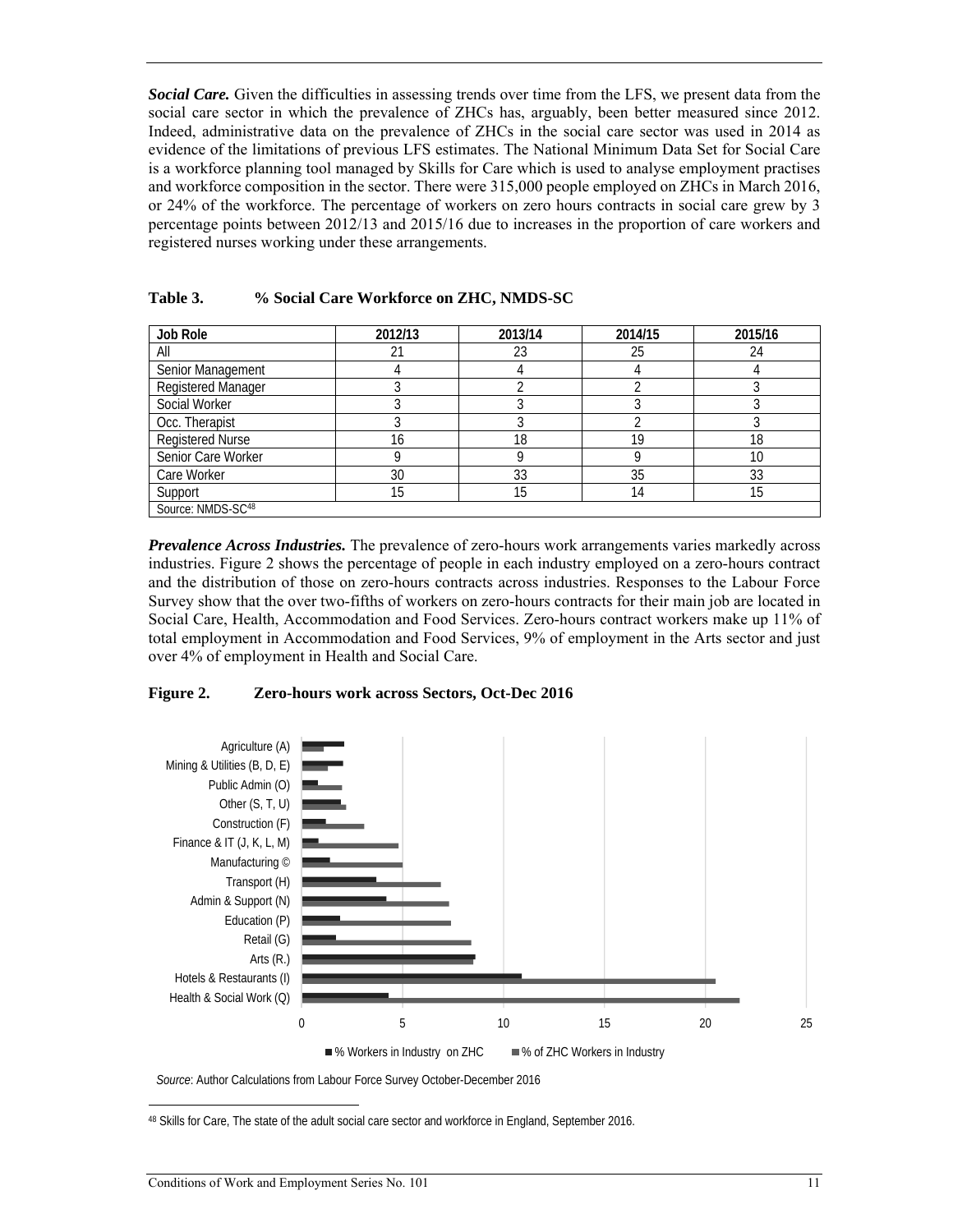***Social Care.*** Given the difficulties in assessing trends over time from the LFS, we present data from the social care sector in which the prevalence of ZHCs has, arguably, been better measured since 2012. Indeed, administrative data on the prevalence of ZHCs in the social care sector was used in 2014 as evidence of the limitations of previous LFS estimates. The National Minimum Data Set for Social Care is a workforce planning tool managed by Skills for Care which is used to analyse employment practises and workforce composition in the sector. There were 315,000 people employed on ZHCs in March 2016, or 24% of the workforce. The percentage of workers on zero hours contracts in social care grew by 3 percentage points between 2012/13 and 2015/16 due to increases in the proportion of care workers and registered nurses working under these arrangements.

**Table 3. % Social Care Workforce on ZHC, NMDS-SC**

| Job Role | 2012/13 | 2013/14 | 2014/15 | 2015/16 |
|---|---|---|---|---|
| All | 21 | 23 | 25 | 24 |
| Senior Management | 4 | 4 | 4 | 4 |
| Registered Manager | 3 | 2 | 2 | 3 |
| Social Worker | 3 | 3 | 3 | 3 |
| Occ. Therapist | 3 | 3 | 2 | 3 |
| Registered Nurse | 16 | 18 | 19 | 18 |
| Senior Care Worker | 9 | 9 | 9 | 10 |
| Care Worker | 30 | 33 | 35 | 33 |
| Support | 15 | 15 | 14 | 15 |
| Source: NMDS-SC[48] | | | | |

***Prevalence Across Industries.*** The prevalence of zero-hours work arrangements varies markedly across industries. Figure 2 shows the percentage of people in each industry employed on a zero-hours contract and the distribution of those on zero-hours contracts across industries. Responses to the Labour Force Survey show that the over two-fifths of workers on zero-hours contracts for their main job are located in Social Care, Health, Accommodation and Food Services. Zero-hours contract workers make up 11% of total employment in Accommodation and Food Services, 9% of employment in the Arts sector and just over 4% of employment in Health and Social Care.

**Figure 2. Zero-hours work across Sectors, Oct-Dec 2016**

*Source*: Author Calculations from Labour Force Survey October-December 2016

[48] Skills for Care, The state of the adult social care sector and workforce in England, September 2016.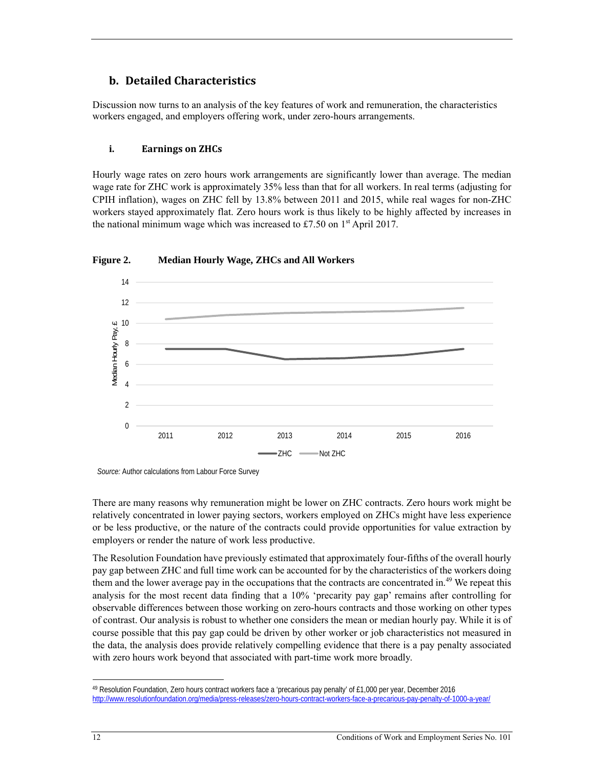## b. Detailed Characteristics

Discussion now turns to an analysis of the key features of work and remuneration, the characteristics workers engaged, and employers offering work, under zero-hours arrangements.

### i. Earnings on ZHCs

Hourly wage rates on zero hours work arrangements are significantly lower than average. The median wage rate for ZHC work is approximately 35% less than that for all workers. In real terms (adjusting for CPIH inflation), wages on ZHC fell by 13.8% between 2011 and 2015, while real wages for non-ZHC workers stayed approximately flat. Zero hours work is thus likely to be highly affected by increases in the national minimum wage which was increased to £7.50 on 1st April 2017.

**Figure 2. Median Hourly Wage, ZHCs and All Workers**

*Source:* Author calculations from Labour Force Survey

There are many reasons why remuneration might be lower on ZHC contracts. Zero hours work might be relatively concentrated in lower paying sectors, workers employed on ZHCs might have less experience or be less productive, or the nature of the contracts could provide opportunities for value extraction by employers or render the nature of work less productive.

The Resolution Foundation have previously estimated that approximately four-fifths of the overall hourly pay gap between ZHC and full time work can be accounted for by the characteristics of the workers doing them and the lower average pay in the occupations that the contracts are concentrated in.[49] We repeat this analysis for the most recent data finding that a 10% 'precarity pay gap' remains after controlling for observable differences between those working on zero-hours contracts and those working on other types of contrast. Our analysis is robust to whether one considers the mean or median hourly pay. While it is of course possible that this pay gap could be driven by other worker or job characteristics not measured in the data, the analysis does provide relatively compelling evidence that there is a pay penalty associated with zero hours work beyond that associated with part-time work more broadly.

---

[49] Resolution Foundation, Zero hours contract workers face a 'precarious pay penalty' of £1,000 per year, December 2016 http://www.resolutionfoundation.org/media/press-releases/zero-hours-contract-workers-face-a-precarious-pay-penalty-of-1000-a-year/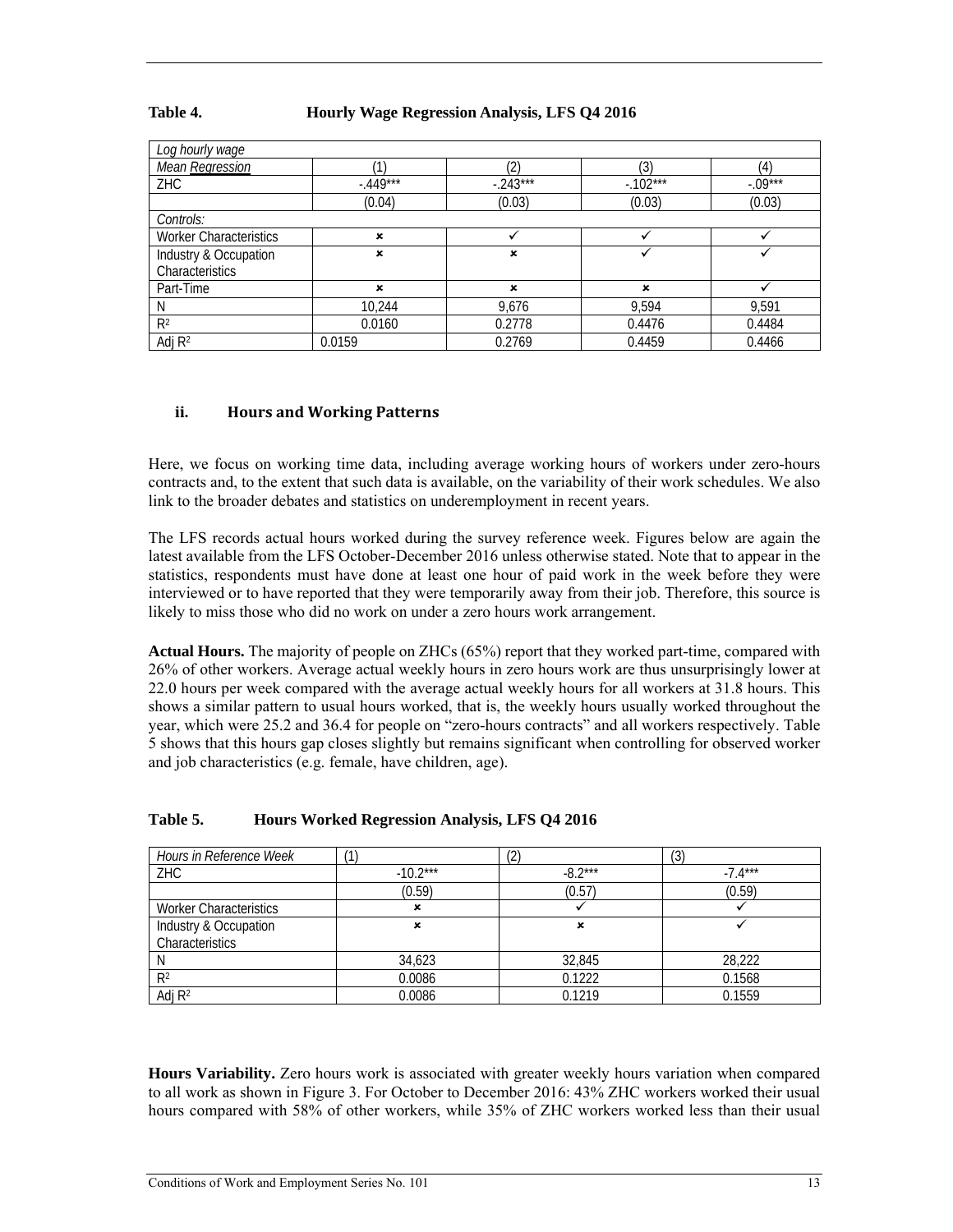**Table 4. Hourly Wage Regression Analysis, LFS Q4 2016**

| *Log hourly wage* | | | | |
|---|---|---|---|---|
| *Mean Regression* | (1) | (2) | (3) | (4) |
| ZHC | -.449*** | -.243*** | -.102*** | -.09*** |
| | (0.04) | (0.03) | (0.03) | (0.03) |
| *Controls:* | | | | |
| Worker Characteristics | ✗ | ✓ | ✓ | ✓ |
| Industry & Occupation Characteristics | ✗ | ✗ | ✓ | ✓ |
| Part-Time | ✗ | ✗ | ✗ | ✓ |
| N | 10,244 | 9,676 | 9,594 | 9,591 |
| $R^2$ | 0.0160 | 0.2778 | 0.4476 | 0.4484 |
| Adj $R^2$ | 0.0159 | 0.2769 | 0.4459 | 0.4466 |

### ii. Hours and Working Patterns

Here, we focus on working time data, including average working hours of workers under zero-hours contracts and, to the extent that such data is available, on the variability of their work schedules. We also link to the broader debates and statistics on underemployment in recent years.

The LFS records actual hours worked during the survey reference week. Figures below are again the latest available from the LFS October-December 2016 unless otherwise stated. Note that to appear in the statistics, respondents must have done at least one hour of paid work in the week before they were interviewed or to have reported that they were temporarily away from their job. Therefore, this source is likely to miss those who did no work on under a zero hours work arrangement.

**Actual Hours.** The majority of people on ZHCs (65%) report that they worked part-time, compared with 26% of other workers. Average actual weekly hours in zero hours work are thus unsurprisingly lower at 22.0 hours per week compared with the average actual weekly hours for all workers at 31.8 hours. This shows a similar pattern to usual hours worked, that is, the weekly hours usually worked throughout the year, which were 25.2 and 36.4 for people on "zero-hours contracts" and all workers respectively. Table 5 shows that this hours gap closes slightly but remains significant when controlling for observed worker and job characteristics (e.g. female, have children, age).

**Table 5. Hours Worked Regression Analysis, LFS Q4 2016**

| *Hours in Reference Week* | (1) | (2) | (3) |
|---|---|---|---|
| ZHC | -10.2*** | -8.2*** | -7.4*** |
| | (0.59) | (0.57) | (0.59) |
| Worker Characteristics | ✗ | ✓ | ✓ |
| Industry & Occupation Characteristics | ✗ | ✗ | ✓ |
| N | 34,623 | 32,845 | 28,222 |
| $R^2$ | 0.0086 | 0.1222 | 0.1568 |
| Adj $R^2$ | 0.0086 | 0.1219 | 0.1559 |

**Hours Variability.** Zero hours work is associated with greater weekly hours variation when compared to all work as shown in Figure 3. For October to December 2016: 43% ZHC workers worked their usual hours compared with 58% of other workers, while 35% of ZHC workers worked less than their usual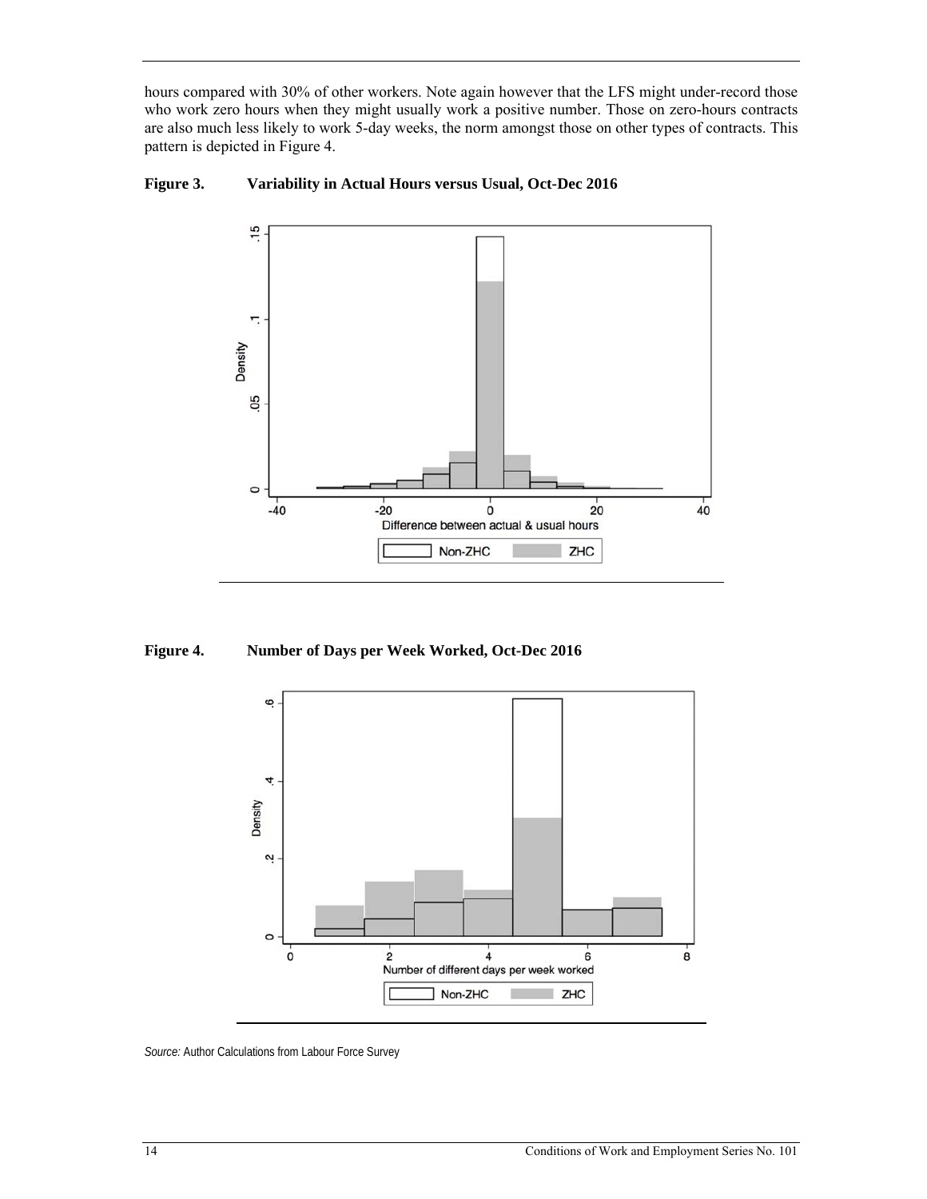hours compared with 30% of other workers. Note again however that the LFS might under-record those who work zero hours when they might usually work a positive number. Those on zero-hours contracts are also much less likely to work 5-day weeks, the norm amongst those on other types of contracts. This pattern is depicted in Figure 4.

**Figure 3. Variability in Actual Hours versus Usual, Oct-Dec 2016**

**Figure 4. Number of Days per Week Worked, Oct-Dec 2016**

*Source:* Author Calculations from Labour Force Survey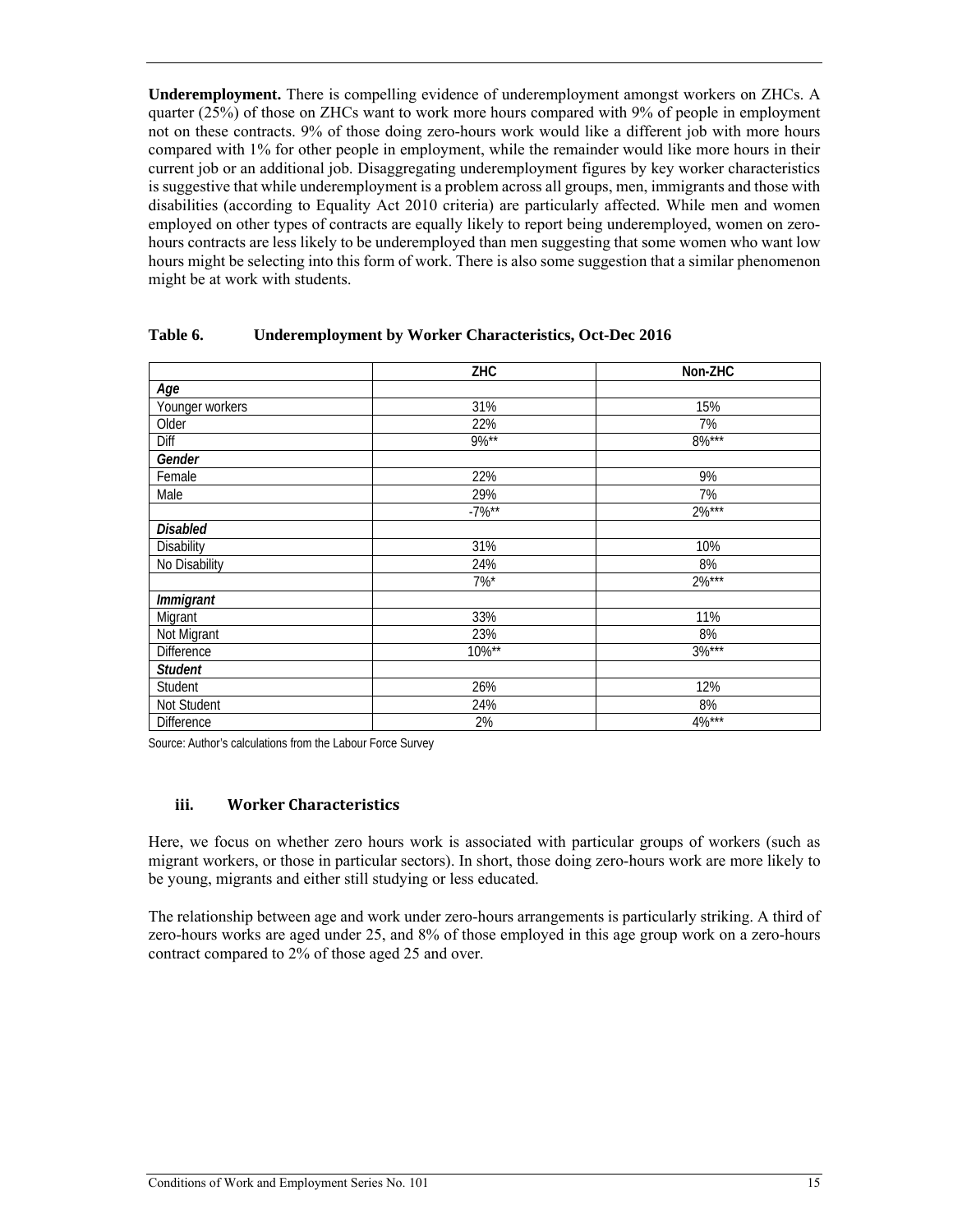**Underemployment.** There is compelling evidence of underemployment amongst workers on ZHCs. A quarter (25%) of those on ZHCs want to work more hours compared with 9% of people in employment not on these contracts. 9% of those doing zero-hours work would like a different job with more hours compared with 1% for other people in employment, while the remainder would like more hours in their current job or an additional job. Disaggregating underemployment figures by key worker characteristics is suggestive that while underemployment is a problem across all groups, men, immigrants and those with disabilities (according to Equality Act 2010 criteria) are particularly affected. While men and women employed on other types of contracts are equally likely to report being underemployed, women on zero-hours contracts are less likely to be underemployed than men suggesting that some women who want low hours might be selecting into this form of work. There is also some suggestion that a similar phenomenon might be at work with students.

**Table 6. Underemployment by Worker Characteristics, Oct-Dec 2016**

| | ZHC | Non-ZHC |
|---|---|---|
| ***Age*** | | |
| Younger workers | 31% | 15% |
| Older | 22% | 7% |
| Diff | 9%** | 8%*** |
| ***Gender*** | | |
| Female | 22% | 9% |
| Male | 29% | 7% |
| | -7%** | 2%*** |
| ***Disabled*** | | |
| Disability | 31% | 10% |
| No Disability | 24% | 8% |
| | 7%* | 2%*** |
| ***Immigrant*** | | |
| Migrant | 33% | 11% |
| Not Migrant | 23% | 8% |
| Difference | 10%** | 3%*** |
| ***Student*** | | |
| Student | 26% | 12% |
| Not Student | 24% | 8% |
| Difference | 2% | 4%*** |

Source: Author's calculations from the Labour Force Survey

### iii. Worker Characteristics

Here, we focus on whether zero hours work is associated with particular groups of workers (such as migrant workers, or those in particular sectors). In short, those doing zero-hours work are more likely to be young, migrants and either still studying or less educated.

The relationship between age and work under zero-hours arrangements is particularly striking. A third of zero-hours works are aged under 25, and 8% of those employed in this age group work on a zero-hours contract compared to 2% of those aged 25 and over.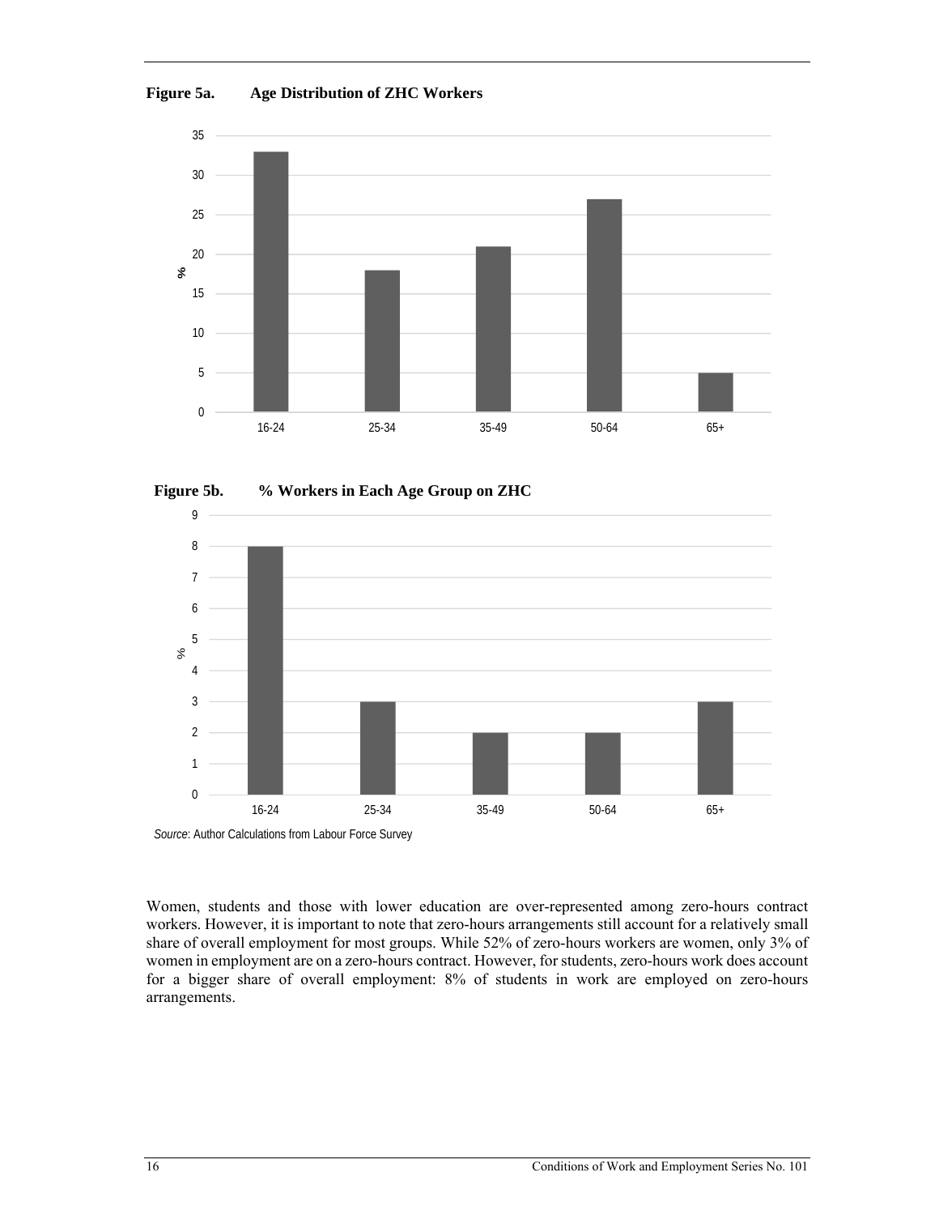**Figure 5a. Age Distribution of ZHC Workers**

| Age group | % |
|---|---|
| 16-24 | 33 |
| 25-34 | 18 |
| 35-49 | 21 |
| 50-64 | 27 |
| 65+ | 5 |

**Figure 5b. % Workers in Each Age Group on ZHC**

| Age group | % |
|---|---|
| 16-24 | 8 |
| 25-34 | 3 |
| 35-49 | 2 |
| 50-64 | 2 |
| 65+ | 3 |

*Source*: Author Calculations from Labour Force Survey

Women, students and those with lower education are over-represented among zero-hours contract workers. However, it is important to note that zero-hours arrangements still account for a relatively small share of overall employment for most groups. While 52% of zero-hours workers are women, only 3% of women in employment are on a zero-hours contract. However, for students, zero-hours work does account for a bigger share of overall employment: 8% of students in work are employed on zero-hours arrangements.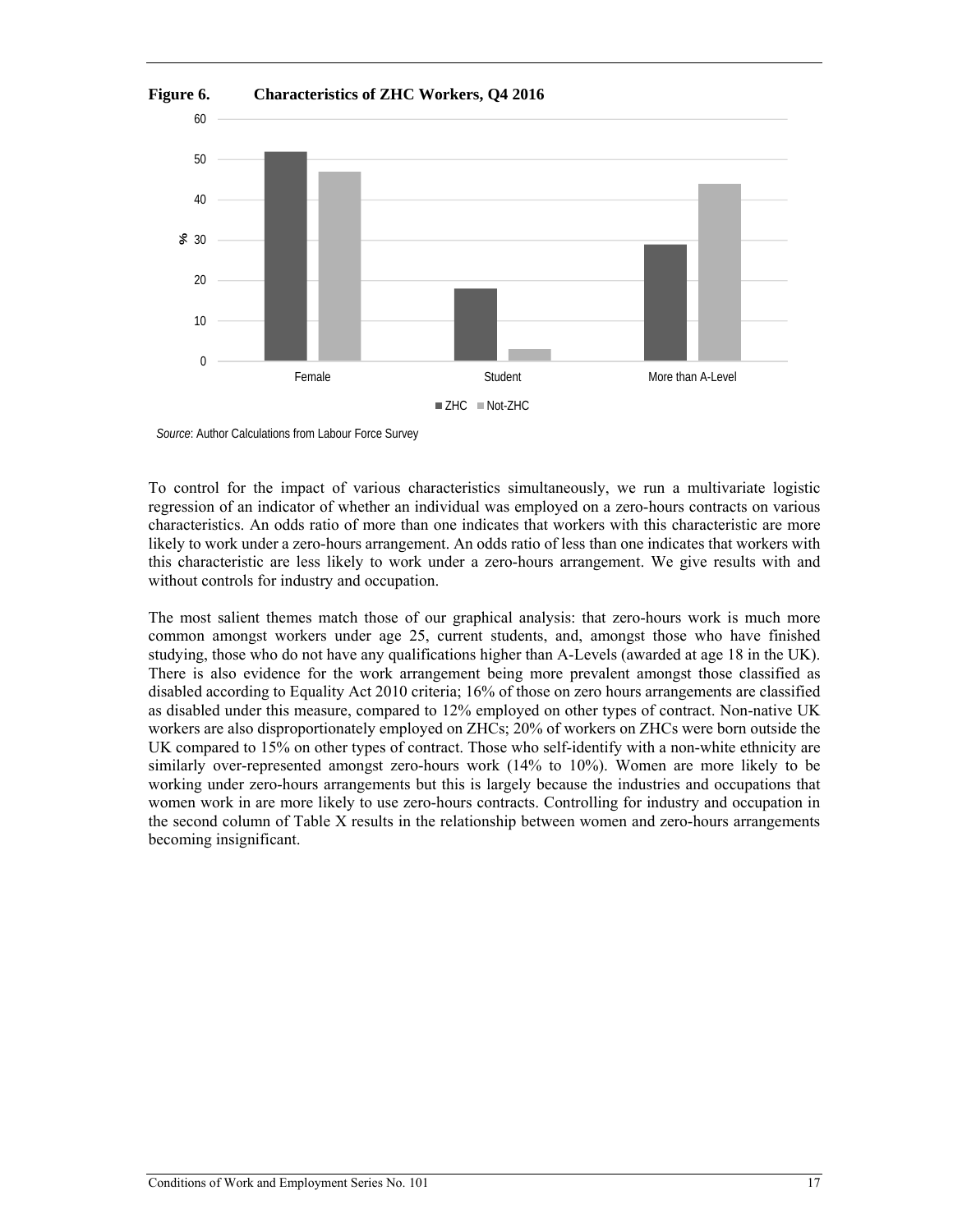**Figure 6. Characteristics of ZHC Workers, Q4 2016**

*Source*: Author Calculations from Labour Force Survey

To control for the impact of various characteristics simultaneously, we run a multivariate logistic regression of an indicator of whether an individual was employed on a zero-hours contracts on various characteristics. An odds ratio of more than one indicates that workers with this characteristic are more likely to work under a zero-hours arrangement. An odds ratio of less than one indicates that workers with this characteristic are less likely to work under a zero-hours arrangement. We give results with and without controls for industry and occupation.

The most salient themes match those of our graphical analysis: that zero-hours work is much more common amongst workers under age 25, current students, and, amongst those who have finished studying, those who do not have any qualifications higher than A-Levels (awarded at age 18 in the UK). There is also evidence for the work arrangement being more prevalent amongst those classified as disabled according to Equality Act 2010 criteria; 16% of those on zero hours arrangements are classified as disabled under this measure, compared to 12% employed on other types of contract. Non-native UK workers are also disproportionately employed on ZHCs; 20% of workers on ZHCs were born outside the UK compared to 15% on other types of contract. Those who self-identify with a non-white ethnicity are similarly over-represented amongst zero-hours work (14% to 10%). Women are more likely to be working under zero-hours arrangements but this is largely because the industries and occupations that women work in are more likely to use zero-hours contracts. Controlling for industry and occupation in the second column of Table X results in the relationship between women and zero-hours arrangements becoming insignificant.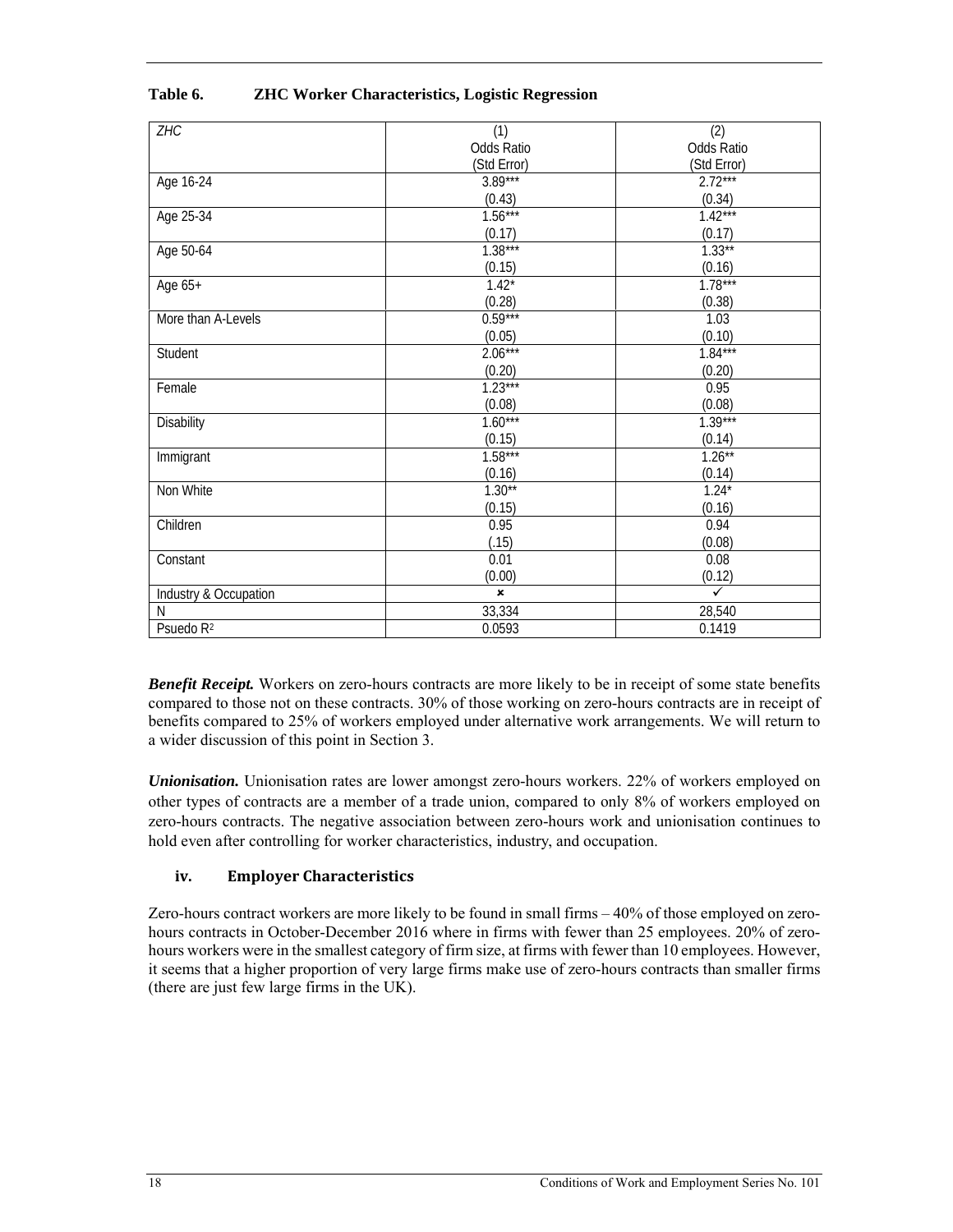**Table 6. ZHC Worker Characteristics, Logistic Regression**

| *ZHC* | (1)<br>Odds Ratio<br>(Std Error) | (2)<br>Odds Ratio<br>(Std Error) |
|---|---|---|
| Age 16-24 | 3.89***<br>(0.43) | 2.72***<br>(0.34) |
| Age 25-34 | 1.56***<br>(0.17) | 1.42***<br>(0.17) |
| Age 50-64 | 1.38***<br>(0.15) | 1.33**<br>(0.16) |
| Age 65+ | 1.42*<br>(0.28) | 1.78***<br>(0.38) |
| More than A-Levels | 0.59***<br>(0.05) | 1.03<br>(0.10) |
| Student | 2.06***<br>(0.20) | 1.84***<br>(0.20) |
| Female | 1.23***<br>(0.08) | 0.95<br>(0.08) |
| Disability | 1.60***<br>(0.15) | 1.39***<br>(0.14) |
| Immigrant | 1.58***<br>(0.16) | 1.26**<br>(0.14) |
| Non White | 1.30**<br>(0.15) | 1.24*<br>(0.16) |
| Children | 0.95<br>(.15) | 0.94<br>(0.08) |
| Constant | 0.01<br>(0.00) | 0.08<br>(0.12) |
| Industry & Occupation | × | ✓ |
| N | 33,334 | 28,540 |
| Psuedo $R^2$ | 0.0593 | 0.1419 |

***Benefit Receipt.*** Workers on zero-hours contracts are more likely to be in receipt of some state benefits compared to those not on these contracts. 30% of those working on zero-hours contracts are in receipt of benefits compared to 25% of workers employed under alternative work arrangements. We will return to a wider discussion of this point in Section 3.

***Unionisation.*** Unionisation rates are lower amongst zero-hours workers. 22% of workers employed on other types of contracts are a member of a trade union, compared to only 8% of workers employed on zero-hours contracts. The negative association between zero-hours work and unionisation continues to hold even after controlling for worker characteristics, industry, and occupation.

### iv. Employer Characteristics

Zero-hours contract workers are more likely to be found in small firms – 40% of those employed on zero-hours contracts in October-December 2016 where in firms with fewer than 25 employees. 20% of zero-hours workers were in the smallest category of firm size, at firms with fewer than 10 employees. However, it seems that a higher proportion of very large firms make use of zero-hours contracts than smaller firms (there are just few large firms in the UK).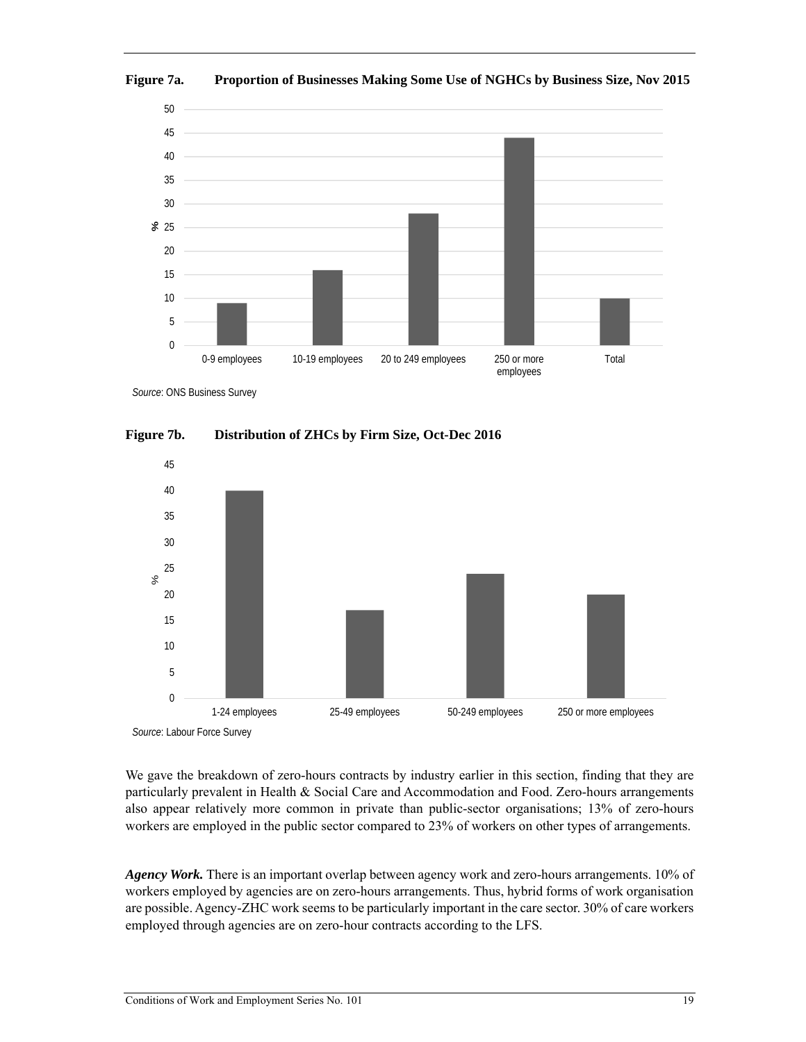**Figure 7a. Proportion of Businesses Making Some Use of NGHCs by Business Size, Nov 2015**

*Source*: ONS Business Survey

**Figure 7b. Distribution of ZHCs by Firm Size, Oct-Dec 2016**

*Source*: Labour Force Survey

We gave the breakdown of zero-hours contracts by industry earlier in this section, finding that they are particularly prevalent in Health & Social Care and Accommodation and Food. Zero-hours arrangements also appear relatively more common in private than public-sector organisations; 13% of zero-hours workers are employed in the public sector compared to 23% of workers on other types of arrangements.

***Agency Work.*** There is an important overlap between agency work and zero-hours arrangements. 10% of workers employed by agencies are on zero-hours arrangements. Thus, hybrid forms of work organisation are possible. Agency-ZHC work seems to be particularly important in the care sector. 30% of care workers employed through agencies are on zero-hour contracts according to the LFS.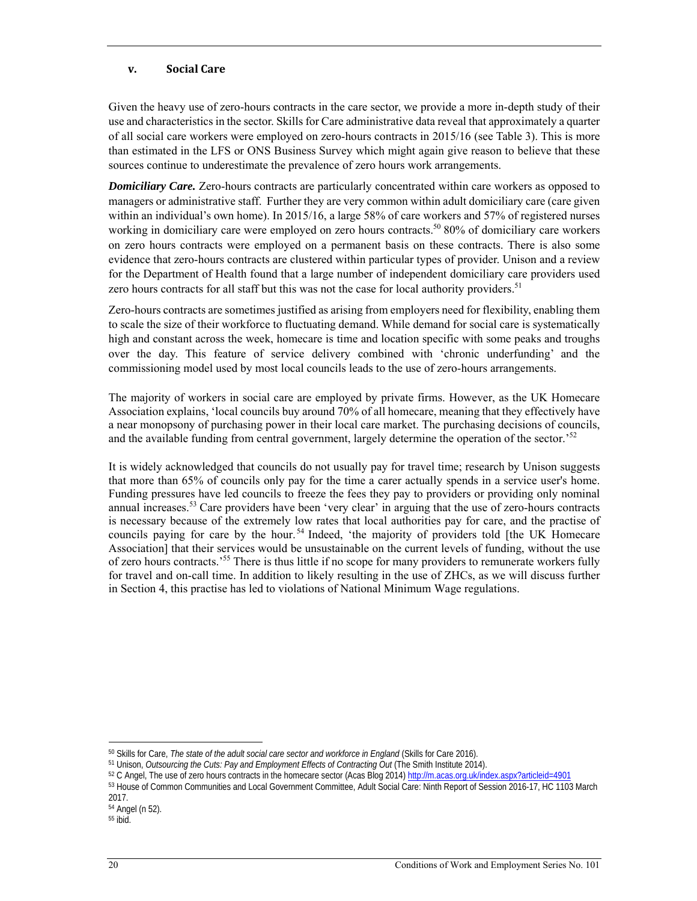### v. Social Care

Given the heavy use of zero-hours contracts in the care sector, we provide a more in-depth study of their use and characteristics in the sector. Skills for Care administrative data reveal that approximately a quarter of all social care workers were employed on zero-hours contracts in 2015/16 (see Table 3). This is more than estimated in the LFS or ONS Business Survey which might again give reason to believe that these sources continue to underestimate the prevalence of zero hours work arrangements.

***Domiciliary Care.*** Zero-hours contracts are particularly concentrated within care workers as opposed to managers or administrative staff. Further they are very common within adult domiciliary care (care given within an individual's own home). In 2015/16, a large 58% of care workers and 57% of registered nurses working in domiciliary care were employed on zero hours contracts.[50] 80% of domiciliary care workers on zero hours contracts were employed on a permanent basis on these contracts. There is also some evidence that zero-hours contracts are clustered within particular types of provider. Unison and a review for the Department of Health found that a large number of independent domiciliary care providers used zero hours contracts for all staff but this was not the case for local authority providers.[51]

Zero-hours contracts are sometimes justified as arising from employers need for flexibility, enabling them to scale the size of their workforce to fluctuating demand. While demand for social care is systematically high and constant across the week, homecare is time and location specific with some peaks and troughs over the day. This feature of service delivery combined with 'chronic underfunding' and the commissioning model used by most local councils leads to the use of zero-hours arrangements.

The majority of workers in social care are employed by private firms. However, as the UK Homecare Association explains, 'local councils buy around 70% of all homecare, meaning that they effectively have a near monopsony of purchasing power in their local care market. The purchasing decisions of councils, and the available funding from central government, largely determine the operation of the sector.'[52]

It is widely acknowledged that councils do not usually pay for travel time; research by Unison suggests that more than 65% of councils only pay for the time a carer actually spends in a service user's home. Funding pressures have led councils to freeze the fees they pay to providers or providing only nominal annual increases.[53] Care providers have been 'very clear' in arguing that the use of zero-hours contracts is necessary because of the extremely low rates that local authorities pay for care, and the practise of councils paying for care by the hour.[54] Indeed, 'the majority of providers told [the UK Homecare Association] that their services would be unsustainable on the current levels of funding, without the use of zero hours contracts.'[55] There is thus little if no scope for many providers to remunerate workers fully for travel and on-call time. In addition to likely resulting in the use of ZHCs, as we will discuss further in Section 4, this practise has led to violations of National Minimum Wage regulations.

---

[50] Skills for Care, *The state of the adult social care sector and workforce in England* (Skills for Care 2016).

[51] Unison, *Outsourcing the Cuts: Pay and Employment Effects of Contracting Out* (The Smith Institute 2014).

[52] C Angel, The use of zero hours contracts in the homecare sector (Acas Blog 2014) http://m.acas.org.uk/index.aspx?articleid=4901

[53] House of Common Communities and Local Government Committee, Adult Social Care: Ninth Report of Session 2016-17, HC 1103 March 2017.

[54] Angel (n 52).

[55] ibid.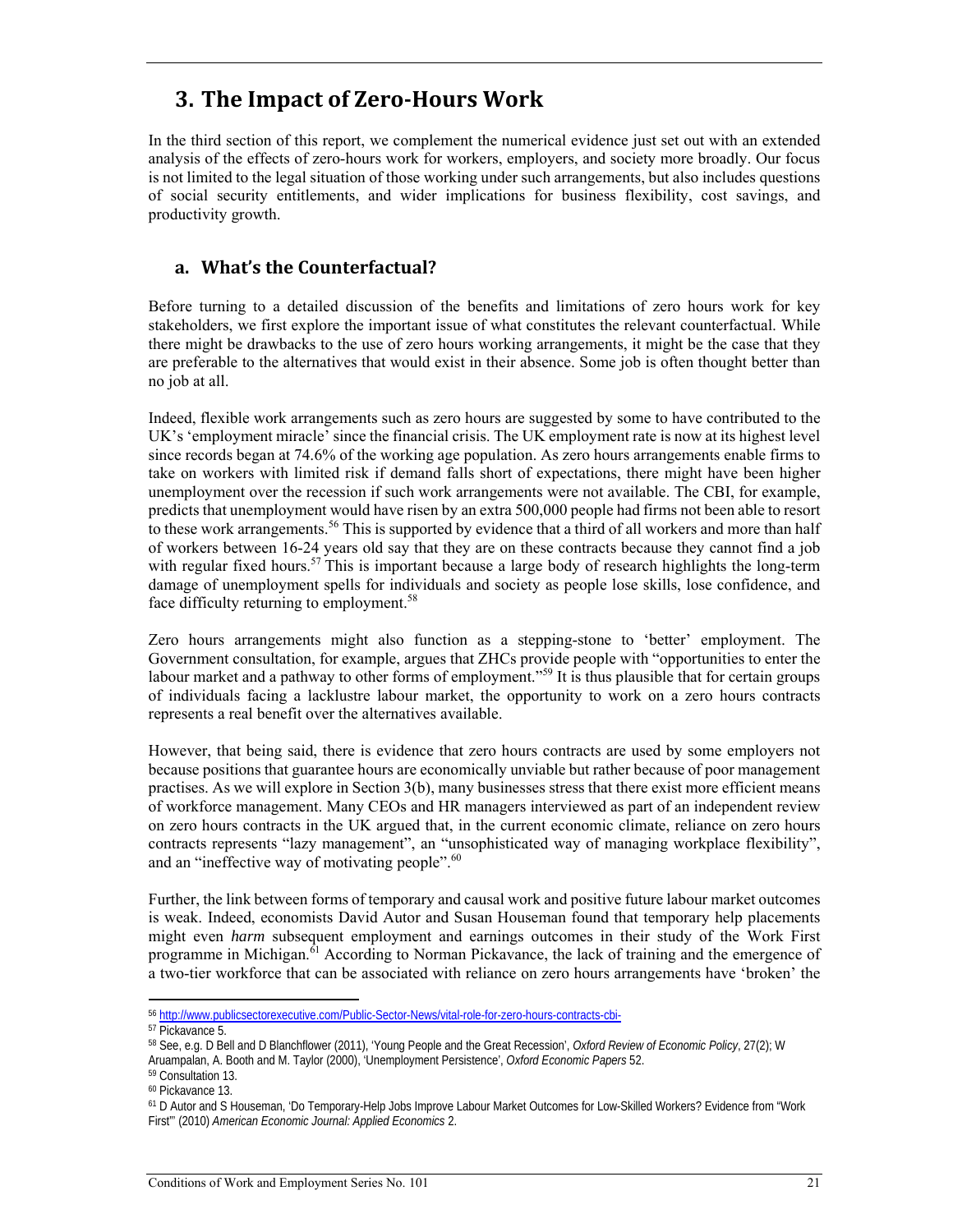## 3. The Impact of Zero-Hours Work

In the third section of this report, we complement the numerical evidence just set out with an extended analysis of the effects of zero-hours work for workers, employers, and society more broadly. Our focus is not limited to the legal situation of those working under such arrangements, but also includes questions of social security entitlements, and wider implications for business flexibility, cost savings, and productivity growth.

### a. What's the Counterfactual?

Before turning to a detailed discussion of the benefits and limitations of zero hours work for key stakeholders, we first explore the important issue of what constitutes the relevant counterfactual. While there might be drawbacks to the use of zero hours working arrangements, it might be the case that they are preferable to the alternatives that would exist in their absence. Some job is often thought better than no job at all.

Indeed, flexible work arrangements such as zero hours are suggested by some to have contributed to the UK's 'employment miracle' since the financial crisis. The UK employment rate is now at its highest level since records began at 74.6% of the working age population. As zero hours arrangements enable firms to take on workers with limited risk if demand falls short of expectations, there might have been higher unemployment over the recession if such work arrangements were not available. The CBI, for example, predicts that unemployment would have risen by an extra 500,000 people had firms not been able to resort to these work arrangements.[56] This is supported by evidence that a third of all workers and more than half of workers between 16-24 years old say that they are on these contracts because they cannot find a job with regular fixed hours.[57] This is important because a large body of research highlights the long-term damage of unemployment spells for individuals and society as people lose skills, lose confidence, and face difficulty returning to employment.[58]

Zero hours arrangements might also function as a stepping-stone to 'better' employment. The Government consultation, for example, argues that ZHCs provide people with "opportunities to enter the labour market and a pathway to other forms of employment."[59] It is thus plausible that for certain groups of individuals facing a lacklustre labour market, the opportunity to work on a zero hours contracts represents a real benefit over the alternatives available.

However, that being said, there is evidence that zero hours contracts are used by some employers not because positions that guarantee hours are economically unviable but rather because of poor management practises. As we will explore in Section 3(b), many businesses stress that there exist more efficient means of workforce management. Many CEOs and HR managers interviewed as part of an independent review on zero hours contracts in the UK argued that, in the current economic climate, reliance on zero hours contracts represents "lazy management", an "unsophisticated way of managing workplace flexibility", and an "ineffective way of motivating people".[60]

Further, the link between forms of temporary and causal work and positive future labour market outcomes is weak. Indeed, economists David Autor and Susan Houseman found that temporary help placements might even *harm* subsequent employment and earnings outcomes in their study of the Work First programme in Michigan.[61] According to Norman Pickavance, the lack of training and the emergence of a two-tier workforce that can be associated with reliance on zero hours arrangements have 'broken' the

---

[56] http://www.publicsectorexecutive.com/Public-Sector-News/vital-role-for-zero-hours-contracts-cbi-

[57] Pickavance 5.

[58] See, e.g. D Bell and D Blanchflower (2011), 'Young People and the Great Recession', *Oxford Review of Economic Policy*, 27(2); W Aruampalan, A. Booth and M. Taylor (2000), 'Unemployment Persistence', *Oxford Economic Papers* 52.

[59] Consultation 13.

[60] Pickavance 13.

[61] D Autor and S Houseman, 'Do Temporary-Help Jobs Improve Labour Market Outcomes for Low-Skilled Workers? Evidence from "Work First"' (2010) *American Economic Journal: Applied Economics* 2.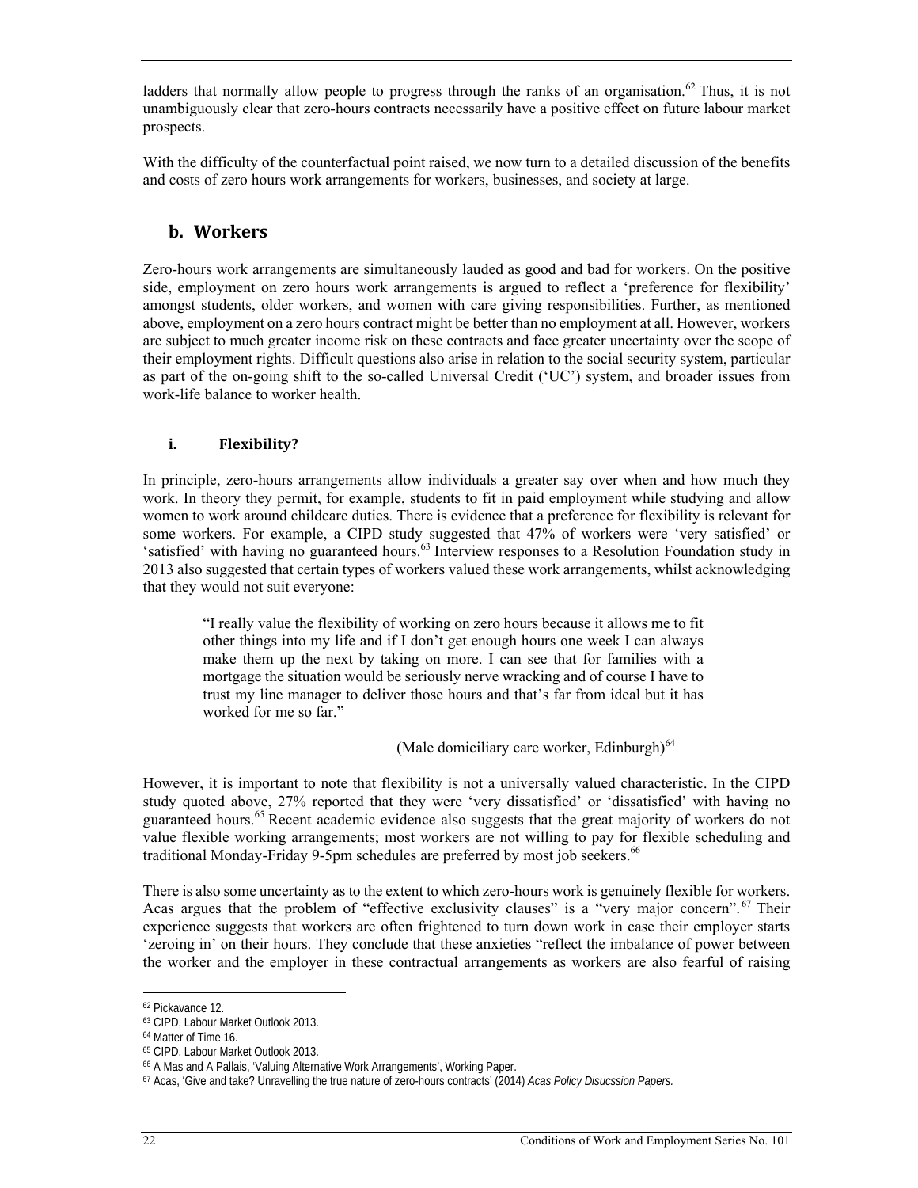ladders that normally allow people to progress through the ranks of an organisation.[62] Thus, it is not unambiguously clear that zero-hours contracts necessarily have a positive effect on future labour market prospects.

With the difficulty of the counterfactual point raised, we now turn to a detailed discussion of the benefits and costs of zero hours work arrangements for workers, businesses, and society at large.

## b. Workers

Zero-hours work arrangements are simultaneously lauded as good and bad for workers. On the positive side, employment on zero hours work arrangements is argued to reflect a 'preference for flexibility' amongst students, older workers, and women with care giving responsibilities. Further, as mentioned above, employment on a zero hours contract might be better than no employment at all. However, workers are subject to much greater income risk on these contracts and face greater uncertainty over the scope of their employment rights. Difficult questions also arise in relation to the social security system, particular as part of the on-going shift to the so-called Universal Credit ('UC') system, and broader issues from work-life balance to worker health.

### i. Flexibility?

In principle, zero-hours arrangements allow individuals a greater say over when and how much they work. In theory they permit, for example, students to fit in paid employment while studying and allow women to work around childcare duties. There is evidence that a preference for flexibility is relevant for some workers. For example, a CIPD study suggested that 47% of workers were 'very satisfied' or 'satisfied' with having no guaranteed hours.[63] Interview responses to a Resolution Foundation study in 2013 also suggested that certain types of workers valued these work arrangements, whilst acknowledging that they would not suit everyone:

> "I really value the flexibility of working on zero hours because it allows me to fit other things into my life and if I don't get enough hours one week I can always make them up the next by taking on more. I can see that for families with a mortgage the situation would be seriously nerve wracking and of course I have to trust my line manager to deliver those hours and that's far from ideal but it has worked for me so far."
>
> (Male domiciliary care worker, Edinburgh)[64]

However, it is important to note that flexibility is not a universally valued characteristic. In the CIPD study quoted above, 27% reported that they were 'very dissatisfied' or 'dissatisfied' with having no guaranteed hours.[65] Recent academic evidence also suggests that the great majority of workers do not value flexible working arrangements; most workers are not willing to pay for flexible scheduling and traditional Monday-Friday 9-5pm schedules are preferred by most job seekers.[66]

There is also some uncertainty as to the extent to which zero-hours work is genuinely flexible for workers. Acas argues that the problem of "effective exclusivity clauses" is a "very major concern".[67] Their experience suggests that workers are often frightened to turn down work in case their employer starts 'zeroing in' on their hours. They conclude that these anxieties "reflect the imbalance of power between the worker and the employer in these contractual arrangements as workers are also fearful of raising

---

[62] Pickavance 12.

[63] CIPD, Labour Market Outlook 2013.

[64] Matter of Time 16.

[65] CIPD, Labour Market Outlook 2013.

[66] A Mas and A Pallais, 'Valuing Alternative Work Arrangements', Working Paper.

[67] Acas, 'Give and take? Unravelling the true nature of zero-hours contracts' (2014) *Acas Policy Disucssion Papers*.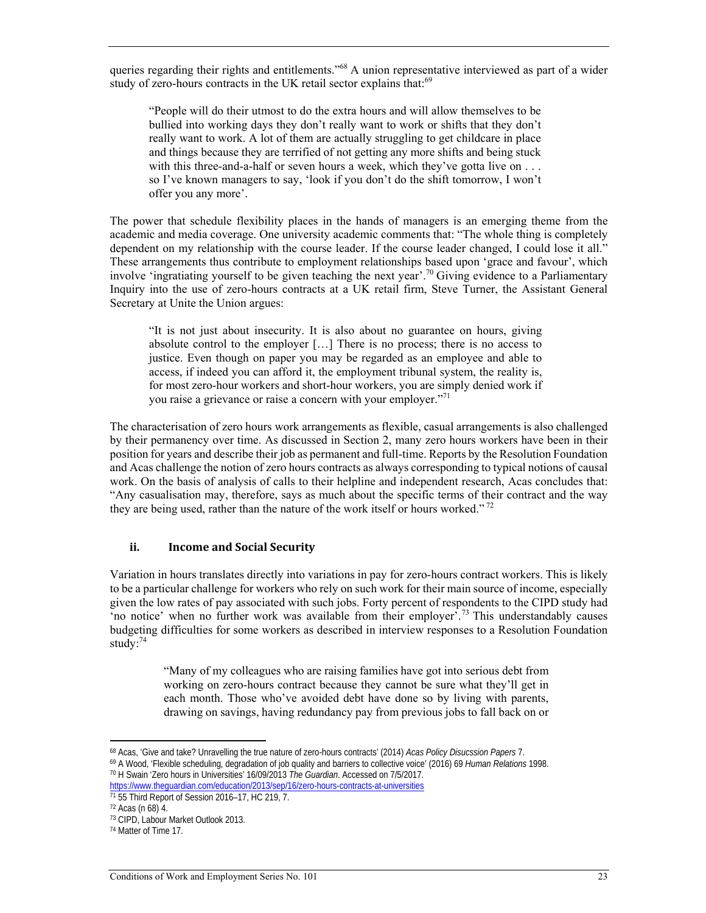queries regarding their rights and entitlements."[68] A union representative interviewed as part of a wider study of zero-hours contracts in the UK retail sector explains that:[69]

> "People will do their utmost to do the extra hours and will allow themselves to be bullied into working days they don't really want to work or shifts that they don't really want to work. A lot of them are actually struggling to get childcare in place and things because they are terrified of not getting any more shifts and being stuck with this three-and-a-half or seven hours a week, which they've gotta live on . . . so I've known managers to say, 'look if you don't do the shift tomorrow, I won't offer you any more'.

The power that schedule flexibility places in the hands of managers is an emerging theme from the academic and media coverage. One university academic comments that: "The whole thing is completely dependent on my relationship with the course leader. If the course leader changed, I could lose it all." These arrangements thus contribute to employment relationships based upon 'grace and favour', which involve 'ingratiating yourself to be given teaching the next year'.[70] Giving evidence to a Parliamentary Inquiry into the use of zero-hours contracts at a UK retail firm, Steve Turner, the Assistant General Secretary at Unite the Union argues:

> "It is not just about insecurity. It is also about no guarantee on hours, giving absolute control to the employer […] There is no process; there is no access to justice. Even though on paper you may be regarded as an employee and able to access, if indeed you can afford it, the employment tribunal system, the reality is, for most zero-hour workers and short-hour workers, you are simply denied work if you raise a grievance or raise a concern with your employer."[71]

The characterisation of zero hours work arrangements as flexible, casual arrangements is also challenged by their permanency over time. As discussed in Section 2, many zero hours workers have been in their position for years and describe their job as permanent and full-time. Reports by the Resolution Foundation and Acas challenge the notion of zero hours contracts as always corresponding to typical notions of causal work. On the basis of analysis of calls to their helpline and independent research, Acas concludes that: "Any casualisation may, therefore, says as much about the specific terms of their contract and the way they are being used, rather than the nature of the work itself or hours worked."[72]

### ii. Income and Social Security

Variation in hours translates directly into variations in pay for zero-hours contract workers. This is likely to be a particular challenge for workers who rely on such work for their main source of income, especially given the low rates of pay associated with such jobs. Forty percent of respondents to the CIPD study had 'no notice' when no further work was available from their employer'.[73] This understandably causes budgeting difficulties for some workers as described in interview responses to a Resolution Foundation study:[74]

> "Many of my colleagues who are raising families have got into serious debt from working on zero-hours contract because they cannot be sure what they'll get in each month. Those who've avoided debt have done so by living with parents, drawing on savings, having redundancy pay from previous jobs to fall back on or

---

[68] Acas, 'Give and take? Unravelling the true nature of zero-hours contracts' (2014) *Acas Policy Disucssion Papers* 7.

[69] A Wood, 'Flexible scheduling, degradation of job quality and barriers to collective voice' (2016) 69 *Human Relations* 1998.

[70] H Swain 'Zero hours in Universities' 16/09/2013 *The Guardian*. Accessed on 7/5/2017. https://www.theguardian.com/education/2013/sep/16/zero-hours-contracts-at-universities

[71] 55 Third Report of Session 2016–17, HC 219, 7.

[72] Acas (n 68) 4.

[73] CIPD, Labour Market Outlook 2013.

[74] Matter of Time 17.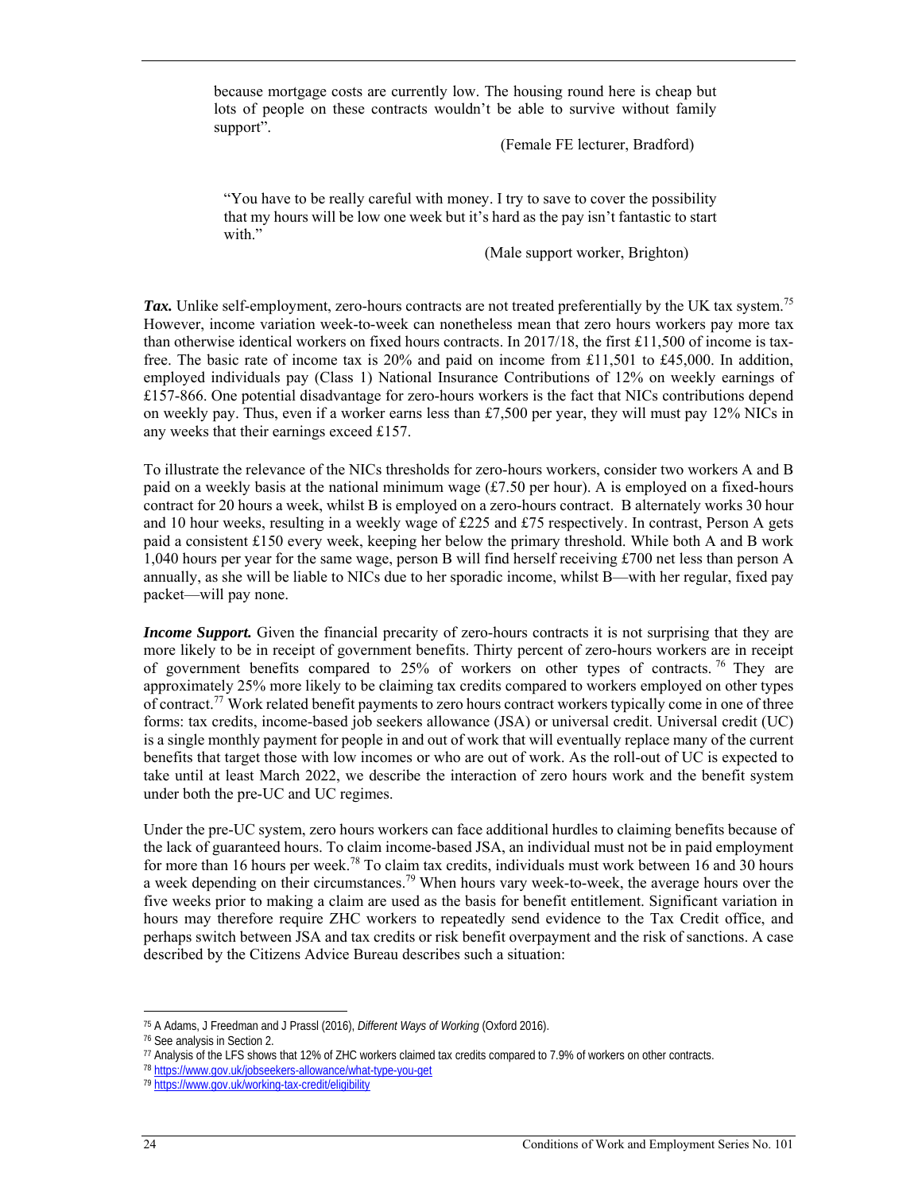because mortgage costs are currently low. The housing round here is cheap but lots of people on these contracts wouldn't be able to survive without family support".

(Female FE lecturer, Bradford)

"You have to be really careful with money. I try to save to cover the possibility that my hours will be low one week but it's hard as the pay isn't fantastic to start with."

(Male support worker, Brighton)

***Tax.*** Unlike self-employment, zero-hours contracts are not treated preferentially by the UK tax system.[75] However, income variation week-to-week can nonetheless mean that zero hours workers pay more tax than otherwise identical workers on fixed hours contracts. In 2017/18, the first £11,500 of income is tax-free. The basic rate of income tax is 20% and paid on income from £11,501 to £45,000. In addition, employed individuals pay (Class 1) National Insurance Contributions of 12% on weekly earnings of £157-866. One potential disadvantage for zero-hours workers is the fact that NICs contributions depend on weekly pay. Thus, even if a worker earns less than £7,500 per year, they will must pay 12% NICs in any weeks that their earnings exceed £157.

To illustrate the relevance of the NICs thresholds for zero-hours workers, consider two workers A and B paid on a weekly basis at the national minimum wage (£7.50 per hour). A is employed on a fixed-hours contract for 20 hours a week, whilst B is employed on a zero-hours contract. B alternately works 30 hour and 10 hour weeks, resulting in a weekly wage of £225 and £75 respectively. In contrast, Person A gets paid a consistent £150 every week, keeping her below the primary threshold. While both A and B work 1,040 hours per year for the same wage, person B will find herself receiving £700 net less than person A annually, as she will be liable to NICs due to her sporadic income, whilst B—with her regular, fixed pay packet—will pay none.

***Income Support.*** Given the financial precarity of zero-hours contracts it is not surprising that they are more likely to be in receipt of government benefits. Thirty percent of zero-hours workers are in receipt of government benefits compared to 25% of workers on other types of contracts.[76] They are approximately 25% more likely to be claiming tax credits compared to workers employed on other types of contract.[77] Work related benefit payments to zero hours contract workers typically come in one of three forms: tax credits, income-based job seekers allowance (JSA) or universal credit. Universal credit (UC) is a single monthly payment for people in and out of work that will eventually replace many of the current benefits that target those with low incomes or who are out of work. As the roll-out of UC is expected to take until at least March 2022, we describe the interaction of zero hours work and the benefit system under both the pre-UC and UC regimes.

Under the pre-UC system, zero hours workers can face additional hurdles to claiming benefits because of the lack of guaranteed hours. To claim income-based JSA, an individual must not be in paid employment for more than 16 hours per week.[78] To claim tax credits, individuals must work between 16 and 30 hours a week depending on their circumstances.[79] When hours vary week-to-week, the average hours over the five weeks prior to making a claim are used as the basis for benefit entitlement. Significant variation in hours may therefore require ZHC workers to repeatedly send evidence to the Tax Credit office, and perhaps switch between JSA and tax credits or risk benefit overpayment and the risk of sanctions. A case described by the Citizens Advice Bureau describes such a situation:

---

[75] A Adams, J Freedman and J Prassl (2016), *Different Ways of Working* (Oxford 2016).

[76] See analysis in Section 2.

[77] Analysis of the LFS shows that 12% of ZHC workers claimed tax credits compared to 7.9% of workers on other contracts.

[78] https://www.gov.uk/jobseekers-allowance/what-type-you-get

[79] https://www.gov.uk/working-tax-credit/eligibility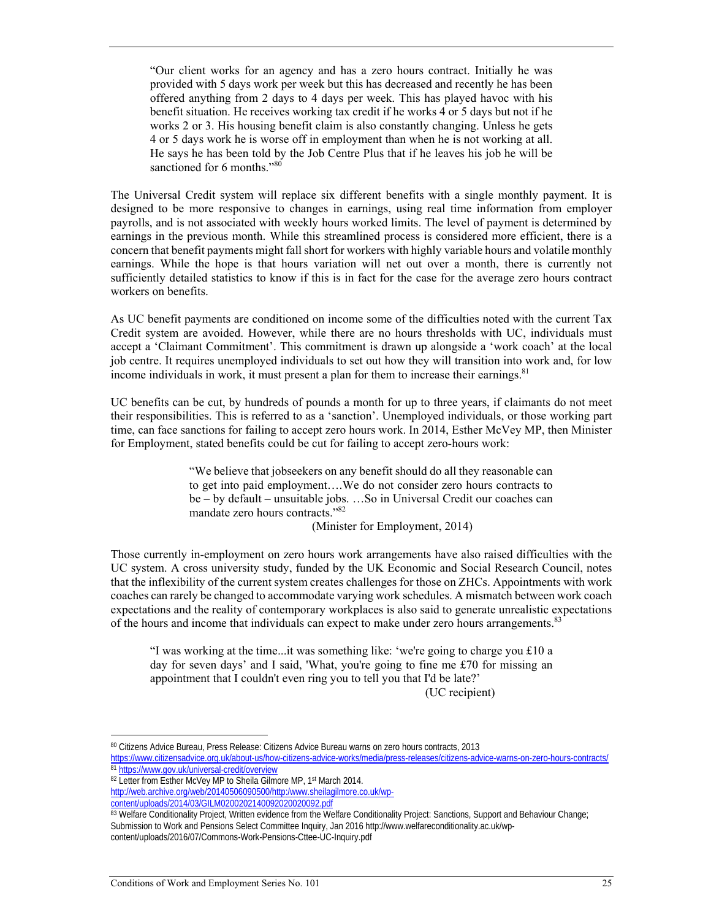> "Our client works for an agency and has a zero hours contract. Initially he was provided with 5 days work per week but this has decreased and recently he has been offered anything from 2 days to 4 days per week. This has played havoc with his benefit situation. He receives working tax credit if he works 4 or 5 days but not if he works 2 or 3. His housing benefit claim is also constantly changing. Unless he gets 4 or 5 days work he is worse off in employment than when he is not working at all. He says he has been told by the Job Centre Plus that if he leaves his job he will be sanctioned for 6 months."[80]

The Universal Credit system will replace six different benefits with a single monthly payment. It is designed to be more responsive to changes in earnings, using real time information from employer payrolls, and is not associated with weekly hours worked limits. The level of payment is determined by earnings in the previous month. While this streamlined process is considered more efficient, there is a concern that benefit payments might fall short for workers with highly variable hours and volatile monthly earnings. While the hope is that hours variation will net out over a month, there is currently not sufficiently detailed statistics to know if this is in fact for the case for the average zero hours contract workers on benefits.

As UC benefit payments are conditioned on income some of the difficulties noted with the current Tax Credit system are avoided. However, while there are no hours thresholds with UC, individuals must accept a 'Claimant Commitment'. This commitment is drawn up alongside a 'work coach' at the local job centre. It requires unemployed individuals to set out how they will transition into work and, for low income individuals in work, it must present a plan for them to increase their earnings.[81]

UC benefits can be cut, by hundreds of pounds a month for up to three years, if claimants do not meet their responsibilities. This is referred to as a 'sanction'. Unemployed individuals, or those working part time, can face sanctions for failing to accept zero hours work. In 2014, Esther McVey MP, then Minister for Employment, stated benefits could be cut for failing to accept zero-hours work:

> "We believe that jobseekers on any benefit should do all they reasonable can to get into paid employment….We do not consider zero hours contracts to be – by default – unsuitable jobs. …So in Universal Credit our coaches can mandate zero hours contracts."[82]
>
> (Minister for Employment, 2014)

Those currently in-employment on zero hours work arrangements have also raised difficulties with the UC system. A cross university study, funded by the UK Economic and Social Research Council, notes that the inflexibility of the current system creates challenges for those on ZHCs. Appointments with work coaches can rarely be changed to accommodate varying work schedules. A mismatch between work coach expectations and the reality of contemporary workplaces is also said to generate unrealistic expectations of the hours and income that individuals can expect to make under zero hours arrangements.[83]

> "I was working at the time...it was something like: 'we're going to charge you £10 a day for seven days' and I said, 'What, you're going to fine me £70 for missing an appointment that I couldn't even ring you to tell you that I'd be late?'
>
> (UC recipient)

---

[80] Citizens Advice Bureau, Press Release: Citizens Advice Bureau warns on zero hours contracts, 2013 https://www.citizensadvice.org.uk/about-us/how-citizens-advice-works/media/press-releases/citizens-advice-warns-on-zero-hours-contracts/

[81] https://www.gov.uk/universal-credit/overview

[82] Letter from Esther McVey MP to Sheila Gilmore MP, 1st March 2014. http://web.archive.org/web/20140506090500/http:/www.sheilagilmore.co.uk/wp-content/uploads/2014/03/GILM020020214009202002092.pdf

[83] Welfare Conditionality Project, Written evidence from the Welfare Conditionality Project: Sanctions, Support and Behaviour Change; Submission to Work and Pensions Select Committee Inquiry, Jan 2016 http://www.welfareconditionality.ac.uk/wp-content/uploads/2016/07/Commons-Work-Pensions-Cttee-UC-Inquiry.pdf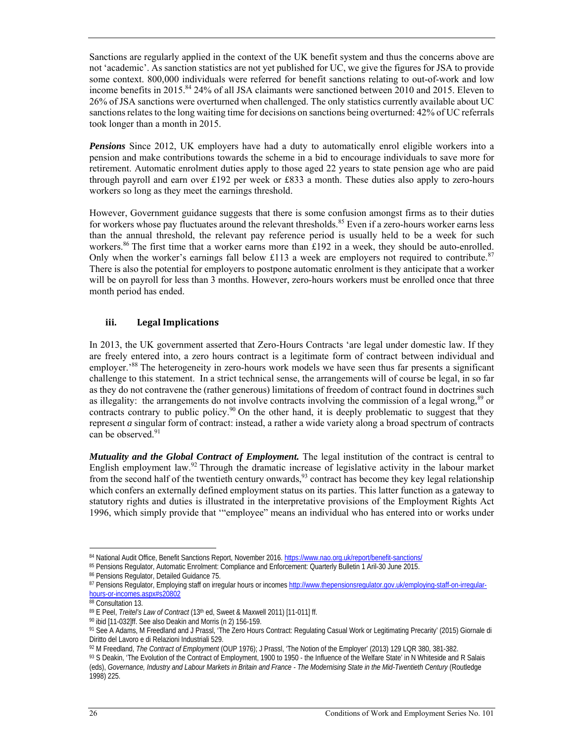Sanctions are regularly applied in the context of the UK benefit system and thus the concerns above are not 'academic'. As sanction statistics are not yet published for UC, we give the figures for JSA to provide some context. 800,000 individuals were referred for benefit sanctions relating to out-of-work and low income benefits in 2015.[84] 24% of all JSA claimants were sanctioned between 2010 and 2015. Eleven to 26% of JSA sanctions were overturned when challenged. The only statistics currently available about UC sanctions relates to the long waiting time for decisions on sanctions being overturned: 42% of UC referrals took longer than a month in 2015.

***Pensions*** Since 2012, UK employers have had a duty to automatically enrol eligible workers into a pension and make contributions towards the scheme in a bid to encourage individuals to save more for retirement. Automatic enrolment duties apply to those aged 22 years to state pension age who are paid through payroll and earn over £192 per week or £833 a month. These duties also apply to zero-hours workers so long as they meet the earnings threshold.

However, Government guidance suggests that there is some confusion amongst firms as to their duties for workers whose pay fluctuates around the relevant thresholds.[85] Even if a zero-hours worker earns less than the annual threshold, the relevant pay reference period is usually held to be a week for such workers.[86] The first time that a worker earns more than £192 in a week, they should be auto-enrolled. Only when the worker's earnings fall below £113 a week are employers not required to contribute.[87] There is also the potential for employers to postpone automatic enrolment is they anticipate that a worker will be on payroll for less than 3 months. However, zero-hours workers must be enrolled once that three month period has ended.

### iii. Legal Implications

In 2013, the UK government asserted that Zero-Hours Contracts 'are legal under domestic law. If they are freely entered into, a zero hours contract is a legitimate form of contract between individual and employer.'[88] The heterogeneity in zero-hours work models we have seen thus far presents a significant challenge to this statement. In a strict technical sense, the arrangements will of course be legal, in so far as they do not contravene the (rather generous) limitations of freedom of contract found in doctrines such as illegality: the arrangements do not involve contracts involving the commission of a legal wrong,[89] or contracts contrary to public policy.[90] On the other hand, it is deeply problematic to suggest that they represent *a* singular form of contract: instead, a rather a wide variety along a broad spectrum of contracts can be observed.[91]

***Mutuality and the Global Contract of Employment.*** The legal institution of the contract is central to English employment law.[92] Through the dramatic increase of legislative activity in the labour market from the second half of the twentieth century onwards,[93] contract has become they key legal relationship which confers an externally defined employment status on its parties. This latter function as a gateway to statutory rights and duties is illustrated in the interpretative provisions of the Employment Rights Act 1996, which simply provide that '"employee" means an individual who has entered into or works under

---

[84] National Audit Office, Benefit Sanctions Report, November 2016. https://www.nao.org.uk/report/benefit-sanctions/

[85] Pensions Regulator, Automatic Enrolment: Compliance and Enforcement: Quarterly Bulletin 1 Aril-30 June 2015.

[86] Pensions Regulator, Detailed Guidance 75.

[87] Pensions Regulator, Employing staff on irregular hours or incomes http://www.thepensionsregulator.gov.uk/employing-staff-on-irregular-hours-or-incomes.aspx#s20802

[88] Consultation 13.

[89] E Peel, *Treitel's Law of Contract* (13th ed, Sweet & Maxwell 2011) [11-011] ff.

[90] ibid [11-032]ff. See also Deakin and Morris (n 2) 156-159.

[91] See A Adams, M Freedland and J Prassl, 'The Zero Hours Contract: Regulating Casual Work or Legitimating Precarity' (2015) Giornale di Diritto del Lavoro e di Relazioni Industriali 529.

[92] M Freedland, *The Contract of Employment* (OUP 1976); J Prassl, 'The Notion of the Employer' (2013) 129 LQR 380, 381-382.

[93] S Deakin, 'The Evolution of the Contract of Employment, 1900 to 1950 - the Influence of the Welfare State' in N Whiteside and R Salais (eds), *Governance, Industry and Labour Markets in Britain and France - The Modernising State in the Mid-Twentieth Century* (Routledge 1998) 225.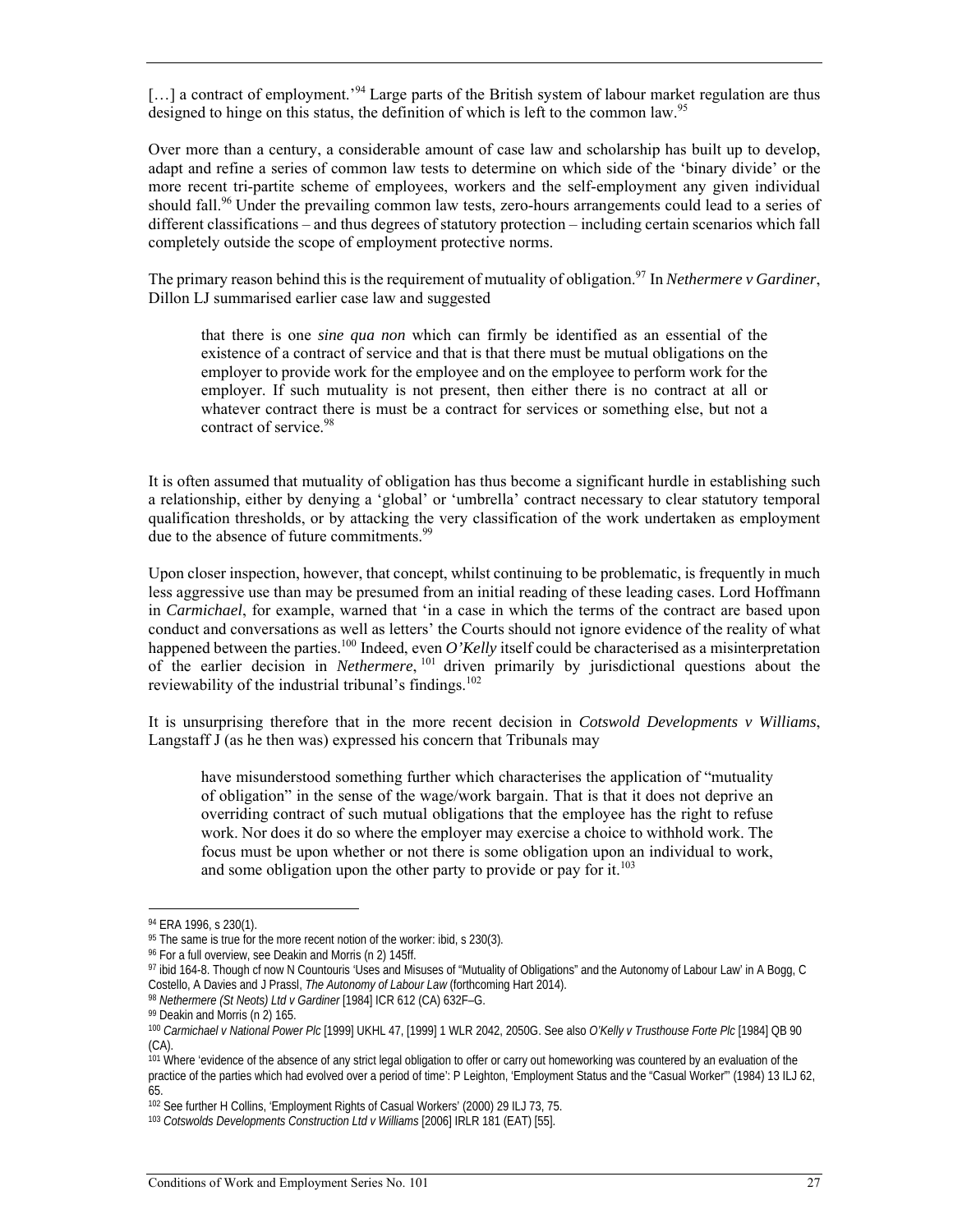[…] a contract of employment.'[94] Large parts of the British system of labour market regulation are thus designed to hinge on this status, the definition of which is left to the common law.[95]

Over more than a century, a considerable amount of case law and scholarship has built up to develop, adapt and refine a series of common law tests to determine on which side of the 'binary divide' or the more recent tri-partite scheme of employees, workers and the self-employment any given individual should fall.[96] Under the prevailing common law tests, zero-hours arrangements could lead to a series of different classifications – and thus degrees of statutory protection – including certain scenarios which fall completely outside the scope of employment protective norms.

The primary reason behind this is the requirement of mutuality of obligation.[97] In *Nethermere v Gardiner*, Dillon LJ summarised earlier case law and suggested

> that there is one *sine qua non* which can firmly be identified as an essential of the existence of a contract of service and that is that there must be mutual obligations on the employer to provide work for the employee and on the employee to perform work for the employer. If such mutuality is not present, then either there is no contract at all or whatever contract there is must be a contract for services or something else, but not a contract of service.[98]

It is often assumed that mutuality of obligation has thus become a significant hurdle in establishing such a relationship, either by denying a 'global' or 'umbrella' contract necessary to clear statutory temporal qualification thresholds, or by attacking the very classification of the work undertaken as employment due to the absence of future commitments.[99]

Upon closer inspection, however, that concept, whilst continuing to be problematic, is frequently in much less aggressive use than may be presumed from an initial reading of these leading cases. Lord Hoffmann in *Carmichael*, for example, warned that 'in a case in which the terms of the contract are based upon conduct and conversations as well as letters' the Courts should not ignore evidence of the reality of what happened between the parties.[100] Indeed, even *O'Kelly* itself could be characterised as a misinterpretation of the earlier decision in *Nethermere*,[101] driven primarily by jurisdictional questions about the reviewability of the industrial tribunal's findings.[102]

It is unsurprising therefore that in the more recent decision in *Cotswold Developments v Williams*, Langstaff J (as he then was) expressed his concern that Tribunals may

> have misunderstood something further which characterises the application of "mutuality of obligation" in the sense of the wage/work bargain. That is that it does not deprive an overriding contract of such mutual obligations that the employee has the right to refuse work. Nor does it do so where the employer may exercise a choice to withhold work. The focus must be upon whether or not there is some obligation upon an individual to work, and some obligation upon the other party to provide or pay for it.[103]

---

[94] ERA 1996, s 230(1).

[95] The same is true for the more recent notion of the worker: ibid, s 230(3).

[96] For a full overview, see Deakin and Morris (n 2) 145ff.

[97] ibid 164-8. Though cf now N Countouris 'Uses and Misuses of "Mutuality of Obligations" and the Autonomy of Labour Law' in A Bogg, C Costello, A Davies and J Prassl, *The Autonomy of Labour Law* (forthcoming Hart 2014).

[98] *Nethermere (St Neots) Ltd v Gardiner* [1984] ICR 612 (CA) 632F–G.

[99] Deakin and Morris (n 2) 165.

[100] *Carmichael v National Power Plc* [1999] UKHL 47, [1999] 1 WLR 2042, 2050G. See also *O'Kelly v Trusthouse Forte Plc* [1984] QB 90 (CA).

[101] Where 'evidence of the absence of any strict legal obligation to offer or carry out homeworking was countered by an evaluation of the practice of the parties which had evolved over a period of time': P Leighton, 'Employment Status and the "Casual Worker"' (1984) 13 ILJ 62, 65.

[102] See further H Collins, 'Employment Rights of Casual Workers' (2000) 29 ILJ 73, 75.

[103] *Cotswolds Developments Construction Ltd v Williams* [2006] IRLR 181 (EAT) [55].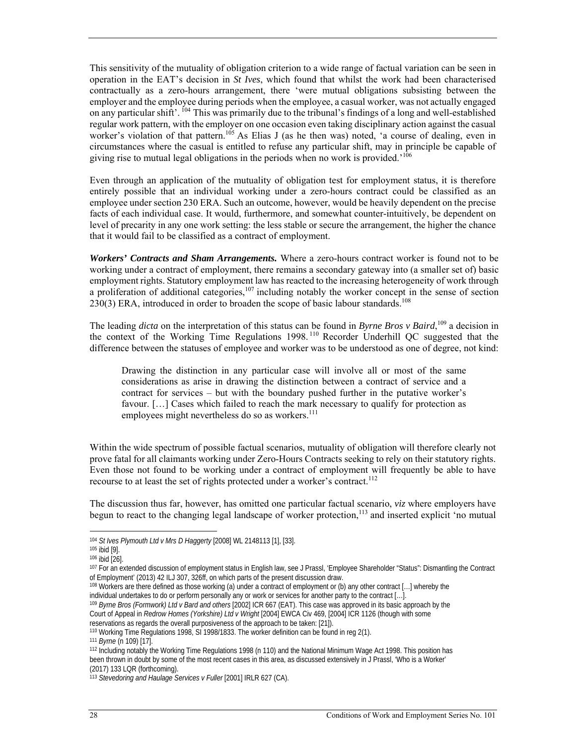This sensitivity of the mutuality of obligation criterion to a wide range of factual variation can be seen in operation in the EAT's decision in *St Ives*, which found that whilst the work had been characterised contractually as a zero-hours arrangement, there 'were mutual obligations subsisting between the employer and the employee during periods when the employee, a casual worker, was not actually engaged on any particular shift'.[104] This was primarily due to the tribunal's findings of a long and well-established regular work pattern, with the employer on one occasion even taking disciplinary action against the casual worker's violation of that pattern.[105] As Elias J (as he then was) noted, 'a course of dealing, even in circumstances where the casual is entitled to refuse any particular shift, may in principle be capable of giving rise to mutual legal obligations in the periods when no work is provided.'[106]

Even through an application of the mutuality of obligation test for employment status, it is therefore entirely possible that an individual working under a zero-hours contract could be classified as an employee under section 230 ERA. Such an outcome, however, would be heavily dependent on the precise facts of each individual case. It would, furthermore, and somewhat counter-intuitively, be dependent on level of precarity in any one work setting: the less stable or secure the arrangement, the higher the chance that it would fail to be classified as a contract of employment.

***Workers' Contracts and Sham Arrangements.*** Where a zero-hours contract worker is found not to be working under a contract of employment, there remains a secondary gateway into (a smaller set of) basic employment rights. Statutory employment law has reacted to the increasing heterogeneity of work through a proliferation of additional categories,[107] including notably the worker concept in the sense of section 230(3) ERA, introduced in order to broaden the scope of basic labour standards.[108]

The leading *dicta* on the interpretation of this status can be found in *Byrne Bros v Baird*,[109] a decision in the context of the Working Time Regulations 1998.[110] Recorder Underhill QC suggested that the difference between the statuses of employee and worker was to be understood as one of degree, not kind:

> Drawing the distinction in any particular case will involve all or most of the same considerations as arise in drawing the distinction between a contract of service and a contract for services – but with the boundary pushed further in the putative worker's favour. […] Cases which failed to reach the mark necessary to qualify for protection as employees might nevertheless do so as workers.[111]

Within the wide spectrum of possible factual scenarios, mutuality of obligation will therefore clearly not prove fatal for all claimants working under Zero-Hours Contracts seeking to rely on their statutory rights. Even those not found to be working under a contract of employment will frequently be able to have recourse to at least the set of rights protected under a worker's contract.[112]

The discussion thus far, however, has omitted one particular factual scenario, *viz* where employers have begun to react to the changing legal landscape of worker protection,[113] and inserted explicit 'no mutual

---

[104] *St Ives Plymouth Ltd v Mrs D Haggerty* [2008] WL 2148113 [1], [33].

[105] ibid [9].

[106] ibid [26].

[107] For an extended discussion of employment status in English law, see J Prassl, 'Employee Shareholder "Status": Dismantling the Contract of Employment' (2013) 42 ILJ 307, 326ff, on which parts of the present discussion draw.

[108] Workers are there defined as those working (a) under a contract of employment or (b) any other contract […] whereby the individual undertakes to do or perform personally any or work or services for another party to the contract […].

[109] *Byrne Bros (Formwork) Ltd v Bard and others* [2002] ICR 667 (EAT). This case was approved in its basic approach by the Court of Appeal in *Redrow Homes (Yorkshire) Ltd v Wright* [2004] EWCA Civ 469, [2004] ICR 1126 (though with some reservations as regards the overall purposiveness of the approach to be taken: [21]).

[110] Working Time Regulations 1998, SI 1998/1833. The worker definition can be found in reg 2(1).

[111] *Byrne* (n 109) [17].

[112] Including notably the Working Time Regulations 1998 (n 110) and the National Minimum Wage Act 1998. This position has been thrown in doubt by some of the most recent cases in this area, as discussed extensively in J Prassl, 'Who is a Worker' (2017) 133 LQR (forthcoming).

[113] *Stevedoring and Haulage Services v Fuller* [2001] IRLR 627 (CA).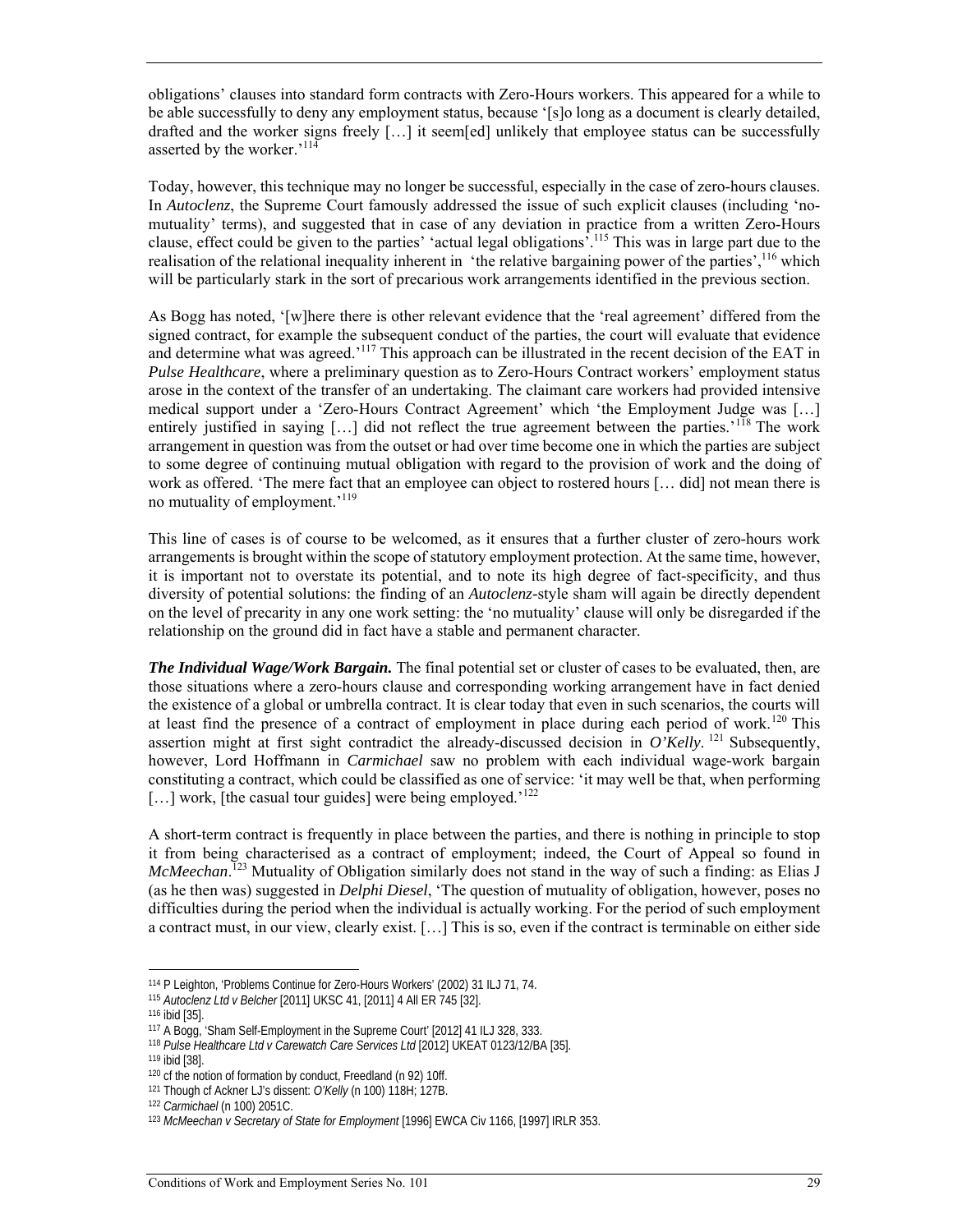obligations' clauses into standard form contracts with Zero-Hours workers. This appeared for a while to be able successfully to deny any employment status, because '[s]o long as a document is clearly detailed, drafted and the worker signs freely […] it seem[ed] unlikely that employee status can be successfully asserted by the worker.'[114]

Today, however, this technique may no longer be successful, especially in the case of zero-hours clauses. In *Autoclenz*, the Supreme Court famously addressed the issue of such explicit clauses (including 'no-mutuality' terms), and suggested that in case of any deviation in practice from a written Zero-Hours clause, effect could be given to the parties' 'actual legal obligations'.[115] This was in large part due to the realisation of the relational inequality inherent in 'the relative bargaining power of the parties',[116] which will be particularly stark in the sort of precarious work arrangements identified in the previous section.

As Bogg has noted, '[w]here there is other relevant evidence that the 'real agreement' differed from the signed contract, for example the subsequent conduct of the parties, the court will evaluate that evidence and determine what was agreed.'[117] This approach can be illustrated in the recent decision of the EAT in *Pulse Healthcare*, where a preliminary question as to Zero-Hours Contract workers' employment status arose in the context of the transfer of an undertaking. The claimant care workers had provided intensive medical support under a 'Zero-Hours Contract Agreement' which 'the Employment Judge was […] entirely justified in saying […] did not reflect the true agreement between the parties.'[118] The work arrangement in question was from the outset or had over time become one in which the parties are subject to some degree of continuing mutual obligation with regard to the provision of work and the doing of work as offered. 'The mere fact that an employee can object to rostered hours [… did] not mean there is no mutuality of employment.'[119]

This line of cases is of course to be welcomed, as it ensures that a further cluster of zero-hours work arrangements is brought within the scope of statutory employment protection. At the same time, however, it is important not to overstate its potential, and to note its high degree of fact-specificity, and thus diversity of potential solutions: the finding of an *Autoclenz*-style sham will again be directly dependent on the level of precarity in any one work setting: the 'no mutuality' clause will only be disregarded if the relationship on the ground did in fact have a stable and permanent character.

***The Individual Wage/Work Bargain.*** The final potential set or cluster of cases to be evaluated, then, are those situations where a zero-hours clause and corresponding working arrangement have in fact denied the existence of a global or umbrella contract. It is clear today that even in such scenarios, the courts will at least find the presence of a contract of employment in place during each period of work.[120] This assertion might at first sight contradict the already-discussed decision in *O'Kelly*.[121] Subsequently, however, Lord Hoffmann in *Carmichael* saw no problem with each individual wage-work bargain constituting a contract, which could be classified as one of service: 'it may well be that, when performing […] work, [the casual tour guides] were being employed.'[122]

A short-term contract is frequently in place between the parties, and there is nothing in principle to stop it from being characterised as a contract of employment; indeed, the Court of Appeal so found in *McMeechan*.[123] Mutuality of Obligation similarly does not stand in the way of such a finding: as Elias J (as he then was) suggested in *Delphi Diesel*, 'The question of mutuality of obligation, however, poses no difficulties during the period when the individual is actually working. For the period of such employment a contract must, in our view, clearly exist. […] This is so, even if the contract is terminable on either side

---

[114] P Leighton, 'Problems Continue for Zero-Hours Workers' (2002) 31 ILJ 71, 74.

[115] *Autoclenz Ltd v Belcher* [2011] UKSC 41, [2011] 4 All ER 745 [32].

[116] ibid [35].

[117] A Bogg, 'Sham Self-Employment in the Supreme Court' [2012] 41 ILJ 328, 333.

[118] *Pulse Healthcare Ltd v Carewatch Care Services Ltd* [2012] UKEAT 0123/12/BA [35].

[119] ibid [38].

[120] cf the notion of formation by conduct, Freedland (n 92) 10ff.

[121] Though cf Ackner LJ's dissent: *O'Kelly* (n 100) 118H; 127B.

[122] *Carmichael* (n 100) 2051C.

[123] *McMeechan v Secretary of State for Employment* [1996] EWCA Civ 1166, [1997] IRLR 353.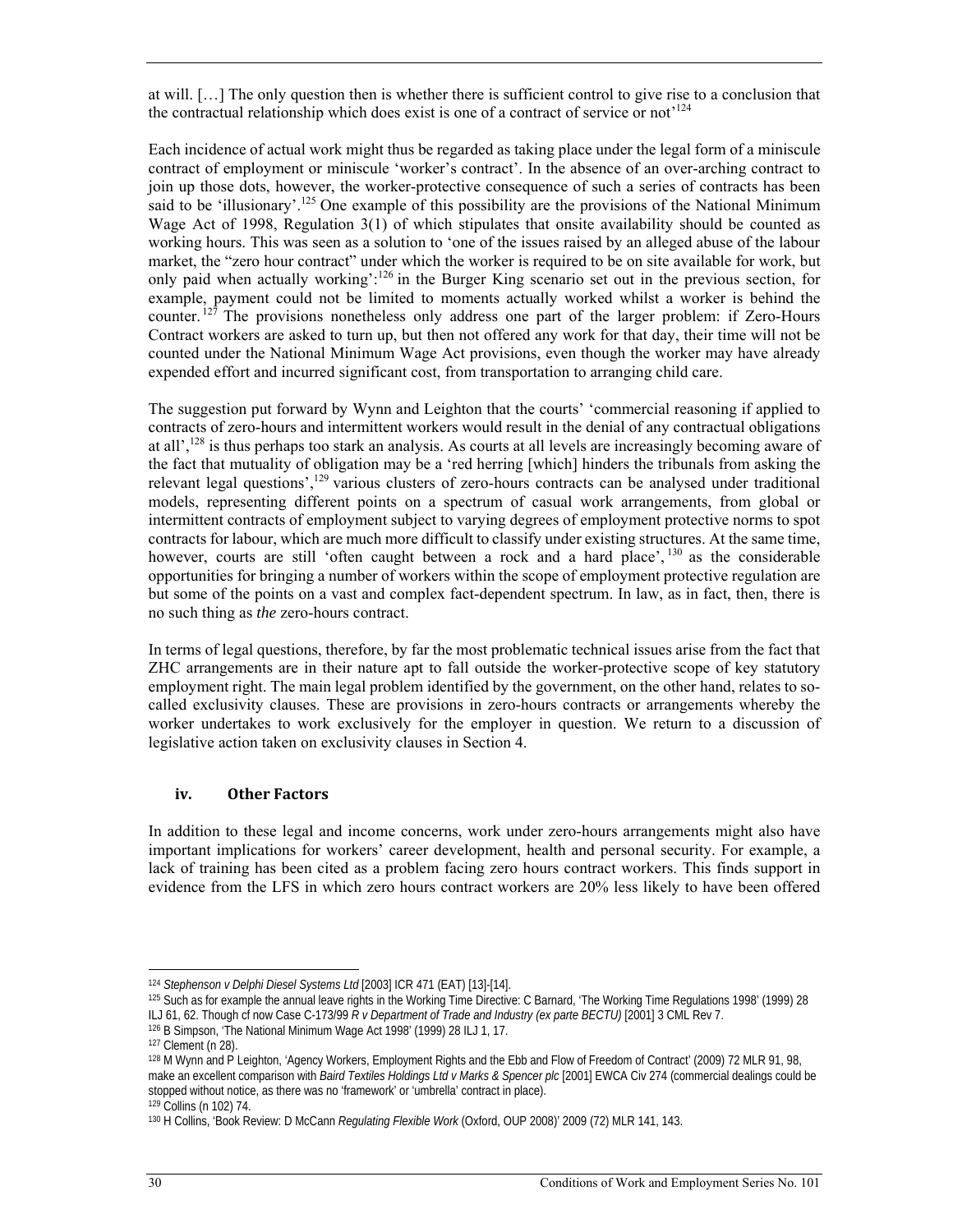at will. […] The only question then is whether there is sufficient control to give rise to a conclusion that the contractual relationship which does exist is one of a contract of service or not'[124]

Each incidence of actual work might thus be regarded as taking place under the legal form of a miniscule contract of employment or miniscule 'worker's contract'. In the absence of an over-arching contract to join up those dots, however, the worker-protective consequence of such a series of contracts has been said to be 'illusionary'.[125] One example of this possibility are the provisions of the National Minimum Wage Act of 1998, Regulation 3(1) of which stipulates that onsite availability should be counted as working hours. This was seen as a solution to 'one of the issues raised by an alleged abuse of the labour market, the "zero hour contract" under which the worker is required to be on site available for work, but only paid when actually working':[126] in the Burger King scenario set out in the previous section, for example, payment could not be limited to moments actually worked whilst a worker is behind the counter.[127] The provisions nonetheless only address one part of the larger problem: if Zero-Hours Contract workers are asked to turn up, but then not offered any work for that day, their time will not be counted under the National Minimum Wage Act provisions, even though the worker may have already expended effort and incurred significant cost, from transportation to arranging child care.

The suggestion put forward by Wynn and Leighton that the courts' 'commercial reasoning if applied to contracts of zero-hours and intermittent workers would result in the denial of any contractual obligations at all',[128] is thus perhaps too stark an analysis. As courts at all levels are increasingly becoming aware of the fact that mutuality of obligation may be a 'red herring [which] hinders the tribunals from asking the relevant legal questions',[129] various clusters of zero-hours contracts can be analysed under traditional models, representing different points on a spectrum of casual work arrangements, from global or intermittent contracts of employment subject to varying degrees of employment protective norms to spot contracts for labour, which are much more difficult to classify under existing structures. At the same time, however, courts are still 'often caught between a rock and a hard place',[130] as the considerable opportunities for bringing a number of workers within the scope of employment protective regulation are but some of the points on a vast and complex fact-dependent spectrum. In law, as in fact, then, there is no such thing as *the* zero-hours contract.

In terms of legal questions, therefore, by far the most problematic technical issues arise from the fact that ZHC arrangements are in their nature apt to fall outside the worker-protective scope of key statutory employment right. The main legal problem identified by the government, on the other hand, relates to so-called exclusivity clauses. These are provisions in zero-hours contracts or arrangements whereby the worker undertakes to work exclusively for the employer in question. We return to a discussion of legislative action taken on exclusivity clauses in Section 4.

#### iv. Other Factors

In addition to these legal and income concerns, work under zero-hours arrangements might also have important implications for workers' career development, health and personal security. For example, a lack of training has been cited as a problem facing zero hours contract workers. This finds support in evidence from the LFS in which zero hours contract workers are 20% less likely to have been offered

---

[124] *Stephenson v Delphi Diesel Systems Ltd* [2003] ICR 471 (EAT) [13]-[14].

[125] Such as for example the annual leave rights in the Working Time Directive: C Barnard, 'The Working Time Regulations 1998' (1999) 28 ILJ 61, 62. Though cf now Case C-173/99 *R v Department of Trade and Industry (ex parte BECTU)* [2001] 3 CML Rev 7.

[126] B Simpson, 'The National Minimum Wage Act 1998' (1999) 28 ILJ 1, 17.

[127] Clement (n 28).

[128] M Wynn and P Leighton, 'Agency Workers, Employment Rights and the Ebb and Flow of Freedom of Contract' (2009) 72 MLR 91, 98, make an excellent comparison with *Baird Textiles Holdings Ltd v Marks & Spencer plc* [2001] EWCA Civ 274 (commercial dealings could be stopped without notice, as there was no 'framework' or 'umbrella' contract in place).

[129] Collins (n 102) 74.

[130] H Collins, 'Book Review: D McCann *Regulating Flexible Work* (Oxford, OUP 2008)' 2009 (72) MLR 141, 143.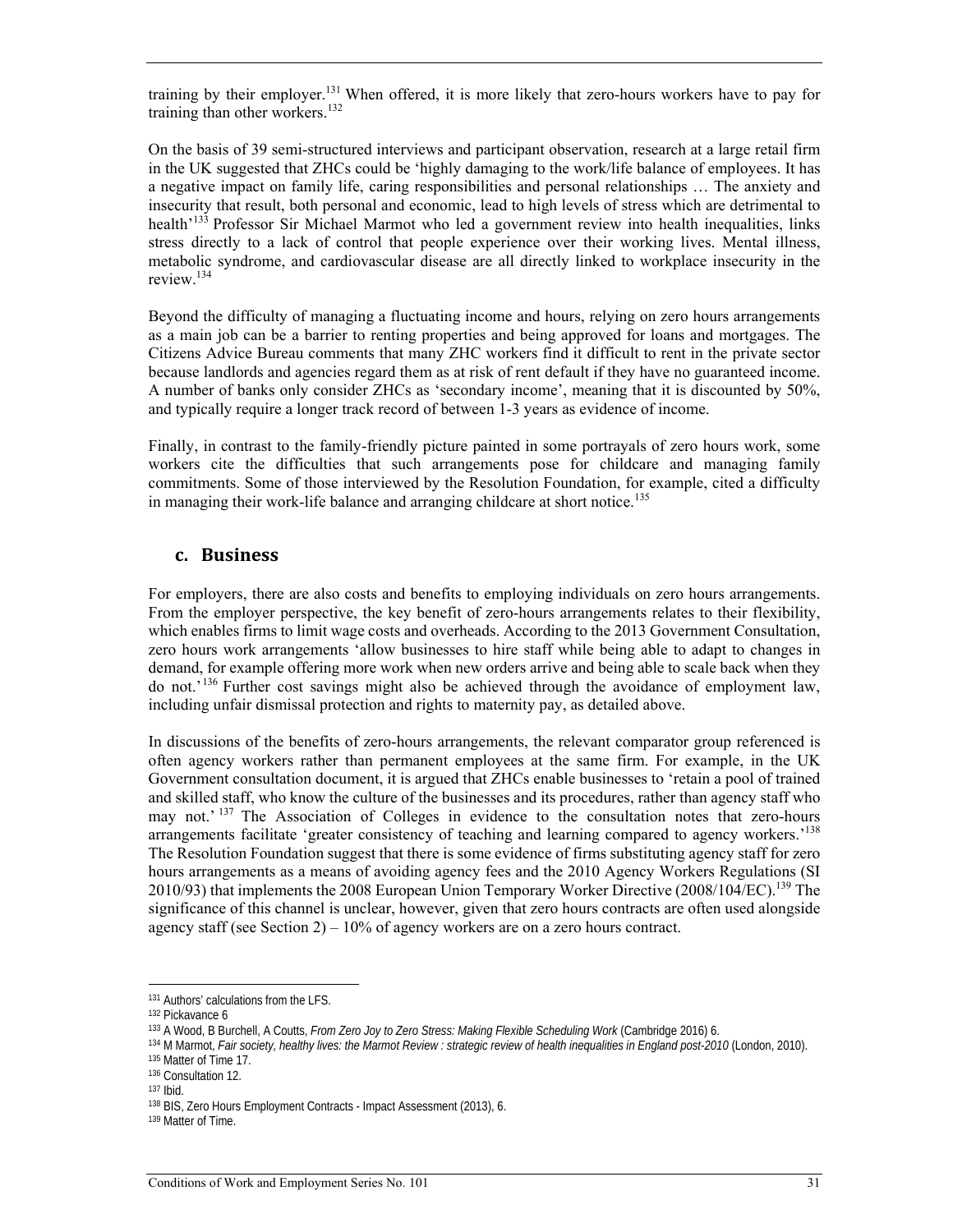training by their employer.[131] When offered, it is more likely that zero-hours workers have to pay for training than other workers.[132]

On the basis of 39 semi-structured interviews and participant observation, research at a large retail firm in the UK suggested that ZHCs could be 'highly damaging to the work/life balance of employees. It has a negative impact on family life, caring responsibilities and personal relationships … The anxiety and insecurity that result, both personal and economic, lead to high levels of stress which are detrimental to health'[133] Professor Sir Michael Marmot who led a government review into health inequalities, links stress directly to a lack of control that people experience over their working lives. Mental illness, metabolic syndrome, and cardiovascular disease are all directly linked to workplace insecurity in the review.[134]

Beyond the difficulty of managing a fluctuating income and hours, relying on zero hours arrangements as a main job can be a barrier to renting properties and being approved for loans and mortgages. The Citizens Advice Bureau comments that many ZHC workers find it difficult to rent in the private sector because landlords and agencies regard them as at risk of rent default if they have no guaranteed income. A number of banks only consider ZHCs as 'secondary income', meaning that it is discounted by 50%, and typically require a longer track record of between 1-3 years as evidence of income.

Finally, in contrast to the family-friendly picture painted in some portrayals of zero hours work, some workers cite the difficulties that such arrangements pose for childcare and managing family commitments. Some of those interviewed by the Resolution Foundation, for example, cited a difficulty in managing their work-life balance and arranging childcare at short notice.[135]

## c. Business

For employers, there are also costs and benefits to employing individuals on zero hours arrangements. From the employer perspective, the key benefit of zero-hours arrangements relates to their flexibility, which enables firms to limit wage costs and overheads. According to the 2013 Government Consultation, zero hours work arrangements 'allow businesses to hire staff while being able to adapt to changes in demand, for example offering more work when new orders arrive and being able to scale back when they do not.'[136] Further cost savings might also be achieved through the avoidance of employment law, including unfair dismissal protection and rights to maternity pay, as detailed above.

In discussions of the benefits of zero-hours arrangements, the relevant comparator group referenced is often agency workers rather than permanent employees at the same firm. For example, in the UK Government consultation document, it is argued that ZHCs enable businesses to 'retain a pool of trained and skilled staff, who know the culture of the businesses and its procedures, rather than agency staff who may not.'[137] The Association of Colleges in evidence to the consultation notes that zero-hours arrangements facilitate 'greater consistency of teaching and learning compared to agency workers.'[138] The Resolution Foundation suggest that there is some evidence of firms substituting agency staff for zero hours arrangements as a means of avoiding agency fees and the 2010 Agency Workers Regulations (SI 2010/93) that implements the 2008 European Union Temporary Worker Directive (2008/104/EC).[139] The significance of this channel is unclear, however, given that zero hours contracts are often used alongside agency staff (see Section 2) – 10% of agency workers are on a zero hours contract.

---

[131] Authors' calculations from the LFS.
[132] Pickavance 6
[133] A Wood, B Burchell, A Coutts, *From Zero Joy to Zero Stress: Making Flexible Scheduling Work* (Cambridge 2016) 6.
[134] M Marmot, *Fair society, healthy lives: the Marmot Review : strategic review of health inequalities in England post-2010* (London, 2010).
[135] Matter of Time 17.
[136] Consultation 12.
[137] Ibid.
[138] BIS, Zero Hours Employment Contracts - Impact Assessment (2013), 6.
[139] Matter of Time.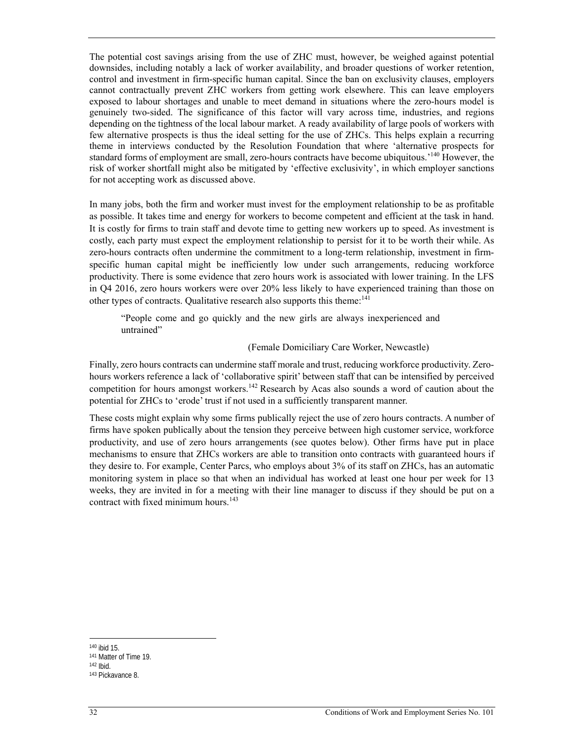The potential cost savings arising from the use of ZHC must, however, be weighed against potential downsides, including notably a lack of worker availability, and broader questions of worker retention, control and investment in firm-specific human capital. Since the ban on exclusivity clauses, employers cannot contractually prevent ZHC workers from getting work elsewhere. This can leave employers exposed to labour shortages and unable to meet demand in situations where the zero-hours model is genuinely two-sided. The significance of this factor will vary across time, industries, and regions depending on the tightness of the local labour market. A ready availability of large pools of workers with few alternative prospects is thus the ideal setting for the use of ZHCs. This helps explain a recurring theme in interviews conducted by the Resolution Foundation that where 'alternative prospects for standard forms of employment are small, zero-hours contracts have become ubiquitous.'[140] However, the risk of worker shortfall might also be mitigated by 'effective exclusivity', in which employer sanctions for not accepting work as discussed above.

In many jobs, both the firm and worker must invest for the employment relationship to be as profitable as possible. It takes time and energy for workers to become competent and efficient at the task in hand. It is costly for firms to train staff and devote time to getting new workers up to speed. As investment is costly, each party must expect the employment relationship to persist for it to be worth their while. As zero-hours contracts often undermine the commitment to a long-term relationship, investment in firm-specific human capital might be inefficiently low under such arrangements, reducing workforce productivity. There is some evidence that zero hours work is associated with lower training. In the LFS in Q4 2016, zero hours workers were over 20% less likely to have experienced training than those on other types of contracts. Qualitative research also supports this theme:[141]

> "People come and go quickly and the new girls are always inexperienced and untrained"
>
> (Female Domiciliary Care Worker, Newcastle)

Finally, zero hours contracts can undermine staff morale and trust, reducing workforce productivity. Zero-hours workers reference a lack of 'collaborative spirit' between staff that can be intensified by perceived competition for hours amongst workers.[142] Research by Acas also sounds a word of caution about the potential for ZHCs to 'erode' trust if not used in a sufficiently transparent manner.

These costs might explain why some firms publically reject the use of zero hours contracts. A number of firms have spoken publically about the tension they perceive between high customer service, workforce productivity, and use of zero hours arrangements (see quotes below). Other firms have put in place mechanisms to ensure that ZHCs workers are able to transition onto contracts with guaranteed hours if they desire to. For example, Center Parcs, who employs about 3% of its staff on ZHCs, has an automatic monitoring system in place so that when an individual has worked at least one hour per week for 13 weeks, they are invited in for a meeting with their line manager to discuss if they should be put on a contract with fixed minimum hours.[143]

---

[140] ibid 15.
[141] Matter of Time 19.
[142] Ibid.
[143] Pickavance 8.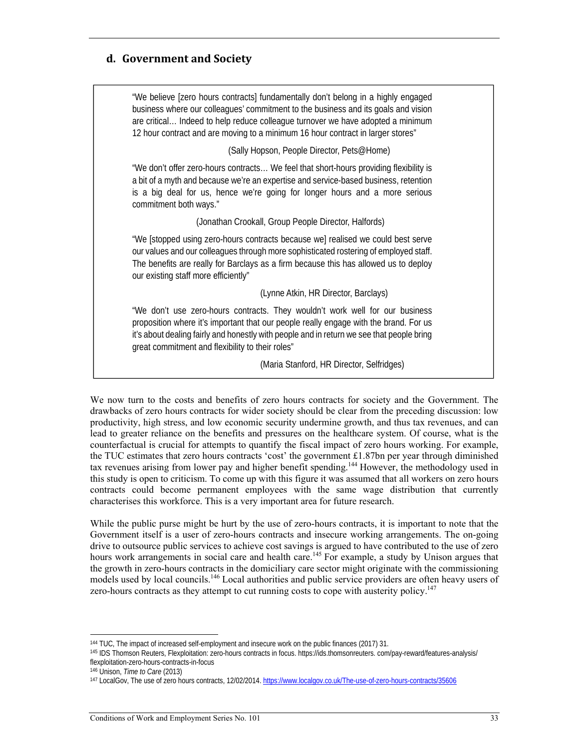## d. Government and Society

> "We believe [zero hours contracts] fundamentally don't belong in a highly engaged business where our colleagues' commitment to the business and its goals and vision are critical… Indeed to help reduce colleague turnover we have adopted a minimum 12 hour contract and are moving to a minimum 16 hour contract in larger stores"
>
> (Sally Hopson, People Director, Pets@Home)
>
> "We don't offer zero-hours contracts… We feel that short-hours providing flexibility is a bit of a myth and because we're an expertise and service-based business, retention is a big deal for us, hence we're going for longer hours and a more serious commitment both ways."
>
> (Jonathan Crookall, Group People Director, Halfords)
>
> "We [stopped using zero-hours contracts because we] realised we could best serve our values and our colleagues through more sophisticated rostering of employed staff. The benefits are really for Barclays as a firm because this has allowed us to deploy our existing staff more efficiently"
>
> (Lynne Atkin, HR Director, Barclays)
>
> "We don't use zero-hours contracts. They wouldn't work well for our business proposition where it's important that our people really engage with the brand. For us it's about dealing fairly and honestly with people and in return we see that people bring great commitment and flexibility to their roles"
>
> (Maria Stanford, HR Director, Selfridges)

We now turn to the costs and benefits of zero hours contracts for society and the Government. The drawbacks of zero hours contracts for wider society should be clear from the preceding discussion: low productivity, high stress, and low economic security undermine growth, and thus tax revenues, and can lead to greater reliance on the benefits and pressures on the healthcare system. Of course, what is the counterfactual is crucial for attempts to quantify the fiscal impact of zero hours working. For example, the TUC estimates that zero hours contracts 'cost' the government £1.87bn per year through diminished tax revenues arising from lower pay and higher benefit spending.[144] However, the methodology used in this study is open to criticism. To come up with this figure it was assumed that all workers on zero hours contracts could become permanent employees with the same wage distribution that currently characterises this workforce. This is a very important area for future research.

While the public purse might be hurt by the use of zero-hours contracts, it is important to note that the Government itself is a user of zero-hours contracts and insecure working arrangements. The on-going drive to outsource public services to achieve cost savings is argued to have contributed to the use of zero hours work arrangements in social care and health care.[145] For example, a study by Unison argues that the growth in zero-hours contracts in the domiciliary care sector might originate with the commissioning models used by local councils.[146] Local authorities and public service providers are often heavy users of zero-hours contracts as they attempt to cut running costs to cope with austerity policy.[147]

---

[144] TUC, The impact of increased self-employment and insecure work on the public finances (2017) 31.

[145] IDS Thomson Reuters, Flexploitation: zero-hours contracts in focus. https://ids.thomsonreuters. com/pay-reward/features-analysis/flexploitation-zero-hours-contracts-in-focus

[146] Unison, *Time to Care* (2013)

[147] LocalGov, The use of zero hours contracts, 12/02/2014. https://www.localgov.co.uk/The-use-of-zero-hours-contracts/35606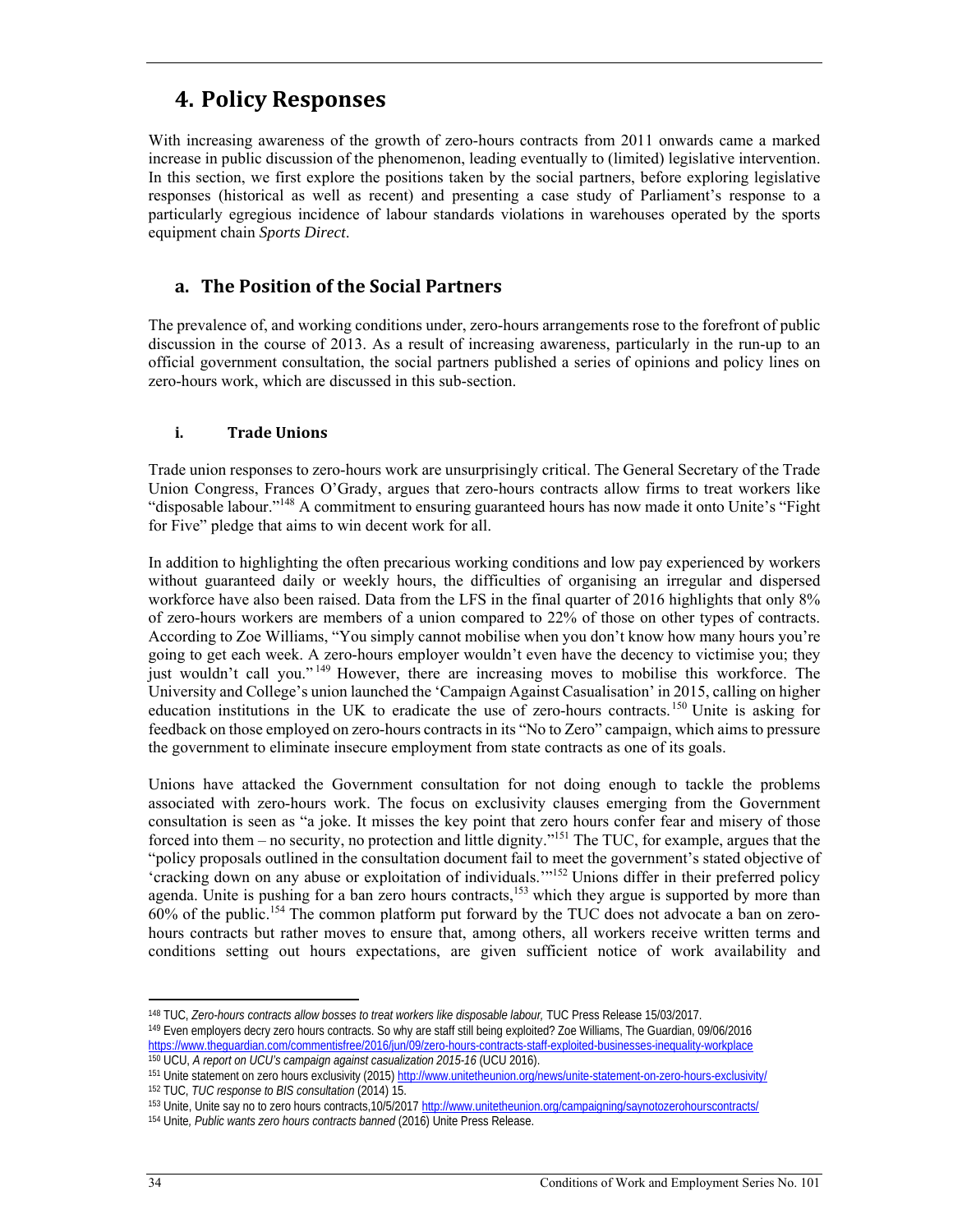# 4. Policy Responses

With increasing awareness of the growth of zero-hours contracts from 2011 onwards came a marked increase in public discussion of the phenomenon, leading eventually to (limited) legislative intervention. In this section, we first explore the positions taken by the social partners, before exploring legislative responses (historical as well as recent) and presenting a case study of Parliament's response to a particularly egregious incidence of labour standards violations in warehouses operated by the sports equipment chain *Sports Direct*.

## a. The Position of the Social Partners

The prevalence of, and working conditions under, zero-hours arrangements rose to the forefront of public discussion in the course of 2013. As a result of increasing awareness, particularly in the run-up to an official government consultation, the social partners published a series of opinions and policy lines on zero-hours work, which are discussed in this sub-section.

### i. Trade Unions

Trade union responses to zero-hours work are unsurprisingly critical. The General Secretary of the Trade Union Congress, Frances O'Grady, argues that zero-hours contracts allow firms to treat workers like "disposable labour."[148] A commitment to ensuring guaranteed hours has now made it onto Unite's "Fight for Five" pledge that aims to win decent work for all.

In addition to highlighting the often precarious working conditions and low pay experienced by workers without guaranteed daily or weekly hours, the difficulties of organising an irregular and dispersed workforce have also been raised. Data from the LFS in the final quarter of 2016 highlights that only 8% of zero-hours workers are members of a union compared to 22% of those on other types of contracts. According to Zoe Williams, "You simply cannot mobilise when you don't know how many hours you're going to get each week. A zero-hours employer wouldn't even have the decency to victimise you; they just wouldn't call you."[149] However, there are increasing moves to mobilise this workforce. The University and College's union launched the 'Campaign Against Casualisation' in 2015, calling on higher education institutions in the UK to eradicate the use of zero-hours contracts.[150] Unite is asking for feedback on those employed on zero-hours contracts in its "No to Zero" campaign, which aims to pressure the government to eliminate insecure employment from state contracts as one of its goals.

Unions have attacked the Government consultation for not doing enough to tackle the problems associated with zero-hours work. The focus on exclusivity clauses emerging from the Government consultation is seen as "a joke. It misses the key point that zero hours confer fear and misery of those forced into them – no security, no protection and little dignity."[151] The TUC, for example, argues that the "policy proposals outlined in the consultation document fail to meet the government's stated objective of 'cracking down on any abuse or exploitation of individuals.'"[152] Unions differ in their preferred policy agenda. Unite is pushing for a ban zero hours contracts,[153] which they argue is supported by more than 60% of the public.[154] The common platform put forward by the TUC does not advocate a ban on zero-hours contracts but rather moves to ensure that, among others, all workers receive written terms and conditions setting out hours expectations, are given sufficient notice of work availability and

---

[148] TUC, *Zero-hours contracts allow bosses to treat workers like disposable labour,* TUC Press Release 15/03/2017.

[149] Even employers decry zero hours contracts. So why are staff still being exploited? Zoe Williams, The Guardian, 09/06/2016 https://www.theguardian.com/commentisfree/2016/jun/09/zero-hours-contracts-staff-exploited-businesses-inequality-workplace

[150] UCU, *A report on UCU's campaign against casualization 2015-16* (UCU 2016).

[151] Unite statement on zero hours exclusivity (2015) http://www.unitetheunion.org/news/unite-statement-on-zero-hours-exclusivity/

[152] TUC, *TUC response to BIS consultation* (2014) 15.

[153] Unite, Unite say no to zero hours contracts,10/5/2017 http://www.unitetheunion.org/campaigning/saynotozerohourscontracts/

[154] Unite*, Public wants zero hours contracts banned* (2016) Unite Press Release.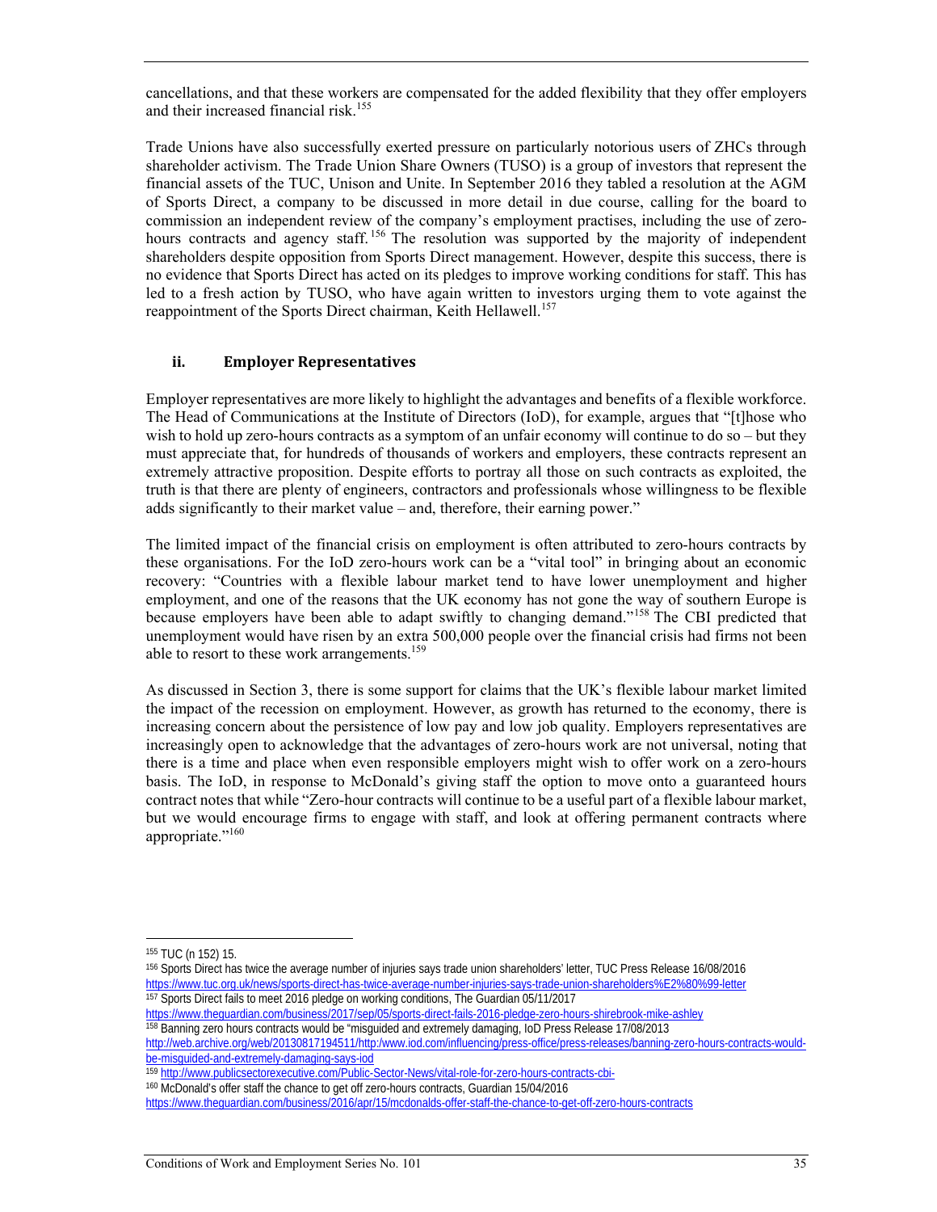cancellations, and that these workers are compensated for the added flexibility that they offer employers and their increased financial risk.[155]

Trade Unions have also successfully exerted pressure on particularly notorious users of ZHCs through shareholder activism. The Trade Union Share Owners (TUSO) is a group of investors that represent the financial assets of the TUC, Unison and Unite. In September 2016 they tabled a resolution at the AGM of Sports Direct, a company to be discussed in more detail in due course, calling for the board to commission an independent review of the company's employment practises, including the use of zero-hours contracts and agency staff.[156] The resolution was supported by the majority of independent shareholders despite opposition from Sports Direct management. However, despite this success, there is no evidence that Sports Direct has acted on its pledges to improve working conditions for staff. This has led to a fresh action by TUSO, who have again written to investors urging them to vote against the reappointment of the Sports Direct chairman, Keith Hellawell.[157]

### ii. Employer Representatives

Employer representatives are more likely to highlight the advantages and benefits of a flexible workforce. The Head of Communications at the Institute of Directors (IoD), for example, argues that "[t]hose who wish to hold up zero-hours contracts as a symptom of an unfair economy will continue to do so – but they must appreciate that, for hundreds of thousands of workers and employers, these contracts represent an extremely attractive proposition. Despite efforts to portray all those on such contracts as exploited, the truth is that there are plenty of engineers, contractors and professionals whose willingness to be flexible adds significantly to their market value – and, therefore, their earning power."

The limited impact of the financial crisis on employment is often attributed to zero-hours contracts by these organisations. For the IoD zero-hours work can be a "vital tool" in bringing about an economic recovery: "Countries with a flexible labour market tend to have lower unemployment and higher employment, and one of the reasons that the UK economy has not gone the way of southern Europe is because employers have been able to adapt swiftly to changing demand."[158] The CBI predicted that unemployment would have risen by an extra 500,000 people over the financial crisis had firms not been able to resort to these work arrangements.[159]

As discussed in Section 3, there is some support for claims that the UK's flexible labour market limited the impact of the recession on employment. However, as growth has returned to the economy, there is increasing concern about the persistence of low pay and low job quality. Employers representatives are increasingly open to acknowledge that the advantages of zero-hours work are not universal, noting that there is a time and place when even responsible employers might wish to offer work on a zero-hours basis. The IoD, in response to McDonald's giving staff the option to move onto a guaranteed hours contract notes that while "Zero-hour contracts will continue to be a useful part of a flexible labour market, but we would encourage firms to engage with staff, and look at offering permanent contracts where appropriate."[160]

---

[155] TUC (n 152) 15.

[156] Sports Direct has twice the average number of injuries says trade union shareholders' letter, TUC Press Release 16/08/2016 https://www.tuc.org.uk/news/sports-direct-has-twice-average-number-injuries-says-trade-union-shareholders%E2%80%99-letter

[157] Sports Direct fails to meet 2016 pledge on working conditions, The Guardian 05/11/2017 https://www.theguardian.com/business/2017/sep/05/sports-direct-fails-2016-pledge-zero-hours-shirebrook-mike-ashley

[158] Banning zero hours contracts would be "misguided and extremely damaging, IoD Press Release 17/08/2013 http://web.archive.org/web/20130817194511/http:/www.iod.com/influencing/press-office/press-releases/banning-zero-hours-contracts-would-be-misguided-and-extremely-damaging-says-iod

[159] http://www.publicsectorexecutive.com/Public-Sector-News/vital-role-for-zero-hours-contracts-cbi-

[160] McDonald's offer staff the chance to get off zero-hours contracts, Guardian 15/04/2016 https://www.theguardian.com/business/2016/apr/15/mcdonalds-offer-staff-the-chance-to-get-off-zero-hours-contracts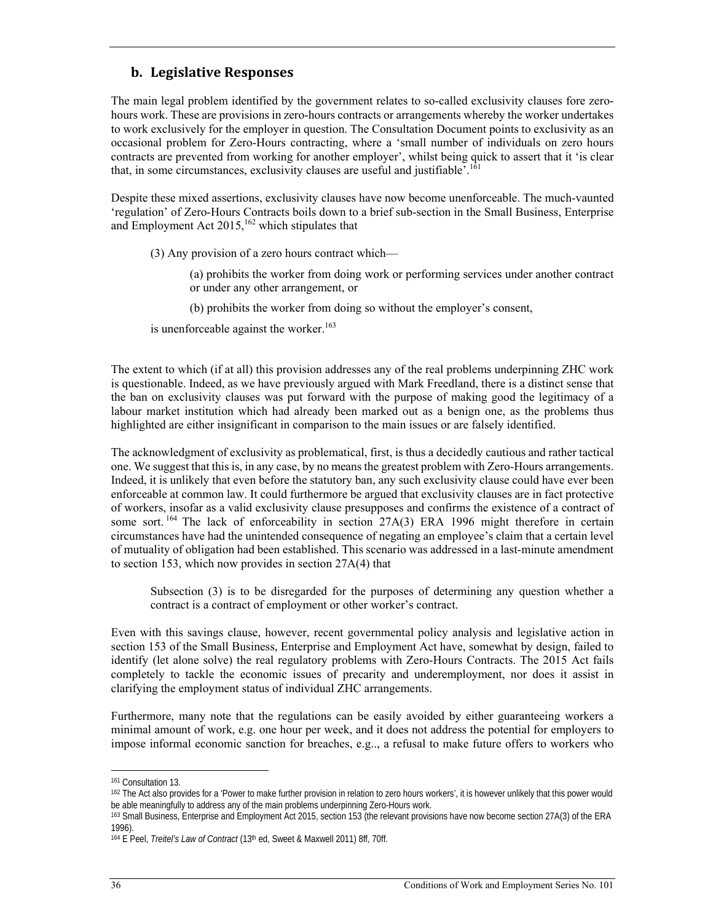## b. Legislative Responses

The main legal problem identified by the government relates to so-called exclusivity clauses fore zero-hours work. These are provisions in zero-hours contracts or arrangements whereby the worker undertakes to work exclusively for the employer in question. The Consultation Document points to exclusivity as an occasional problem for Zero-Hours contracting, where a 'small number of individuals on zero hours contracts are prevented from working for another employer', whilst being quick to assert that it 'is clear that, in some circumstances, exclusivity clauses are useful and justifiable'.[161]

Despite these mixed assertions, exclusivity clauses have now become unenforceable. The much-vaunted 'regulation' of Zero-Hours Contracts boils down to a brief sub-section in the Small Business, Enterprise and Employment Act 2015,[162] which stipulates that

> (3) Any provision of a zero hours contract which—
>
> (a) prohibits the worker from doing work or performing services under another contract or under any other arrangement, or
>
> (b) prohibits the worker from doing so without the employer's consent,
>
> is unenforceable against the worker.[163]

The extent to which (if at all) this provision addresses any of the real problems underpinning ZHC work is questionable. Indeed, as we have previously argued with Mark Freedland, there is a distinct sense that the ban on exclusivity clauses was put forward with the purpose of making good the legitimacy of a labour market institution which had already been marked out as a benign one, as the problems thus highlighted are either insignificant in comparison to the main issues or are falsely identified.

The acknowledgment of exclusivity as problematical, first, is thus a decidedly cautious and rather tactical one. We suggest that this is, in any case, by no means the greatest problem with Zero-Hours arrangements. Indeed, it is unlikely that even before the statutory ban, any such exclusivity clause could have ever been enforceable at common law. It could furthermore be argued that exclusivity clauses are in fact protective of workers, insofar as a valid exclusivity clause presupposes and confirms the existence of a contract of some sort.[164] The lack of enforceability in section 27A(3) ERA 1996 might therefore in certain circumstances have had the unintended consequence of negating an employee's claim that a certain level of mutuality of obligation had been established. This scenario was addressed in a last-minute amendment to section 153, which now provides in section 27A(4) that

> Subsection (3) is to be disregarded for the purposes of determining any question whether a contract is a contract of employment or other worker's contract.

Even with this savings clause, however, recent governmental policy analysis and legislative action in section 153 of the Small Business, Enterprise and Employment Act have, somewhat by design, failed to identify (let alone solve) the real regulatory problems with Zero-Hours Contracts. The 2015 Act fails completely to tackle the economic issues of precarity and underemployment, nor does it assist in clarifying the employment status of individual ZHC arrangements.

Furthermore, many note that the regulations can be easily avoided by either guaranteeing workers a minimal amount of work, e.g. one hour per week, and it does not address the potential for employers to impose informal economic sanction for breaches, e.g.., a refusal to make future offers to workers who

---

[161] Consultation 13.

[162] The Act also provides for a 'Power to make further provision in relation to zero hours workers', it is however unlikely that this power would be able meaningfully to address any of the main problems underpinning Zero-Hours work.

[163] Small Business, Enterprise and Employment Act 2015, section 153 (the relevant provisions have now become section 27A(3) of the ERA 1996).

[164] E Peel, *Treitel's Law of Contract* (13th ed, Sweet & Maxwell 2011) 8ff, 70ff.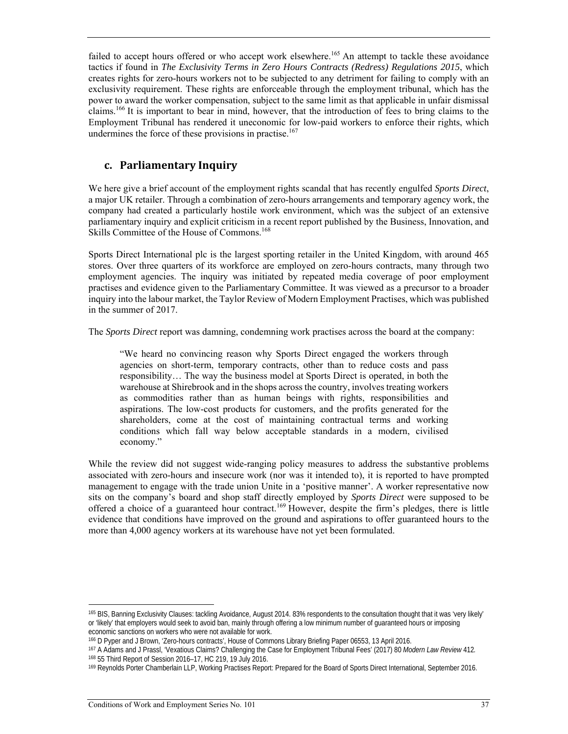failed to accept hours offered or who accept work elsewhere.[165] An attempt to tackle these avoidance tactics if found in *The Exclusivity Terms in Zero Hours Contracts (Redress) Regulations 2015*, which creates rights for zero-hours workers not to be subjected to any detriment for failing to comply with an exclusivity requirement. These rights are enforceable through the employment tribunal, which has the power to award the worker compensation, subject to the same limit as that applicable in unfair dismissal claims.[166] It is important to bear in mind, however, that the introduction of fees to bring claims to the Employment Tribunal has rendered it uneconomic for low-paid workers to enforce their rights, which undermines the force of these provisions in practise.[167]

## c. Parliamentary Inquiry

We here give a brief account of the employment rights scandal that has recently engulfed *Sports Direct*, a major UK retailer. Through a combination of zero-hours arrangements and temporary agency work, the company had created a particularly hostile work environment, which was the subject of an extensive parliamentary inquiry and explicit criticism in a recent report published by the Business, Innovation, and Skills Committee of the House of Commons.[168]

Sports Direct International plc is the largest sporting retailer in the United Kingdom, with around 465 stores. Over three quarters of its workforce are employed on zero-hours contracts, many through two employment agencies. The inquiry was initiated by repeated media coverage of poor employment practises and evidence given to the Parliamentary Committee. It was viewed as a precursor to a broader inquiry into the labour market, the Taylor Review of Modern Employment Practises, which was published in the summer of 2017.

The *Sports Direct* report was damning, condemning work practises across the board at the company:

> "We heard no convincing reason why Sports Direct engaged the workers through agencies on short-term, temporary contracts, other than to reduce costs and pass responsibility… The way the business model at Sports Direct is operated, in both the warehouse at Shirebrook and in the shops across the country, involves treating workers as commodities rather than as human beings with rights, responsibilities and aspirations. The low-cost products for customers, and the profits generated for the shareholders, come at the cost of maintaining contractual terms and working conditions which fall way below acceptable standards in a modern, civilised economy."

While the review did not suggest wide-ranging policy measures to address the substantive problems associated with zero-hours and insecure work (nor was it intended to), it is reported to have prompted management to engage with the trade union Unite in a 'positive manner'. A worker representative now sits on the company's board and shop staff directly employed by *Sports Direct* were supposed to be offered a choice of a guaranteed hour contract.[169] However, despite the firm's pledges, there is little evidence that conditions have improved on the ground and aspirations to offer guaranteed hours to the more than 4,000 agency workers at its warehouse have not yet been formulated.

---

[165] BIS, Banning Exclusivity Clauses: tackling Avoidance, August 2014. 83% respondents to the consultation thought that it was 'very likely' or 'likely' that employers would seek to avoid ban, mainly through offering a low minimum number of guaranteed hours or imposing economic sanctions on workers who were not available for work.

[166] D Pyper and J Brown, 'Zero-hours contracts', House of Commons Library Briefing Paper 06553, 13 April 2016.

[167] A Adams and J Prassl, 'Vexatious Claims? Challenging the Case for Employment Tribunal Fees' (2017) 80 *Modern Law Review* 412.

[168] 55 Third Report of Session 2016–17, HC 219, 19 July 2016.

[169] Reynolds Porter Chamberlain LLP, Working Practises Report: Prepared for the Board of Sports Direct International, September 2016.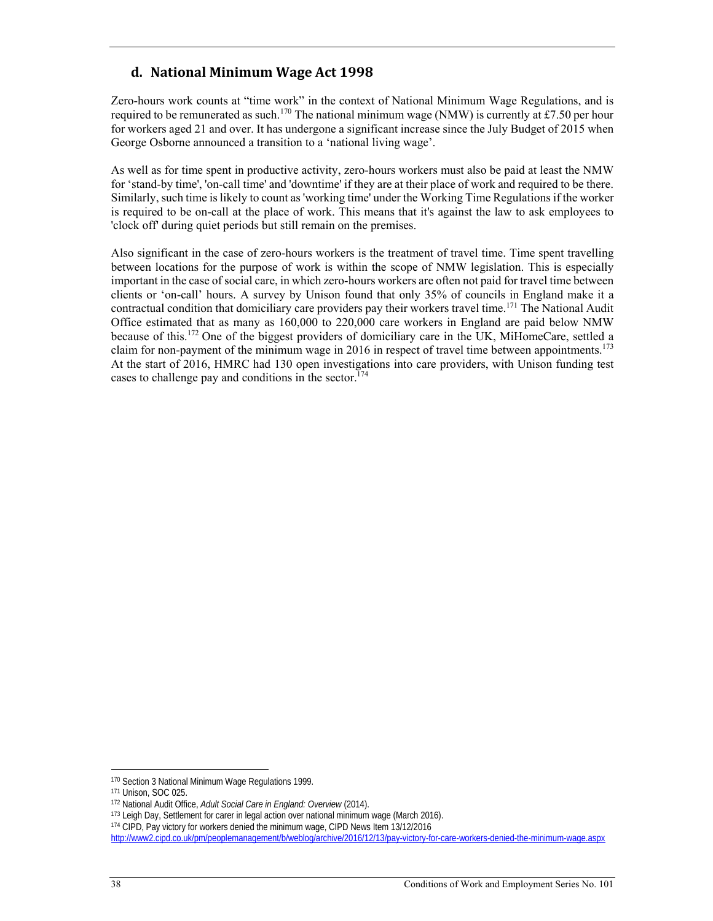## d. National Minimum Wage Act 1998

Zero-hours work counts at "time work" in the context of National Minimum Wage Regulations, and is required to be remunerated as such.[170] The national minimum wage (NMW) is currently at £7.50 per hour for workers aged 21 and over. It has undergone a significant increase since the July Budget of 2015 when George Osborne announced a transition to a 'national living wage'.

As well as for time spent in productive activity, zero-hours workers must also be paid at least the NMW for 'stand-by time', 'on-call time' and 'downtime' if they are at their place of work and required to be there. Similarly, such time is likely to count as 'working time' under the Working Time Regulations if the worker is required to be on-call at the place of work. This means that it's against the law to ask employees to 'clock off' during quiet periods but still remain on the premises.

Also significant in the case of zero-hours workers is the treatment of travel time. Time spent travelling between locations for the purpose of work is within the scope of NMW legislation. This is especially important in the case of social care, in which zero-hours workers are often not paid for travel time between clients or 'on-call' hours. A survey by Unison found that only 35% of councils in England make it a contractual condition that domiciliary care providers pay their workers travel time.[171] The National Audit Office estimated that as many as 160,000 to 220,000 care workers in England are paid below NMW because of this.[172] One of the biggest providers of domiciliary care in the UK, MiHomeCare, settled a claim for non-payment of the minimum wage in 2016 in respect of travel time between appointments.[173] At the start of 2016, HMRC had 130 open investigations into care providers, with Unison funding test cases to challenge pay and conditions in the sector.[174]

---

[170] Section 3 National Minimum Wage Regulations 1999.

[171] Unison, SOC 025.

[172] National Audit Office, *Adult Social Care in England: Overview* (2014).

[173] Leigh Day, Settlement for carer in legal action over national minimum wage (March 2016).

[174] CIPD, Pay victory for workers denied the minimum wage, CIPD News Item 13/12/2016 http://www2.cipd.co.uk/pm/peoplemanagement/b/weblog/archive/2016/12/13/pay-victory-for-care-workers-denied-the-minimum-wage.aspx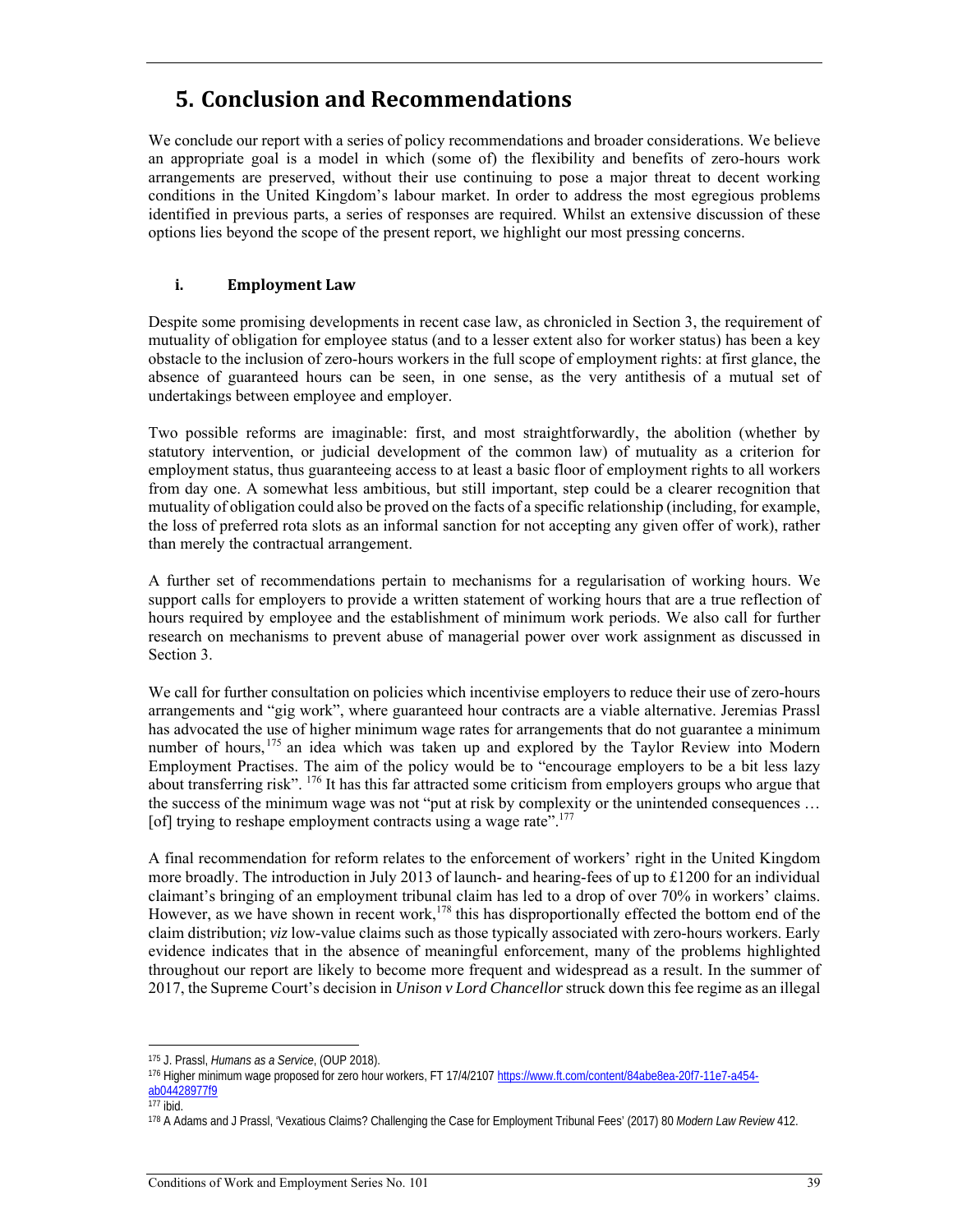# 5. Conclusion and Recommendations

We conclude our report with a series of policy recommendations and broader considerations. We believe an appropriate goal is a model in which (some of) the flexibility and benefits of zero-hours work arrangements are preserved, without their use continuing to pose a major threat to decent working conditions in the United Kingdom's labour market. In order to address the most egregious problems identified in previous parts, a series of responses are required. Whilst an extensive discussion of these options lies beyond the scope of the present report, we highlight our most pressing concerns.

## i. Employment Law

Despite some promising developments in recent case law, as chronicled in Section 3, the requirement of mutuality of obligation for employee status (and to a lesser extent also for worker status) has been a key obstacle to the inclusion of zero-hours workers in the full scope of employment rights: at first glance, the absence of guaranteed hours can be seen, in one sense, as the very antithesis of a mutual set of undertakings between employee and employer.

Two possible reforms are imaginable: first, and most straightforwardly, the abolition (whether by statutory intervention, or judicial development of the common law) of mutuality as a criterion for employment status, thus guaranteeing access to at least a basic floor of employment rights to all workers from day one. A somewhat less ambitious, but still important, step could be a clearer recognition that mutuality of obligation could also be proved on the facts of a specific relationship (including, for example, the loss of preferred rota slots as an informal sanction for not accepting any given offer of work), rather than merely the contractual arrangement.

A further set of recommendations pertain to mechanisms for a regularisation of working hours. We support calls for employers to provide a written statement of working hours that are a true reflection of hours required by employee and the establishment of minimum work periods. We also call for further research on mechanisms to prevent abuse of managerial power over work assignment as discussed in Section 3.

We call for further consultation on policies which incentivise employers to reduce their use of zero-hours arrangements and "gig work", where guaranteed hour contracts are a viable alternative. Jeremias Prassl has advocated the use of higher minimum wage rates for arrangements that do not guarantee a minimum number of hours,[175] an idea which was taken up and explored by the Taylor Review into Modern Employment Practises. The aim of the policy would be to "encourage employers to be a bit less lazy about transferring risk".[176] It has this far attracted some criticism from employers groups who argue that the success of the minimum wage was not "put at risk by complexity or the unintended consequences … [of] trying to reshape employment contracts using a wage rate".[177]

A final recommendation for reform relates to the enforcement of workers' right in the United Kingdom more broadly. The introduction in July 2013 of launch- and hearing-fees of up to £1200 for an individual claimant's bringing of an employment tribunal claim has led to a drop of over 70% in workers' claims. However, as we have shown in recent work,[178] this has disproportionally effected the bottom end of the claim distribution; *viz* low-value claims such as those typically associated with zero-hours workers. Early evidence indicates that in the absence of meaningful enforcement, many of the problems highlighted throughout our report are likely to become more frequent and widespread as a result. In the summer of 2017, the Supreme Court's decision in *Unison v Lord Chancellor* struck down this fee regime as an illegal

---

[175] J. Prassl, *Humans as a Service*, (OUP 2018).

[176] Higher minimum wage proposed for zero hour workers, FT 17/4/2107 https://www.ft.com/content/84abe8ea-20f7-11e7-a454-ab04428977f9

[177] ibid.

[178] A Adams and J Prassl, 'Vexatious Claims? Challenging the Case for Employment Tribunal Fees' (2017) 80 *Modern Law Review* 412.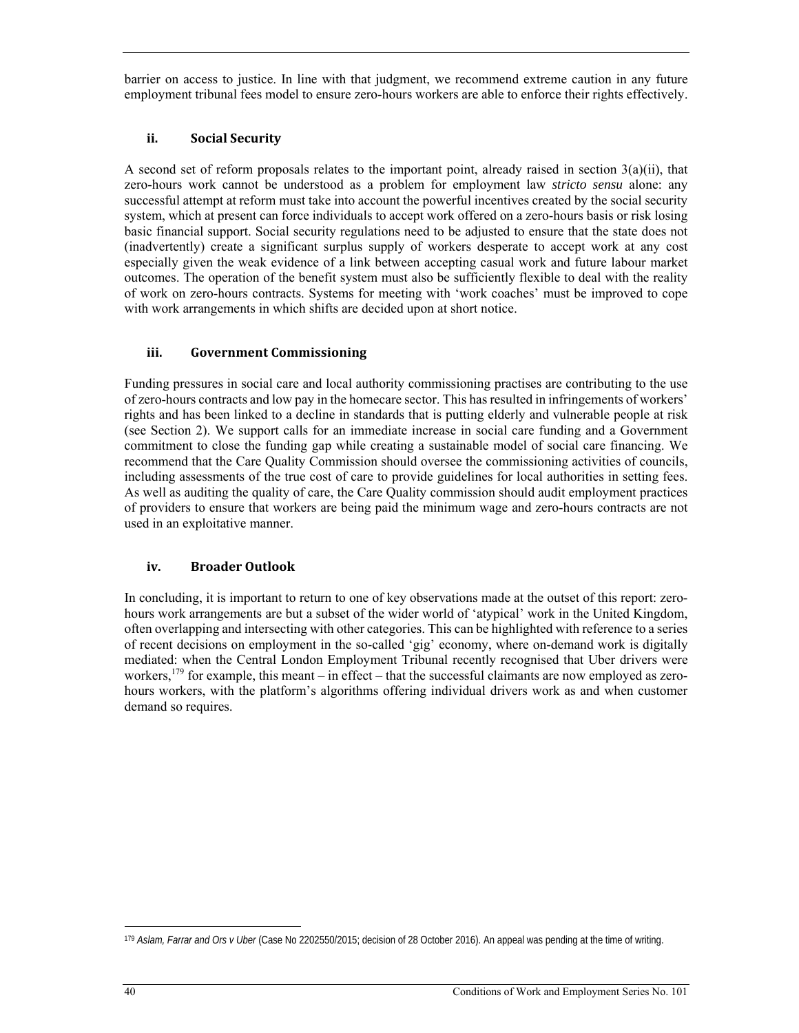barrier on access to justice. In line with that judgment, we recommend extreme caution in any future employment tribunal fees model to ensure zero-hours workers are able to enforce their rights effectively.

### ii. Social Security

A second set of reform proposals relates to the important point, already raised in section 3(a)(ii), that zero-hours work cannot be understood as a problem for employment law *stricto sensu* alone: any successful attempt at reform must take into account the powerful incentives created by the social security system, which at present can force individuals to accept work offered on a zero-hours basis or risk losing basic financial support. Social security regulations need to be adjusted to ensure that the state does not (inadvertently) create a significant surplus supply of workers desperate to accept work at any cost especially given the weak evidence of a link between accepting casual work and future labour market outcomes. The operation of the benefit system must also be sufficiently flexible to deal with the reality of work on zero-hours contracts. Systems for meeting with 'work coaches' must be improved to cope with work arrangements in which shifts are decided upon at short notice.

### iii. Government Commissioning

Funding pressures in social care and local authority commissioning practises are contributing to the use of zero-hours contracts and low pay in the homecare sector. This has resulted in infringements of workers' rights and has been linked to a decline in standards that is putting elderly and vulnerable people at risk (see Section 2). We support calls for an immediate increase in social care funding and a Government commitment to close the funding gap while creating a sustainable model of social care financing. We recommend that the Care Quality Commission should oversee the commissioning activities of councils, including assessments of the true cost of care to provide guidelines for local authorities in setting fees. As well as auditing the quality of care, the Care Quality commission should audit employment practices of providers to ensure that workers are being paid the minimum wage and zero-hours contracts are not used in an exploitative manner.

### iv. Broader Outlook

In concluding, it is important to return to one of key observations made at the outset of this report: zero-hours work arrangements are but a subset of the wider world of 'atypical' work in the United Kingdom, often overlapping and intersecting with other categories. This can be highlighted with reference to a series of recent decisions on employment in the so-called 'gig' economy, where on-demand work is digitally mediated: when the Central London Employment Tribunal recently recognised that Uber drivers were workers,[179] for example, this meant – in effect – that the successful claimants are now employed as zero-hours workers, with the platform's algorithms offering individual drivers work as and when customer demand so requires.

---

[179] *Aslam, Farrar and Ors v Uber* (Case No 2202550/2015; decision of 28 October 2016). An appeal was pending at the time of writing.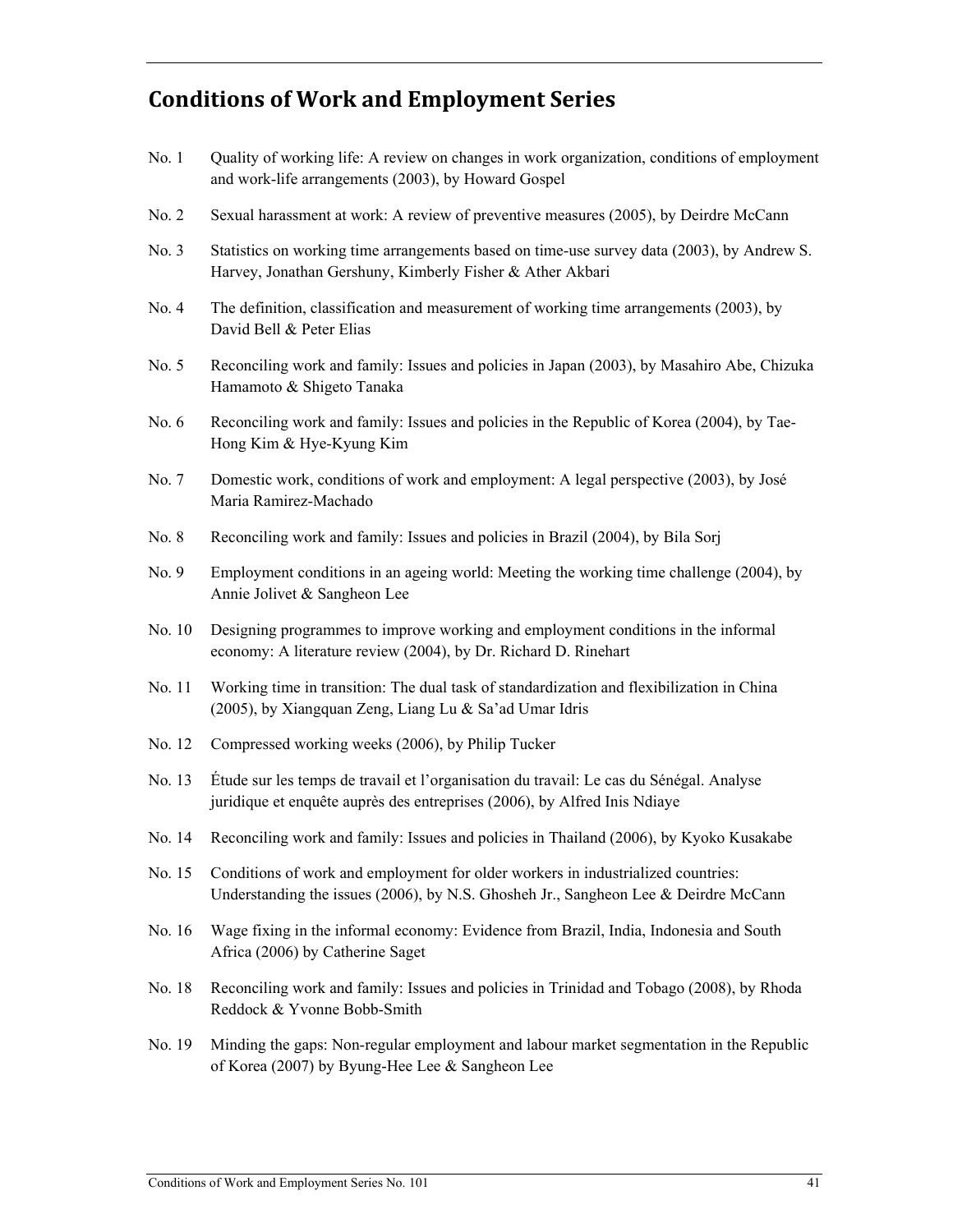## Conditions of Work and Employment Series

No. 1 Quality of working life: A review on changes in work organization, conditions of employment and work-life arrangements (2003), by Howard Gospel

No. 2 Sexual harassment at work: A review of preventive measures (2005), by Deirdre McCann

No. 3 Statistics on working time arrangements based on time-use survey data (2003), by Andrew S. Harvey, Jonathan Gershuny, Kimberly Fisher & Ather Akbari

No. 4 The definition, classification and measurement of working time arrangements (2003), by David Bell & Peter Elias

No. 5 Reconciling work and family: Issues and policies in Japan (2003), by Masahiro Abe, Chizuka Hamamoto & Shigeto Tanaka

No. 6 Reconciling work and family: Issues and policies in the Republic of Korea (2004), by Tae-Hong Kim & Hye-Kyung Kim

No. 7 Domestic work, conditions of work and employment: A legal perspective (2003), by José Maria Ramirez-Machado

No. 8 Reconciling work and family: Issues and policies in Brazil (2004), by Bila Sorj

No. 9 Employment conditions in an ageing world: Meeting the working time challenge (2004), by Annie Jolivet & Sangheon Lee

No. 10 Designing programmes to improve working and employment conditions in the informal economy: A literature review (2004), by Dr. Richard D. Rinehart

No. 11 Working time in transition: The dual task of standardization and flexibilization in China (2005), by Xiangquan Zeng, Liang Lu & Sa'ad Umar Idris

No. 12 Compressed working weeks (2006), by Philip Tucker

No. 13 Étude sur les temps de travail et l'organisation du travail: Le cas du Sénégal. Analyse juridique et enquête auprès des entreprises (2006), by Alfred Inis Ndiaye

No. 14 Reconciling work and family: Issues and policies in Thailand (2006), by Kyoko Kusakabe

No. 15 Conditions of work and employment for older workers in industrialized countries: Understanding the issues (2006), by N.S. Ghosheh Jr., Sangheon Lee & Deirdre McCann

No. 16 Wage fixing in the informal economy: Evidence from Brazil, India, Indonesia and South Africa (2006) by Catherine Saget

No. 18 Reconciling work and family: Issues and policies in Trinidad and Tobago (2008), by Rhoda Reddock & Yvonne Bobb-Smith

No. 19 Minding the gaps: Non-regular employment and labour market segmentation in the Republic of Korea (2007) by Byung-Hee Lee & Sangheon Lee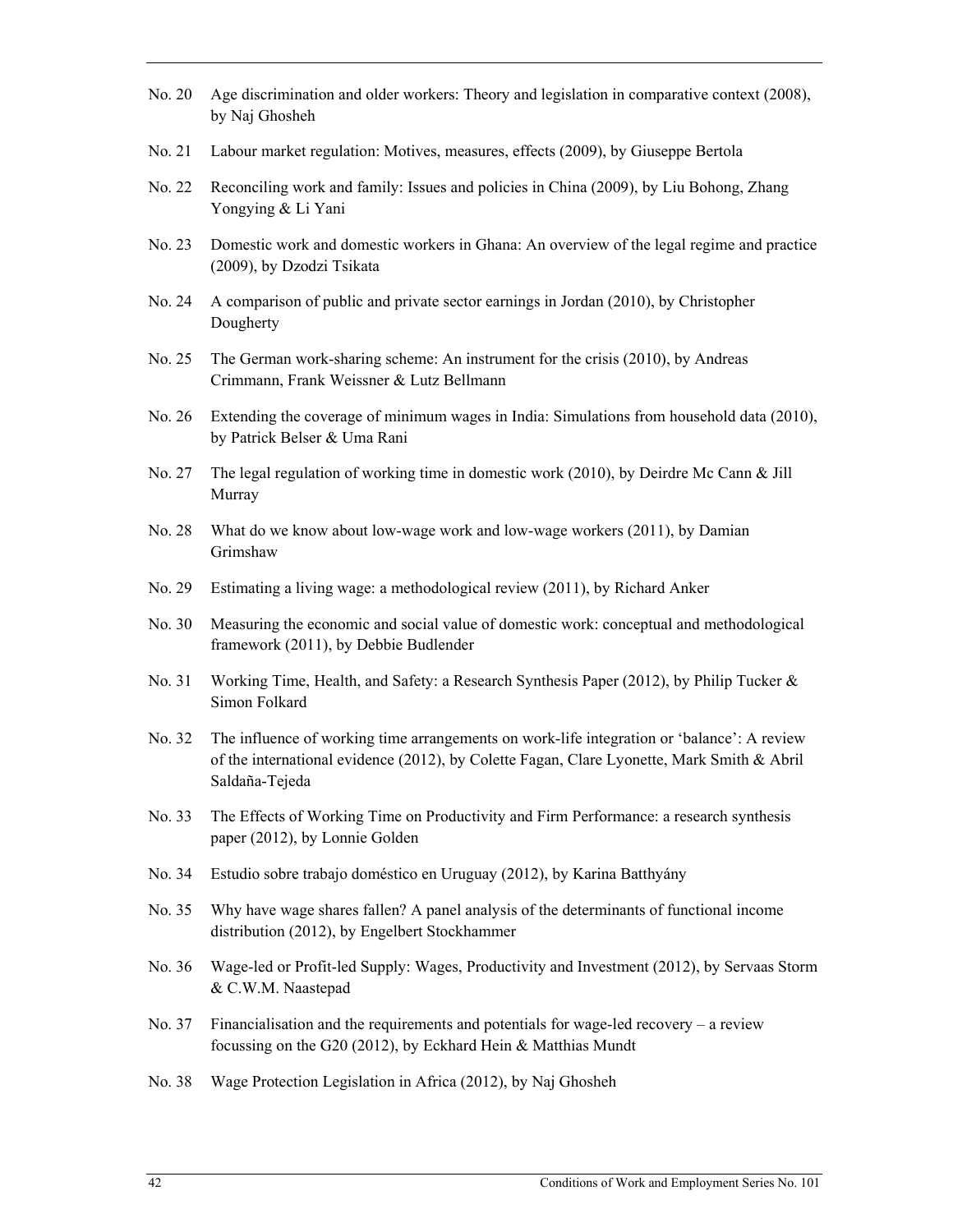No. 20 Age discrimination and older workers: Theory and legislation in comparative context (2008), by Naj Ghosheh

No. 21 Labour market regulation: Motives, measures, effects (2009), by Giuseppe Bertola

No. 22 Reconciling work and family: Issues and policies in China (2009), by Liu Bohong, Zhang Yongying & Li Yani

No. 23 Domestic work and domestic workers in Ghana: An overview of the legal regime and practice (2009), by Dzodzi Tsikata

No. 24 A comparison of public and private sector earnings in Jordan (2010), by Christopher Dougherty

No. 25 The German work-sharing scheme: An instrument for the crisis (2010), by Andreas Crimmann, Frank Weissner & Lutz Bellmann

No. 26 Extending the coverage of minimum wages in India: Simulations from household data (2010), by Patrick Belser & Uma Rani

No. 27 The legal regulation of working time in domestic work (2010), by Deirdre Mc Cann & Jill Murray

No. 28 What do we know about low-wage work and low-wage workers (2011), by Damian Grimshaw

No. 29 Estimating a living wage: a methodological review (2011), by Richard Anker

No. 30 Measuring the economic and social value of domestic work: conceptual and methodological framework (2011), by Debbie Budlender

No. 31 Working Time, Health, and Safety: a Research Synthesis Paper (2012), by Philip Tucker & Simon Folkard

No. 32 The influence of working time arrangements on work-life integration or 'balance': A review of the international evidence (2012), by Colette Fagan, Clare Lyonette, Mark Smith & Abril Saldaña-Tejeda

No. 33 The Effects of Working Time on Productivity and Firm Performance: a research synthesis paper (2012), by Lonnie Golden

No. 34 Estudio sobre trabajo doméstico en Uruguay (2012), by Karina Batthyány

No. 35 Why have wage shares fallen? A panel analysis of the determinants of functional income distribution (2012), by Engelbert Stockhammer

No. 36 Wage-led or Profit-led Supply: Wages, Productivity and Investment (2012), by Servaas Storm & C.W.M. Naastepad

No. 37 Financialisation and the requirements and potentials for wage-led recovery – a review focussing on the G20 (2012), by Eckhard Hein & Matthias Mundt

No. 38 Wage Protection Legislation in Africa (2012), by Naj Ghosheh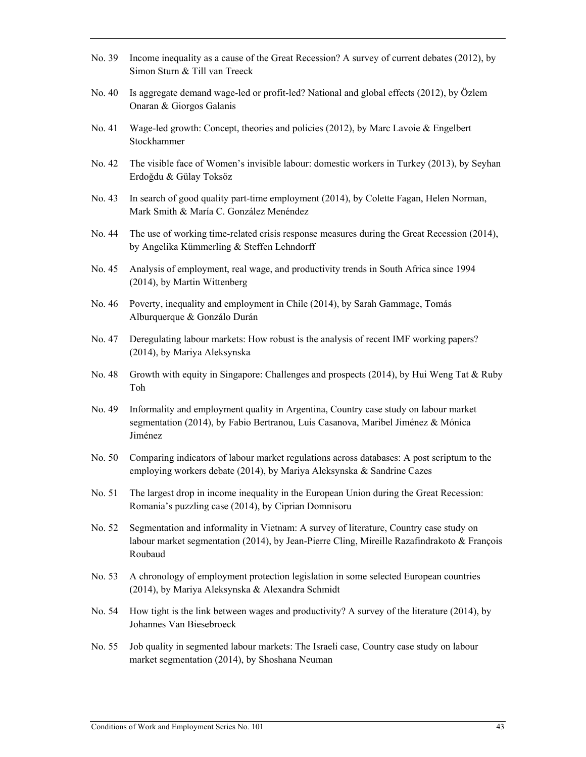No. 39 Income inequality as a cause of the Great Recession? A survey of current debates (2012), by Simon Sturn & Till van Treeck

No. 40 Is aggregate demand wage-led or profit-led? National and global effects (2012), by Özlem Onaran & Giorgos Galanis

No. 41 Wage-led growth: Concept, theories and policies (2012), by Marc Lavoie & Engelbert Stockhammer

No. 42 The visible face of Women's invisible labour: domestic workers in Turkey (2013), by Seyhan Erdoğdu & Gülay Toksöz

No. 43 In search of good quality part-time employment (2014), by Colette Fagan, Helen Norman, Mark Smith & María C. González Menéndez

No. 44 The use of working time-related crisis response measures during the Great Recession (2014), by Angelika Kümmerling & Steffen Lehndorff

No. 45 Analysis of employment, real wage, and productivity trends in South Africa since 1994 (2014), by Martin Wittenberg

No. 46 Poverty, inequality and employment in Chile (2014), by Sarah Gammage, Tomás Alburquerque & Gonzálo Durán

No. 47 Deregulating labour markets: How robust is the analysis of recent IMF working papers? (2014), by Mariya Aleksynska

No. 48 Growth with equity in Singapore: Challenges and prospects (2014), by Hui Weng Tat & Ruby Toh

No. 49 Informality and employment quality in Argentina, Country case study on labour market segmentation (2014), by Fabio Bertranou, Luis Casanova, Maribel Jiménez & Mónica Jiménez

No. 50 Comparing indicators of labour market regulations across databases: A post scriptum to the employing workers debate (2014), by Mariya Aleksynska & Sandrine Cazes

No. 51 The largest drop in income inequality in the European Union during the Great Recession: Romania's puzzling case (2014), by Ciprian Domnisoru

No. 52 Segmentation and informality in Vietnam: A survey of literature, Country case study on labour market segmentation (2014), by Jean-Pierre Cling, Mireille Razafindrakoto & François Roubaud

No. 53 A chronology of employment protection legislation in some selected European countries (2014), by Mariya Aleksynska & Alexandra Schmidt

No. 54 How tight is the link between wages and productivity? A survey of the literature (2014), by Johannes Van Biesebroeck

No. 55 Job quality in segmented labour markets: The Israeli case, Country case study on labour market segmentation (2014), by Shoshana Neuman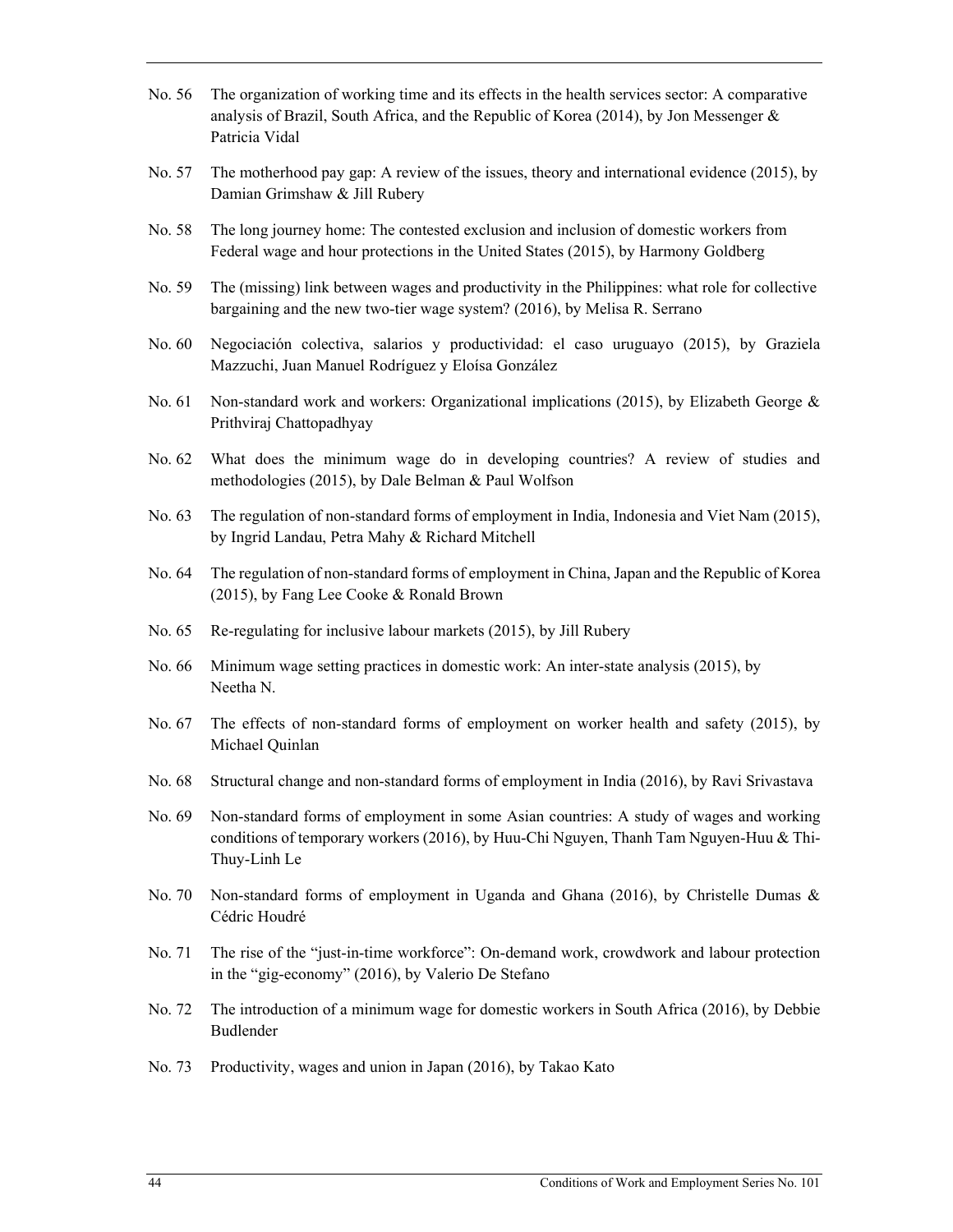No. 56 The organization of working time and its effects in the health services sector: A comparative analysis of Brazil, South Africa, and the Republic of Korea (2014), by Jon Messenger & Patricia Vidal

No. 57 The motherhood pay gap: A review of the issues, theory and international evidence (2015), by Damian Grimshaw & Jill Rubery

No. 58 The long journey home: The contested exclusion and inclusion of domestic workers from Federal wage and hour protections in the United States (2015), by Harmony Goldberg

No. 59 The (missing) link between wages and productivity in the Philippines: what role for collective bargaining and the new two-tier wage system? (2016), by Melisa R. Serrano

No. 60 Negociación colectiva, salarios y productividad: el caso uruguayo (2015), by Graziela Mazzuchi, Juan Manuel Rodríguez y Eloísa González

No. 61 Non-standard work and workers: Organizational implications (2015), by Elizabeth George & Prithviraj Chattopadhyay

No. 62 What does the minimum wage do in developing countries? A review of studies and methodologies (2015), by Dale Belman & Paul Wolfson

No. 63 The regulation of non-standard forms of employment in India, Indonesia and Viet Nam (2015), by Ingrid Landau, Petra Mahy & Richard Mitchell

No. 64 The regulation of non-standard forms of employment in China, Japan and the Republic of Korea (2015), by Fang Lee Cooke & Ronald Brown

No. 65 Re-regulating for inclusive labour markets (2015), by Jill Rubery

No. 66 Minimum wage setting practices in domestic work: An inter-state analysis (2015), by Neetha N.

No. 67 The effects of non-standard forms of employment on worker health and safety (2015), by Michael Quinlan

No. 68 Structural change and non-standard forms of employment in India (2016), by Ravi Srivastava

No. 69 Non-standard forms of employment in some Asian countries: A study of wages and working conditions of temporary workers (2016), by Huu-Chi Nguyen, Thanh Tam Nguyen-Huu & Thi-Thuy-Linh Le

No. 70 Non-standard forms of employment in Uganda and Ghana (2016), by Christelle Dumas & Cédric Houdré

No. 71 The rise of the "just-in-time workforce": On-demand work, crowdwork and labour protection in the "gig-economy" (2016), by Valerio De Stefano

No. 72 The introduction of a minimum wage for domestic workers in South Africa (2016), by Debbie Budlender

No. 73 Productivity, wages and union in Japan (2016), by Takao Kato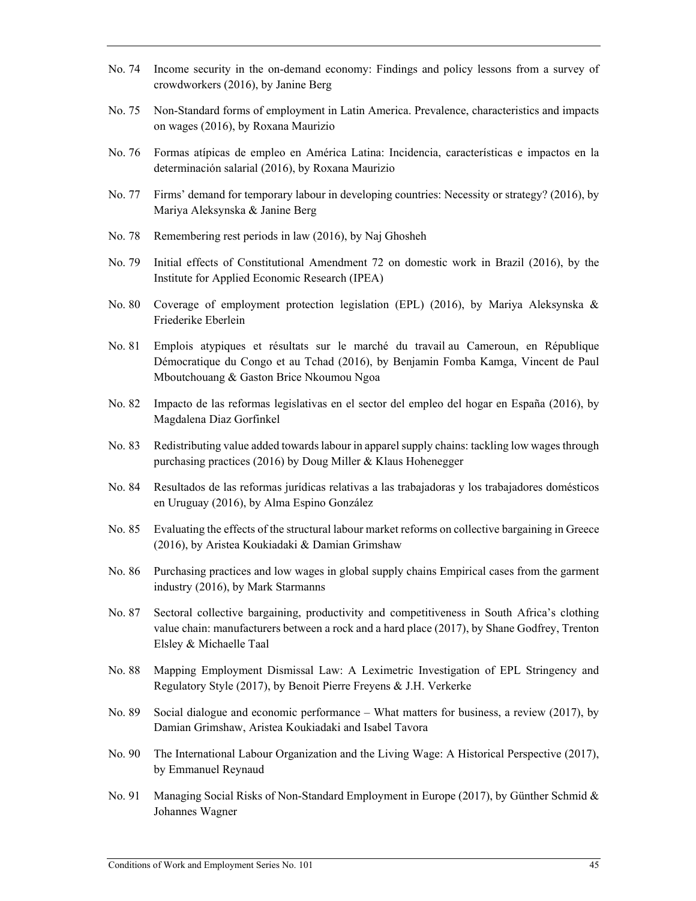No. 74 Income security in the on-demand economy: Findings and policy lessons from a survey of crowdworkers (2016), by Janine Berg

No. 75 Non-Standard forms of employment in Latin America. Prevalence, characteristics and impacts on wages (2016), by Roxana Maurizio

No. 76 Formas atípicas de empleo en América Latina: Incidencia, características e impactos en la determinación salarial (2016), by Roxana Maurizio

No. 77 Firms' demand for temporary labour in developing countries: Necessity or strategy? (2016), by Mariya Aleksynska & Janine Berg

No. 78 Remembering rest periods in law (2016), by Naj Ghosheh

No. 79 Initial effects of Constitutional Amendment 72 on domestic work in Brazil (2016), by the Institute for Applied Economic Research (IPEA)

No. 80 Coverage of employment protection legislation (EPL) (2016), by Mariya Aleksynska & Friederike Eberlein

No. 81 Emplois atypiques et résultats sur le marché du travail au Cameroun, en République Démocratique du Congo et au Tchad (2016), by Benjamin Fomba Kamga, Vincent de Paul Mboutchouang & Gaston Brice Nkoumou Ngoa

No. 82 Impacto de las reformas legislativas en el sector del empleo del hogar en España (2016), by Magdalena Diaz Gorfinkel

No. 83 Redistributing value added towards labour in apparel supply chains: tackling low wages through purchasing practices (2016) by Doug Miller & Klaus Hohenegger

No. 84 Resultados de las reformas jurídicas relativas a las trabajadoras y los trabajadores domésticos en Uruguay (2016), by Alma Espino González

No. 85 Evaluating the effects of the structural labour market reforms on collective bargaining in Greece (2016), by Aristea Koukiadaki & Damian Grimshaw

No. 86 Purchasing practices and low wages in global supply chains Empirical cases from the garment industry (2016), by Mark Starmanns

No. 87 Sectoral collective bargaining, productivity and competitiveness in South Africa's clothing value chain: manufacturers between a rock and a hard place (2017), by Shane Godfrey, Trenton Elsley & Michaelle Taal

No. 88 Mapping Employment Dismissal Law: A Leximetric Investigation of EPL Stringency and Regulatory Style (2017), by Benoit Pierre Freyens & J.H. Verkerke

No. 89 Social dialogue and economic performance – What matters for business, a review (2017), by Damian Grimshaw, Aristea Koukiadaki and Isabel Tavora

No. 90 The International Labour Organization and the Living Wage: A Historical Perspective (2017), by Emmanuel Reynaud

No. 91 Managing Social Risks of Non-Standard Employment in Europe (2017), by Günther Schmid & Johannes Wagner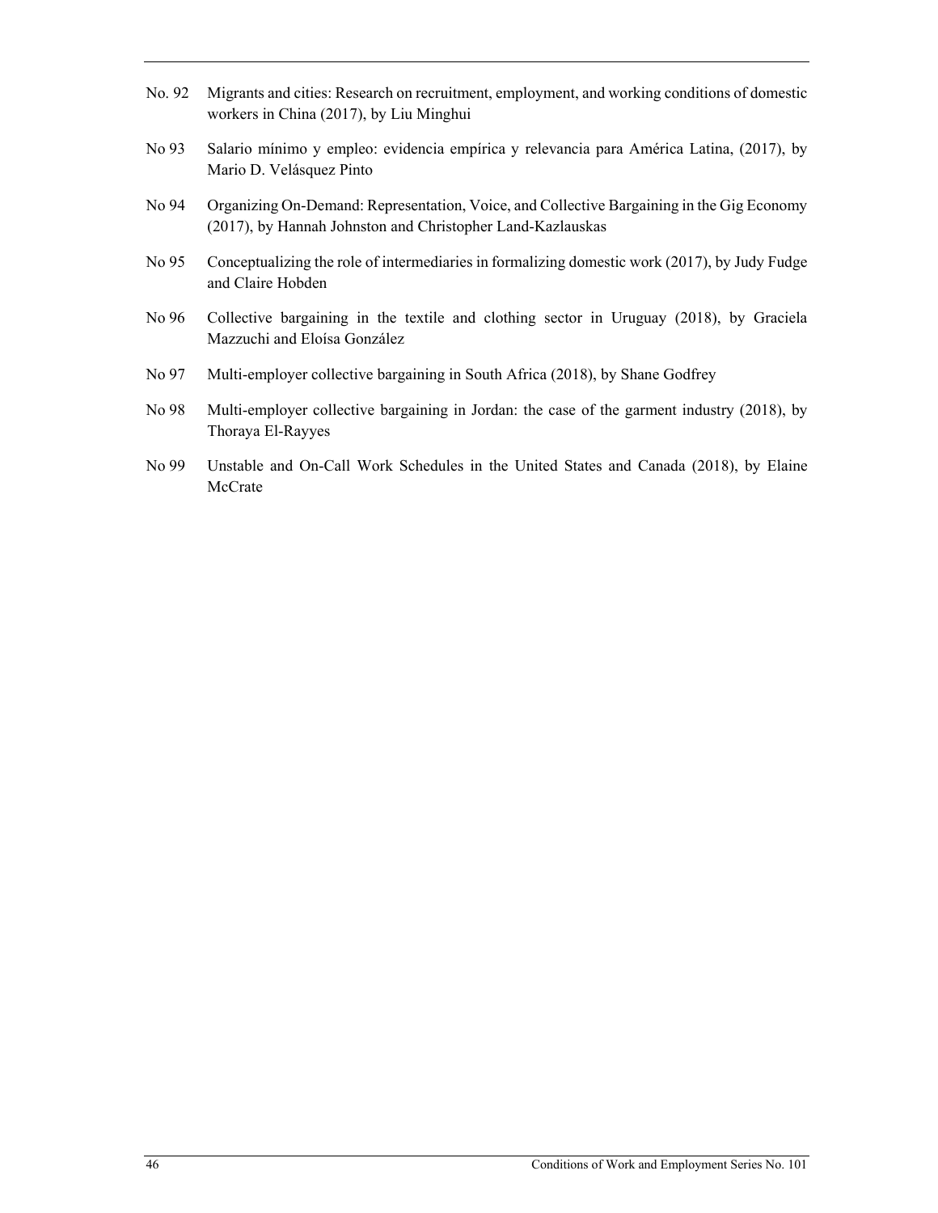No. 92 Migrants and cities: Research on recruitment, employment, and working conditions of domestic workers in China (2017), by Liu Minghui

No 93 Salario mínimo y empleo: evidencia empírica y relevancia para América Latina, (2017), by Mario D. Velásquez Pinto

No 94 Organizing On-Demand: Representation, Voice, and Collective Bargaining in the Gig Economy (2017), by Hannah Johnston and Christopher Land-Kazlauskas

No 95 Conceptualizing the role of intermediaries in formalizing domestic work (2017), by Judy Fudge and Claire Hobden

No 96 Collective bargaining in the textile and clothing sector in Uruguay (2018), by Graciela Mazzuchi and Eloísa González

No 97 Multi-employer collective bargaining in South Africa (2018), by Shane Godfrey

No 98 Multi-employer collective bargaining in Jordan: the case of the garment industry (2018), by Thoraya El-Rayyes

No 99 Unstable and On-Call Work Schedules in the United States and Canada (2018), by Elaine McCrate